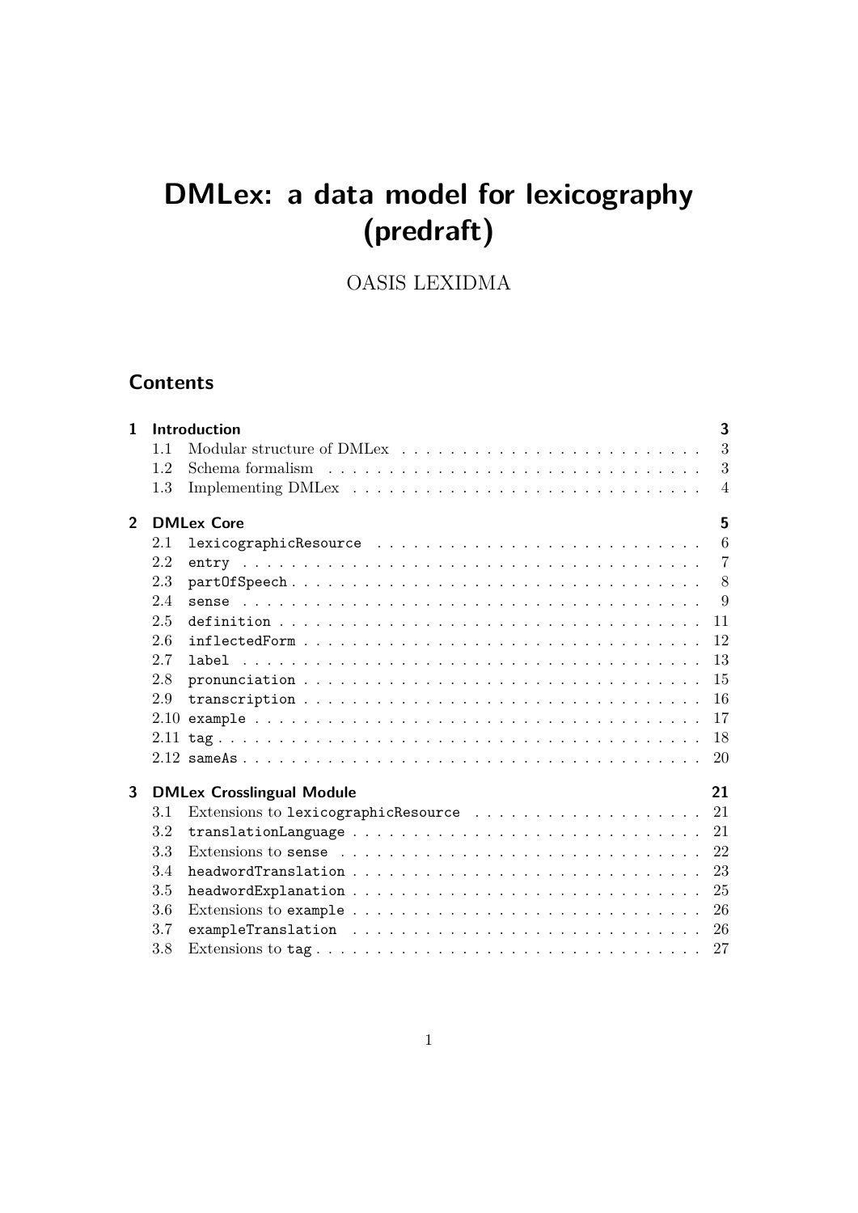# DMLex: a data model for lexicography (predraft)

OASIS LEXIDMA

## Contents

- **1 Introduction** — 3
  - 1.1 Modular structure of DMLex — 3
  - 1.2 Schema formalism — 3
  - 1.3 Implementing DMLex — 4
- **2 DMLex Core** — 5
  - 2.1 `lexicographicResource` — 6
  - 2.2 `entry` — 7
  - 2.3 `partOfSpeech` — 8
  - 2.4 `sense` — 9
  - 2.5 `definition` — 11
  - 2.6 `inflectedForm` — 12
  - 2.7 `label` — 13
  - 2.8 `pronunciation` — 15
  - 2.9 `transcription` — 16
  - 2.10 `example` — 17
  - 2.11 `tag` — 18
  - 2.12 `sameAs` — 20
- **3 DMLex Crosslingual Module** — 21
  - 3.1 Extensions to `lexicographicResource` — 21
  - 3.2 `translationLanguage` — 21
  - 3.3 Extensions to `sense` — 22
  - 3.4 `headwordTranslation` — 23
  - 3.5 `headwordExplanation` — 25
  - 3.6 Extensions to `example` — 26
  - 3.7 `exampleTranslation` — 26
  - 3.8 Extensions to `tag` — 27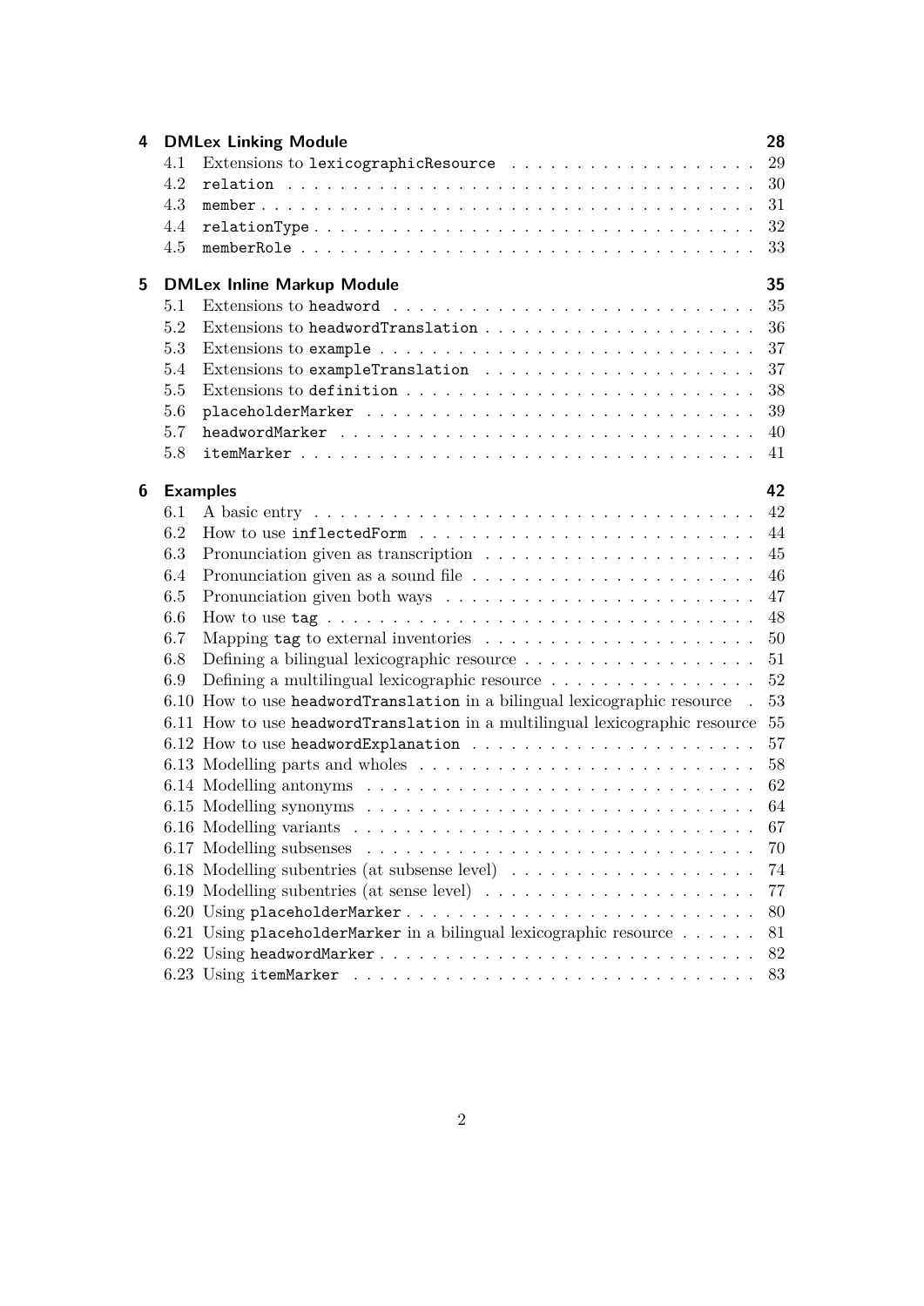**4 DMLex Linking Module** 28

- 4.1 Extensions to `lexicographicResource` 29
- 4.2 `relation` 30
- 4.3 `member` 31
- 4.4 `relationType` 32
- 4.5 `memberRole` 33

**5 DMLex Inline Markup Module** 35

- 5.1 Extensions to `headword` 35
- 5.2 Extensions to `headwordTranslation` 36
- 5.3 Extensions to `example` 37
- 5.4 Extensions to `exampleTranslation` 37
- 5.5 Extensions to `definition` 38
- 5.6 `placeholderMarker` 39
- 5.7 `headwordMarker` 40
- 5.8 `itemMarker` 41

**6 Examples** 42

- 6.1 A basic entry 42
- 6.2 How to use `inflectedForm` 44
- 6.3 Pronunciation given as transcription 45
- 6.4 Pronunciation given as a sound file 46
- 6.5 Pronunciation given both ways 47
- 6.6 How to use `tag` 48
- 6.7 Mapping `tag` to external inventories 50
- 6.8 Defining a bilingual lexicographic resource 51
- 6.9 Defining a multilingual lexicographic resource 52
- 6.10 How to use `headwordTranslation` in a bilingual lexicographic resource 53
- 6.11 How to use `headwordTranslation` in a multilingual lexicographic resource 55
- 6.12 How to use `headwordExplanation` 57
- 6.13 Modelling parts and wholes 58
- 6.14 Modelling antonyms 62
- 6.15 Modelling synonyms 64
- 6.16 Modelling variants 67
- 6.17 Modelling subsenses 70
- 6.18 Modelling subentries (at subsense level) 74
- 6.19 Modelling subentries (at sense level) 77
- 6.20 Using `placeholderMarker` 80
- 6.21 Using `placeholderMarker` in a bilingual lexicographic resource 81
- 6.22 Using `headwordMarker` 82
- 6.23 Using `itemMarker` 83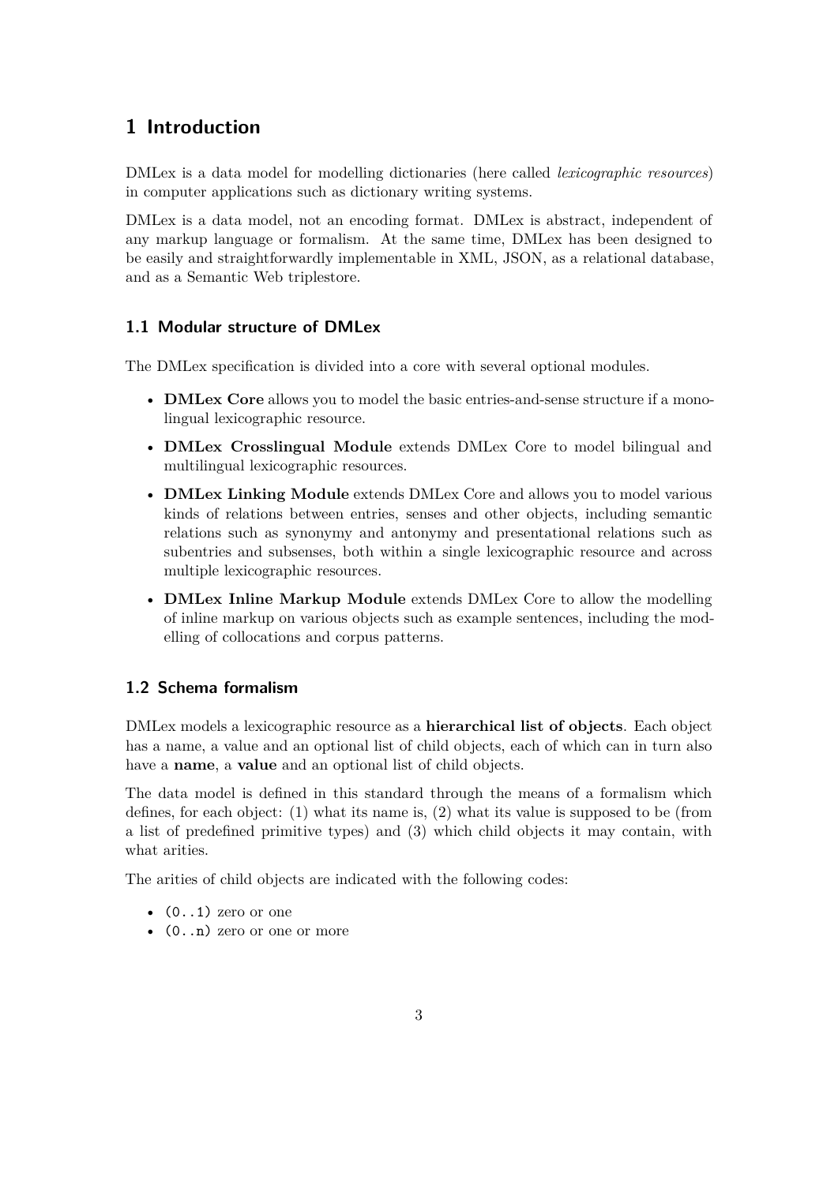# 1 Introduction

DMLex is a data model for modelling dictionaries (here called *lexicographic resources*) in computer applications such as dictionary writing systems.

DMLex is a data model, not an encoding format. DMLex is abstract, independent of any markup language or formalism. At the same time, DMLex has been designed to be easily and straightforwardly implementable in XML, JSON, as a relational database, and as a Semantic Web triplestore.

## 1.1 Modular structure of DMLex

The DMLex specification is divided into a core with several optional modules.

- **DMLex Core** allows you to model the basic entries-and-sense structure if a monolingual lexicographic resource.
- **DMLex Crosslingual Module** extends DMLex Core to model bilingual and multilingual lexicographic resources.
- **DMLex Linking Module** extends DMLex Core and allows you to model various kinds of relations between entries, senses and other objects, including semantic relations such as synonymy and antonymy and presentational relations such as subentries and subsenses, both within a single lexicographic resource and across multiple lexicographic resources.
- **DMLex Inline Markup Module** extends DMLex Core to allow the modelling of inline markup on various objects such as example sentences, including the modelling of collocations and corpus patterns.

## 1.2 Schema formalism

DMLex models a lexicographic resource as a **hierarchical list of objects**. Each object has a name, a value and an optional list of child objects, each of which can in turn also have a **name**, a **value** and an optional list of child objects.

The data model is defined in this standard through the means of a formalism which defines, for each object: (1) what its name is, (2) what its value is supposed to be (from a list of predefined primitive types) and (3) which child objects it may contain, with what arities.

The arities of child objects are indicated with the following codes:

- `(0..1)` zero or one
- `(0..n)` zero or one or more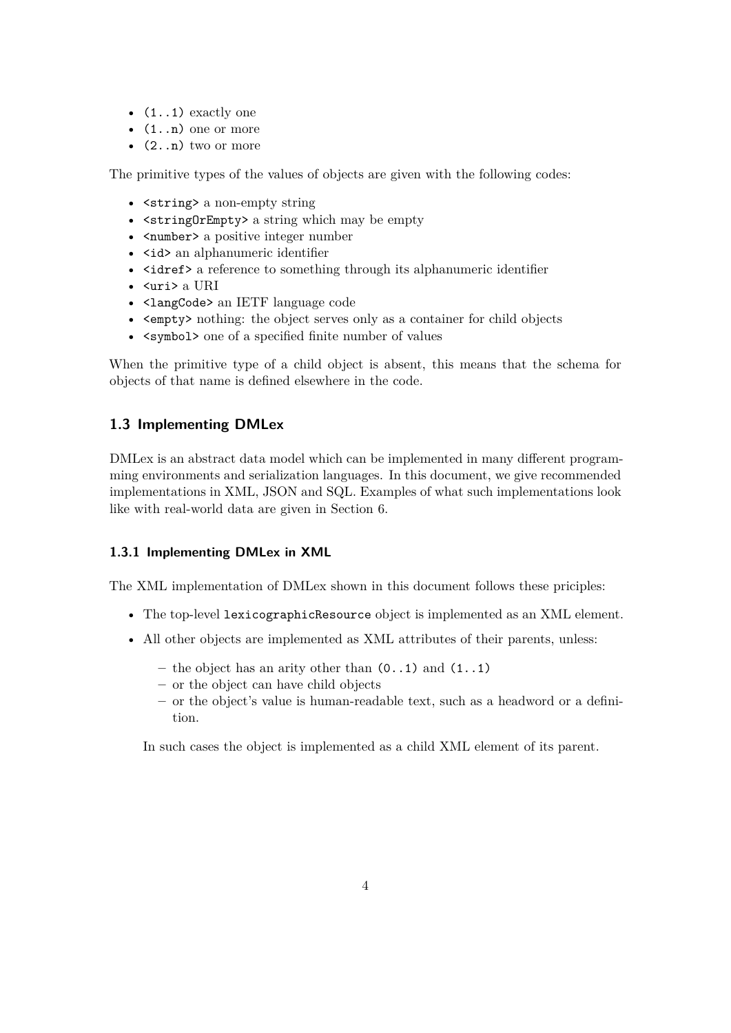- `(1..1)` exactly one
- `(1..n)` one or more
- `(2..n)` two or more

The primitive types of the values of objects are given with the following codes:

- `<string>` a non-empty string
- `<stringOrEmpty>` a string which may be empty
- `<number>` a positive integer number
- `<id>` an alphanumeric identifier
- `<idref>` a reference to something through its alphanumeric identifier
- `<uri>` a URI
- `<langCode>` an IETF language code
- `<empty>` nothing: the object serves only as a container for child objects
- `<symbol>` one of a specified finite number of values

When the primitive type of a child object is absent, this means that the schema for objects of that name is defined elsewhere in the code.

## 1.3 Implementing DMLex

DMLex is an abstract data model which can be implemented in many different programming environments and serialization languages. In this document, we give recommended implementations in XML, JSON and SQL. Examples of what such implementations look like with real-world data are given in Section 6.

### 1.3.1 Implementing DMLex in XML

The XML implementation of DMLex shown in this document follows these priciples:

- The top-level `lexicographicResource` object is implemented as an XML element.
- All other objects are implemented as XML attributes of their parents, unless:
  - the object has an arity other than `(0..1)` and `(1..1)`
  - or the object can have child objects
  - or the object's value is human-readable text, such as a headword or a definition.

  In such cases the object is implemented as a child XML element of its parent.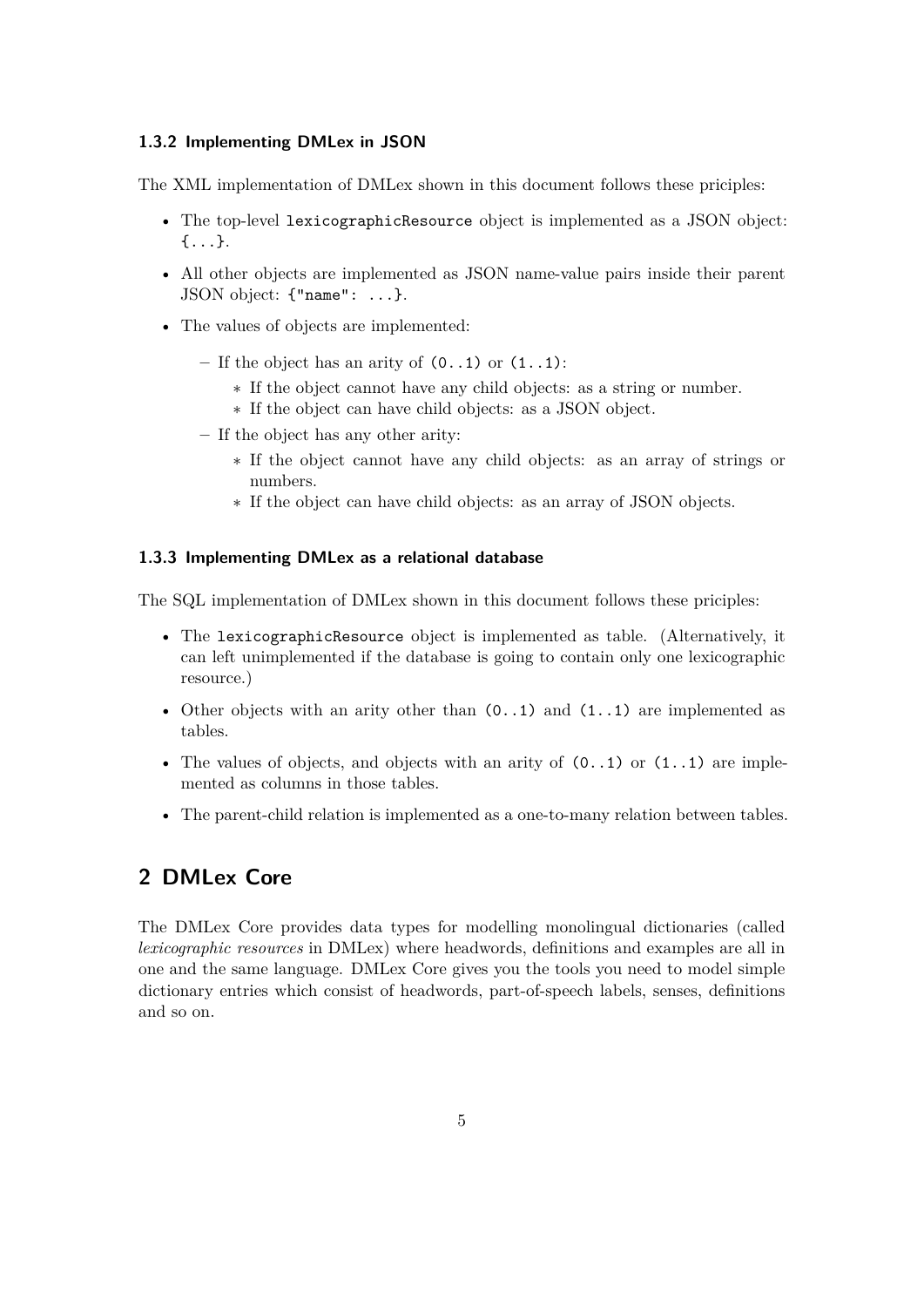### 1.3.2 Implementing DMLex in JSON

The XML implementation of DMLex shown in this document follows these priciples:

- The top-level `lexicographicResource` object is implemented as a JSON object: `{...}`.
- All other objects are implemented as JSON name-value pairs inside their parent JSON object: `{"name": ...}`.
- The values of objects are implemented:
  - If the object has an arity of `(0..1)` or `(1..1)`:
    - If the object cannot have any child objects: as a string or number.
    - If the object can have child objects: as a JSON object.
  - If the object has any other arity:
    - If the object cannot have any child objects: as an array of strings or numbers.
    - If the object can have child objects: as an array of JSON objects.

### 1.3.3 Implementing DMLex as a relational database

The SQL implementation of DMLex shown in this document follows these priciples:

- The `lexicographicResource` object is implemented as table. (Alternatively, it can left unimplemented if the database is going to contain only one lexicographic resource.)
- Other objects with an arity other than `(0..1)` and `(1..1)` are implemented as tables.
- The values of objects, and objects with an arity of `(0..1)` or `(1..1)` are implemented as columns in those tables.
- The parent-child relation is implemented as a one-to-many relation between tables.

## 2 DMLex Core

The DMLex Core provides data types for modelling monolingual dictionaries (called *lexicographic resources* in DMLex) where headwords, definitions and examples are all in one and the same language. DMLex Core gives you the tools you need to model simple dictionary entries which consist of headwords, part-of-speech labels, senses, definitions and so on.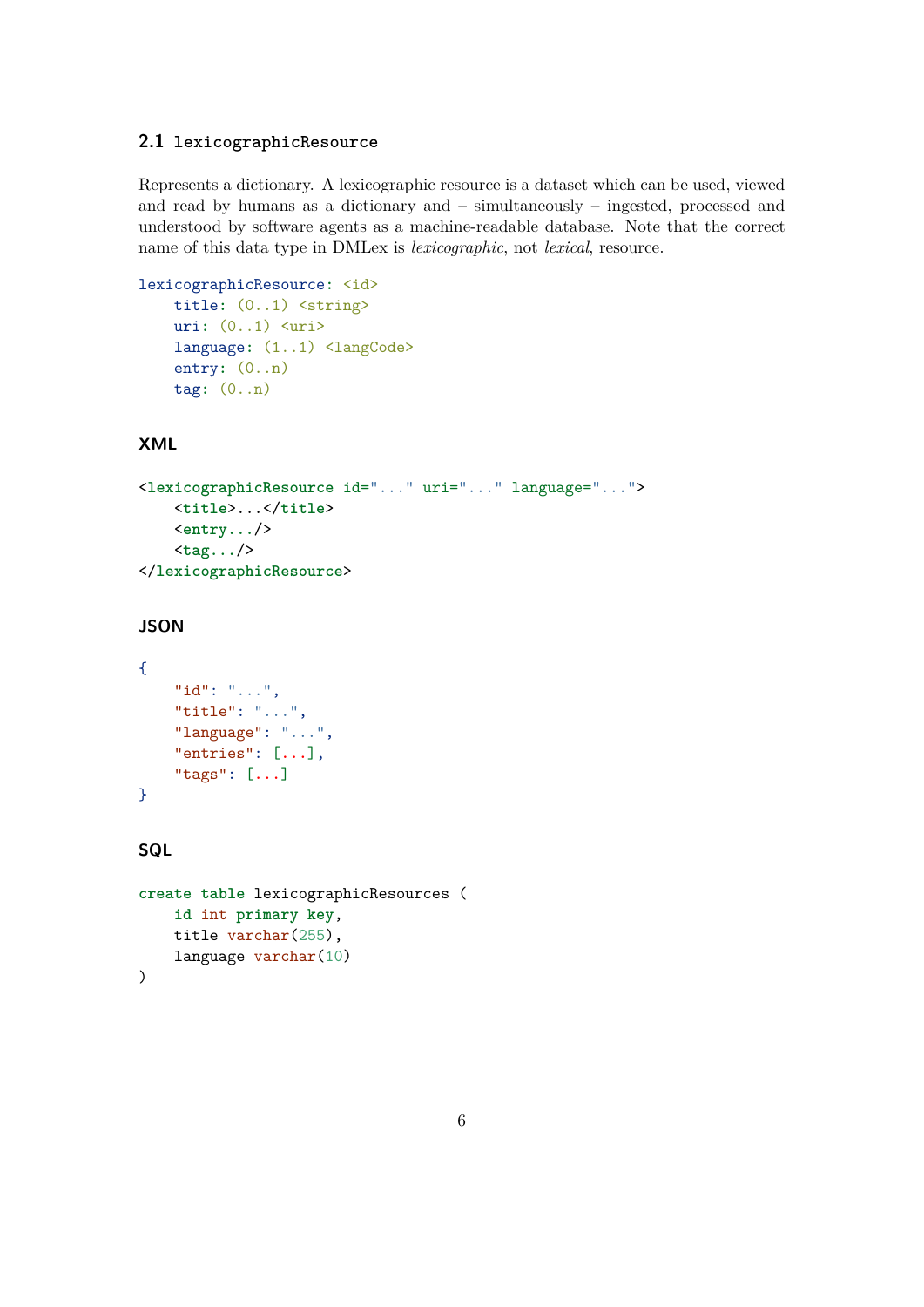## 2.1 `lexicographicResource`

Represents a dictionary. A lexicographic resource is a dataset which can be used, viewed and read by humans as a dictionary and – simultaneously – ingested, processed and understood by software agents as a machine-readable database. Note that the correct name of this data type in DMLex is *lexicographic*, not *lexical*, resource.

```
lexicographicResource: <id>
    title: (0..1) <string>
    uri: (0..1) <uri>
    language: (1..1) <langCode>
    entry: (0..n)
    tag: (0..n)
```

### XML

```
<lexicographicResource id="..." uri="..." language="...">
    <title>...</title>
    <entry.../>
    <tag.../>
</lexicographicResource>
```

### JSON

```
{
    "id": "...",
    "title": "...",
    "language": "...",
    "entries": [...],
    "tags": [...]
}
```

### SQL

```
create table lexicographicResources (
    id int primary key,
    title varchar(255),
    language varchar(10)
)
```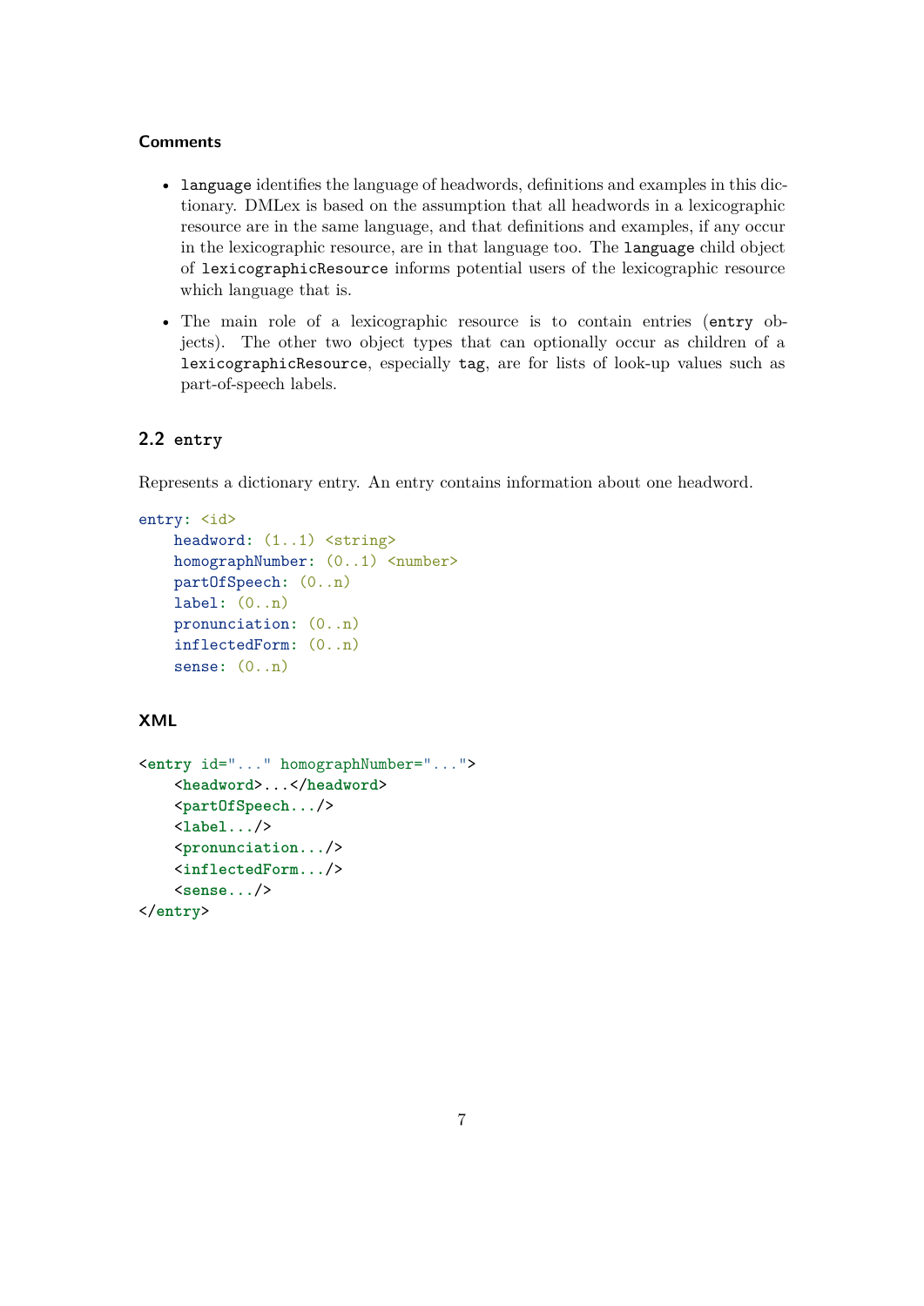#### Comments

- `language` identifies the language of headwords, definitions and examples in this dictionary. DMLex is based on the assumption that all headwords in a lexicographic resource are in the same language, and that definitions and examples, if any occur in the lexicographic resource, are in that language too. The `language` child object of `lexicographicResource` informs potential users of the lexicographic resource which language that is.
- The main role of a lexicographic resource is to contain entries (`entry` objects). The other two object types that can optionally occur as children of a `lexicographicResource`, especially `tag`, are for lists of look-up values such as part-of-speech labels.

### 2.2 `entry`

Represents a dictionary entry. An entry contains information about one headword.

```
entry: <id>
    headword: (1..1) <string>
    homographNumber: (0..1) <number>
    partOfSpeech: (0..n)
    label: (0..n)
    pronunciation: (0..n)
    inflectedForm: (0..n)
    sense: (0..n)
```

#### XML

```
<entry id="..." homographNumber="...">
    <headword>...</headword>
    <partOfSpeech.../>
    <label.../>
    <pronunciation.../>
    <inflectedForm.../>
    <sense.../>
</entry>
```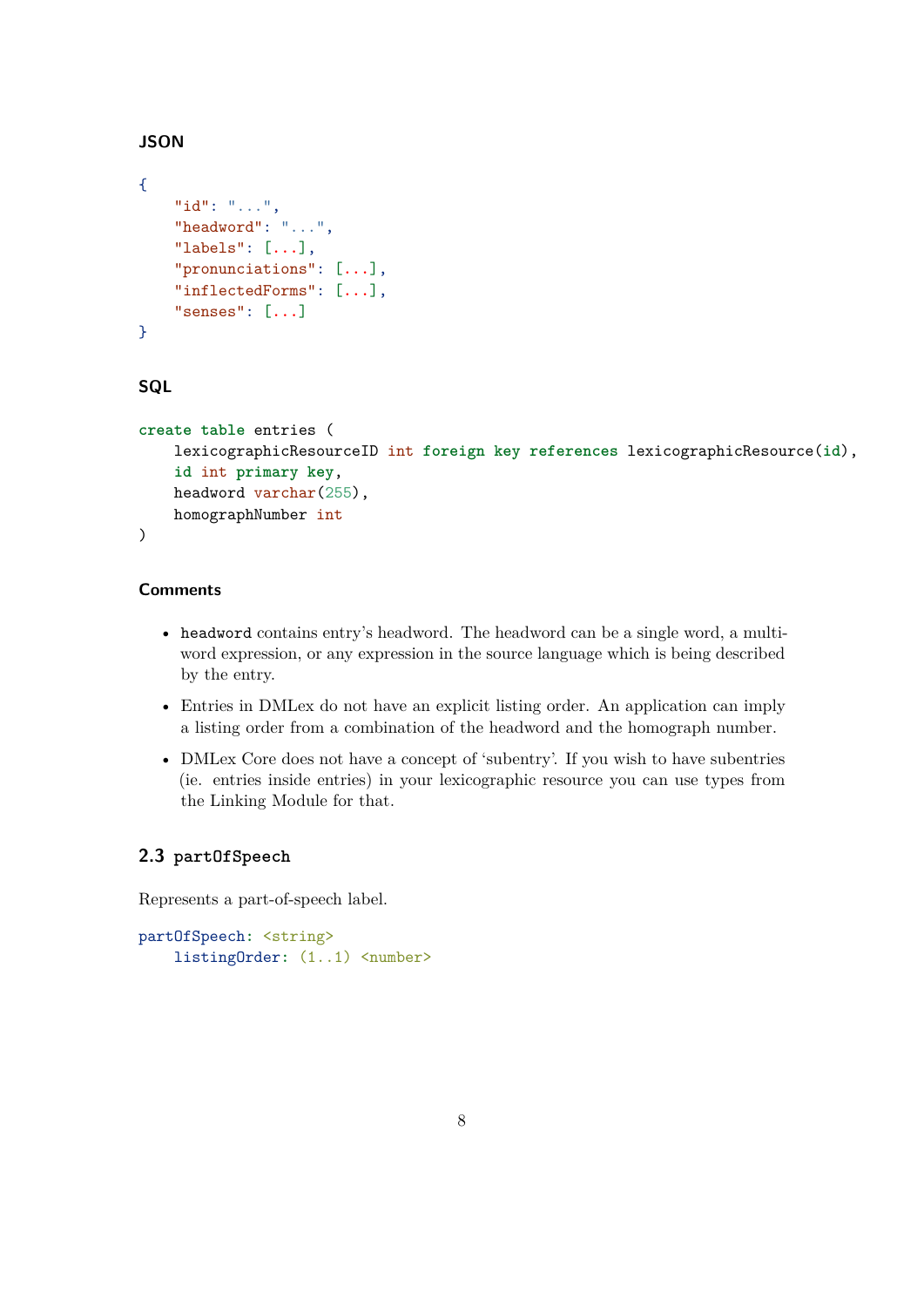#### JSON

```
{
    "id": "...",
    "headword": "...",
    "labels": [...],
    "pronunciations": [...],
    "inflectedForms": [...],
    "senses": [...]
}
```

#### SQL

```
create table entries (
    lexicographicResourceID int foreign key references lexicographicResource(id),
    id int primary key,
    headword varchar(255),
    homographNumber int
)
```

#### Comments

- `headword` contains entry's headword. The headword can be a single word, a multi-word expression, or any expression in the source language which is being described by the entry.
- Entries in DMLex do not have an explicit listing order. An application can imply a listing order from a combination of the headword and the homograph number.
- DMLex Core does not have a concept of 'subentry'. If you wish to have subentries (ie. entries inside entries) in your lexicographic resource you can use types from the Linking Module for that.

## 2.3 `partOfSpeech`

Represents a part-of-speech label.

```
partOfSpeech: <string>
    listingOrder: (1..1) <number>
```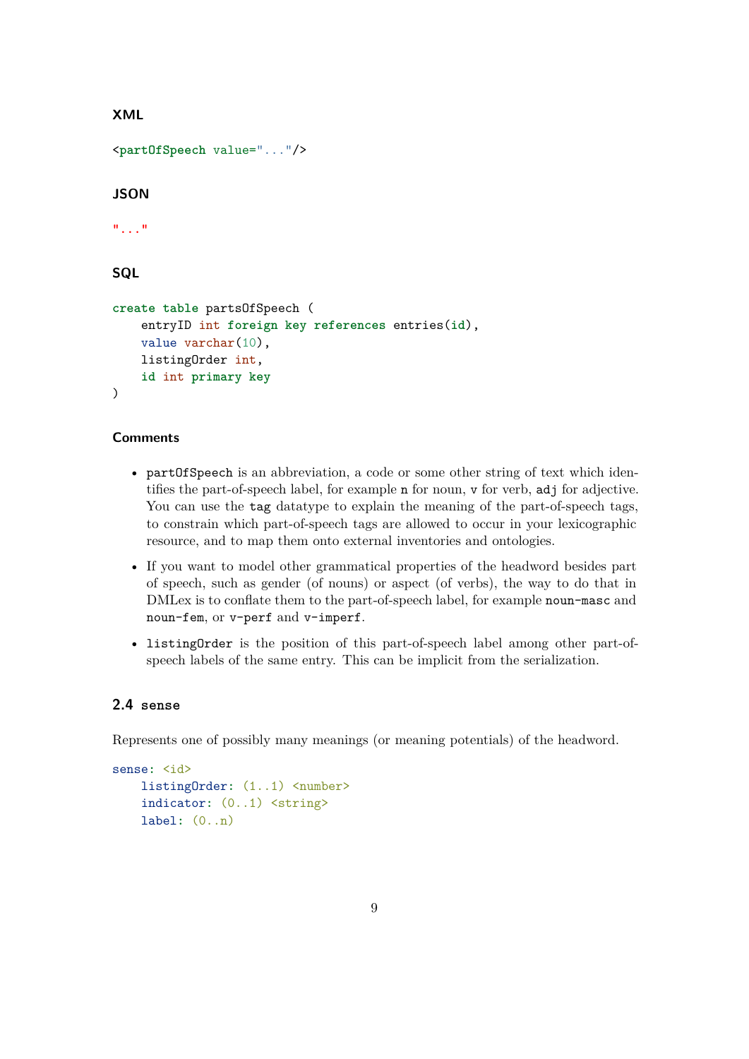#### XML

```
<partOfSpeech value="..."/>
```

#### JSON

```
"..."
```

#### SQL

```
create table partsOfSpeech (
    entryID int foreign key references entries(id),
    value varchar(10),
    listingOrder int,
    id int primary key
)
```

#### Comments

- `partOfSpeech` is an abbreviation, a code or some other string of text which identifies the part-of-speech label, for example `n` for noun, `v` for verb, `adj` for adjective. You can use the `tag` datatype to explain the meaning of the part-of-speech tags, to constrain which part-of-speech tags are allowed to occur in your lexicographic resource, and to map them onto external inventories and ontologies.
- If you want to model other grammatical properties of the headword besides part of speech, such as gender (of nouns) or aspect (of verbs), the way to do that in DMLex is to conflate them to the part-of-speech label, for example `noun-masc` and `noun-fem`, or `v-perf` and `v-imperf`.
- `listingOrder` is the position of this part-of-speech label among other part-of-speech labels of the same entry. This can be implicit from the serialization.

### 2.4 `sense`

Represents one of possibly many meanings (or meaning potentials) of the headword.

```
sense: <id>
    listingOrder: (1..1) <number>
    indicator: (0..1) <string>
    label: (0..n)
```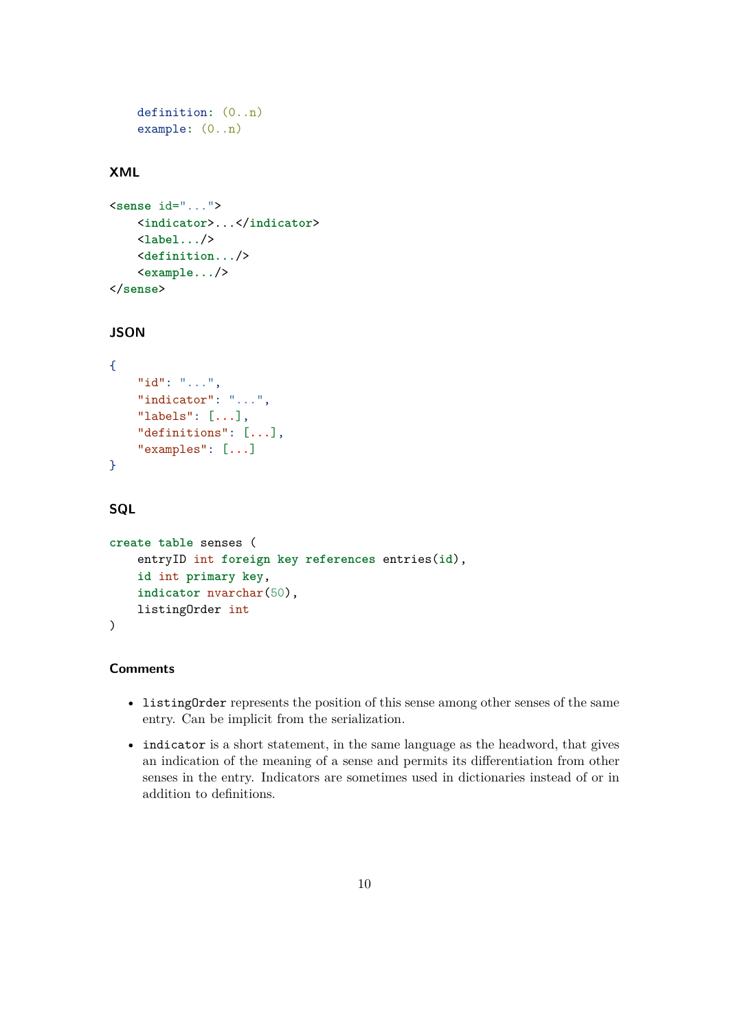```
    definition: (0..n)
    example: (0..n)
```

### XML

```
<sense id="...">
    <indicator>...</indicator>
    <label.../>
    <definition.../>
    <example.../>
</sense>
```

### JSON

```
{
    "id": "...",
    "indicator": "...",
    "labels": [...],
    "definitions": [...],
    "examples": [...]
}
```

### SQL

```
create table senses (
    entryID int foreign key references entries(id),
    id int primary key,
    indicator nvarchar(50),
    listingOrder int
)
```

### Comments

- `listingOrder` represents the position of this sense among other senses of the same entry. Can be implicit from the serialization.
- `indicator` is a short statement, in the same language as the headword, that gives an indication of the meaning of a sense and permits its differentiation from other senses in the entry. Indicators are sometimes used in dictionaries instead of or in addition to definitions.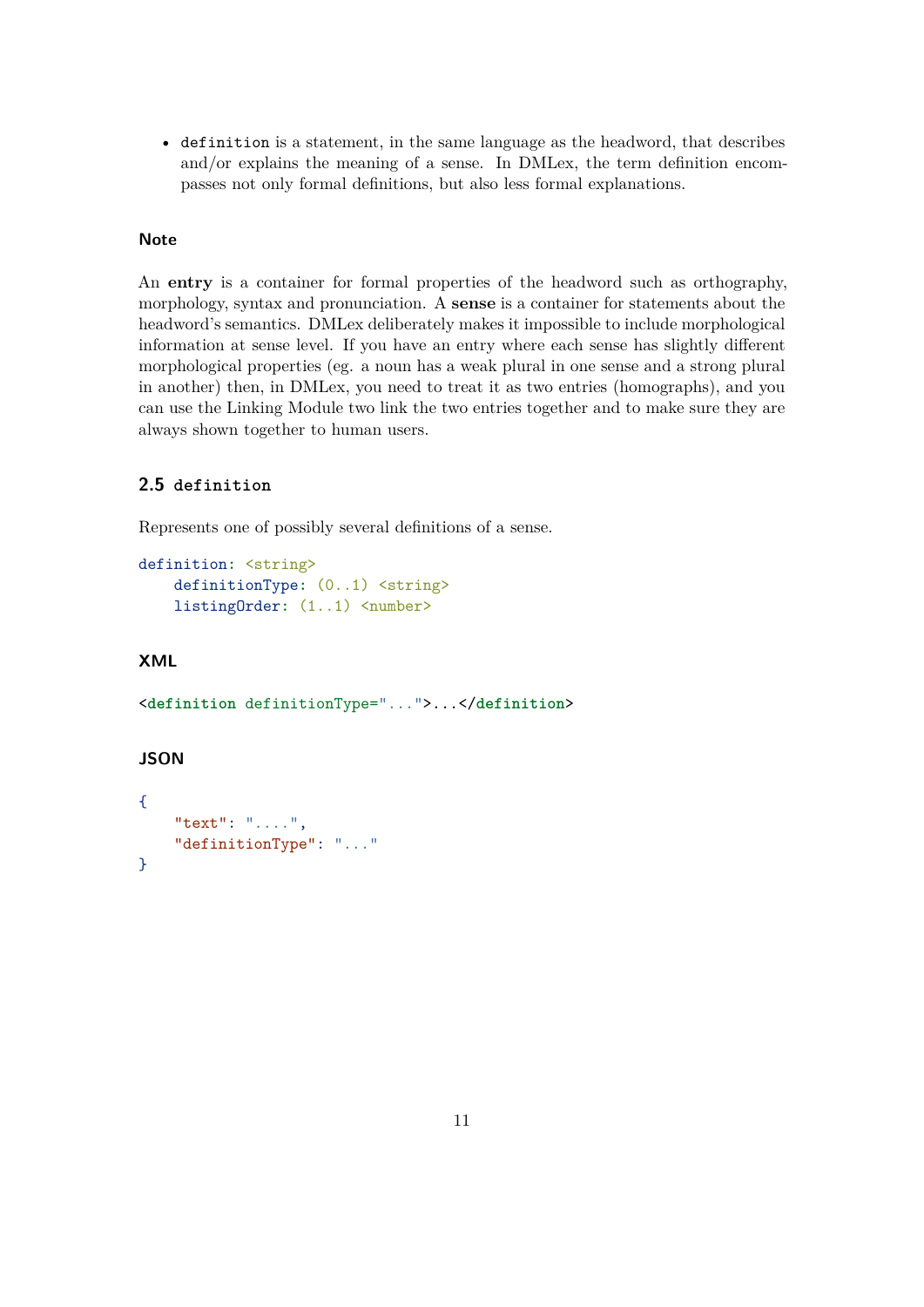- `definition` is a statement, in the same language as the headword, that describes and/or explains the meaning of a sense. In DMLex, the term definition encompasses not only formal definitions, but also less formal explanations.

#### Note

An **entry** is a container for formal properties of the headword such as orthography, morphology, syntax and pronunciation. A **sense** is a container for statements about the headword's semantics. DMLex deliberately makes it impossible to include morphological information at sense level. If you have an entry where each sense has slightly different morphological properties (eg. a noun has a weak plural in one sense and a strong plural in another) then, in DMLex, you need to treat it as two entries (homographs), and you can use the Linking Module two link the two entries together and to make sure they are always shown together to human users.

### 2.5 `definition`

Represents one of possibly several definitions of a sense.

```
definition: <string>
    definitionType: (0..1) <string>
    listingOrder: (1..1) <number>
```

#### XML

```
<definition definitionType="...">...</definition>
```

#### JSON

```
{
    "text": "....",
    "definitionType": "..."
}
```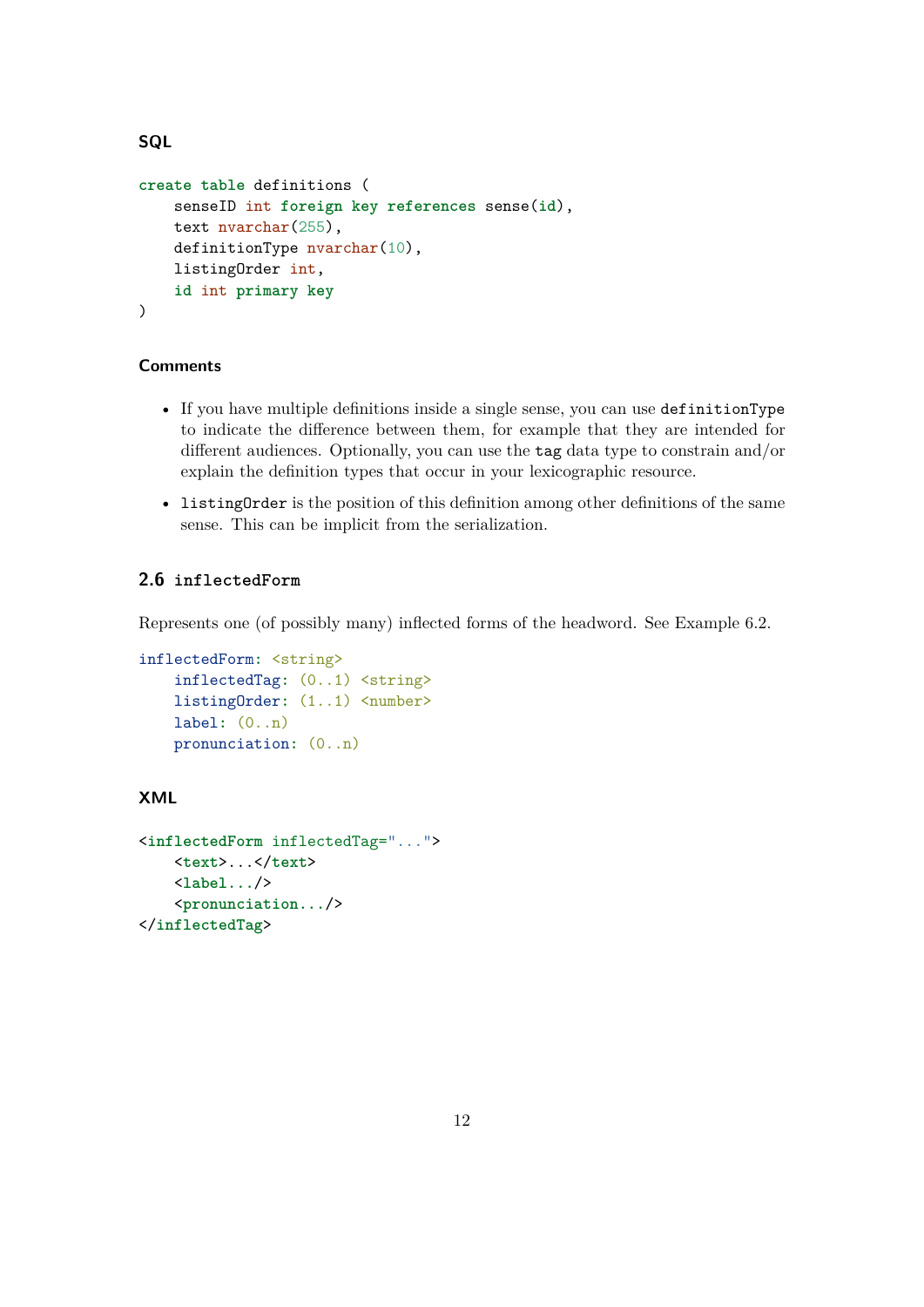### SQL

```
create table definitions (
    senseID int foreign key references sense(id),
    text nvarchar(255),
    definitionType nvarchar(10),
    listingOrder int,
    id int primary key
)
```

### Comments

- If you have multiple definitions inside a single sense, you can use `definitionType` to indicate the difference between them, for example that they are intended for different audiences. Optionally, you can use the `tag` data type to constrain and/or explain the definition types that occur in your lexicographic resource.
- `listingOrder` is the position of this definition among other definitions of the same sense. This can be implicit from the serialization.

## 2.6 `inflectedForm`

Represents one (of possibly many) inflected forms of the headword. See Example 6.2.

```
inflectedForm: <string>
    inflectedTag: (0..1) <string>
    listingOrder: (1..1) <number>
    label: (0..n)
    pronunciation: (0..n)
```

### XML

```
<inflectedForm inflectedTag="...">
    <text>...</text>
    <label.../>
    <pronunciation.../>
</inflectedTag>
```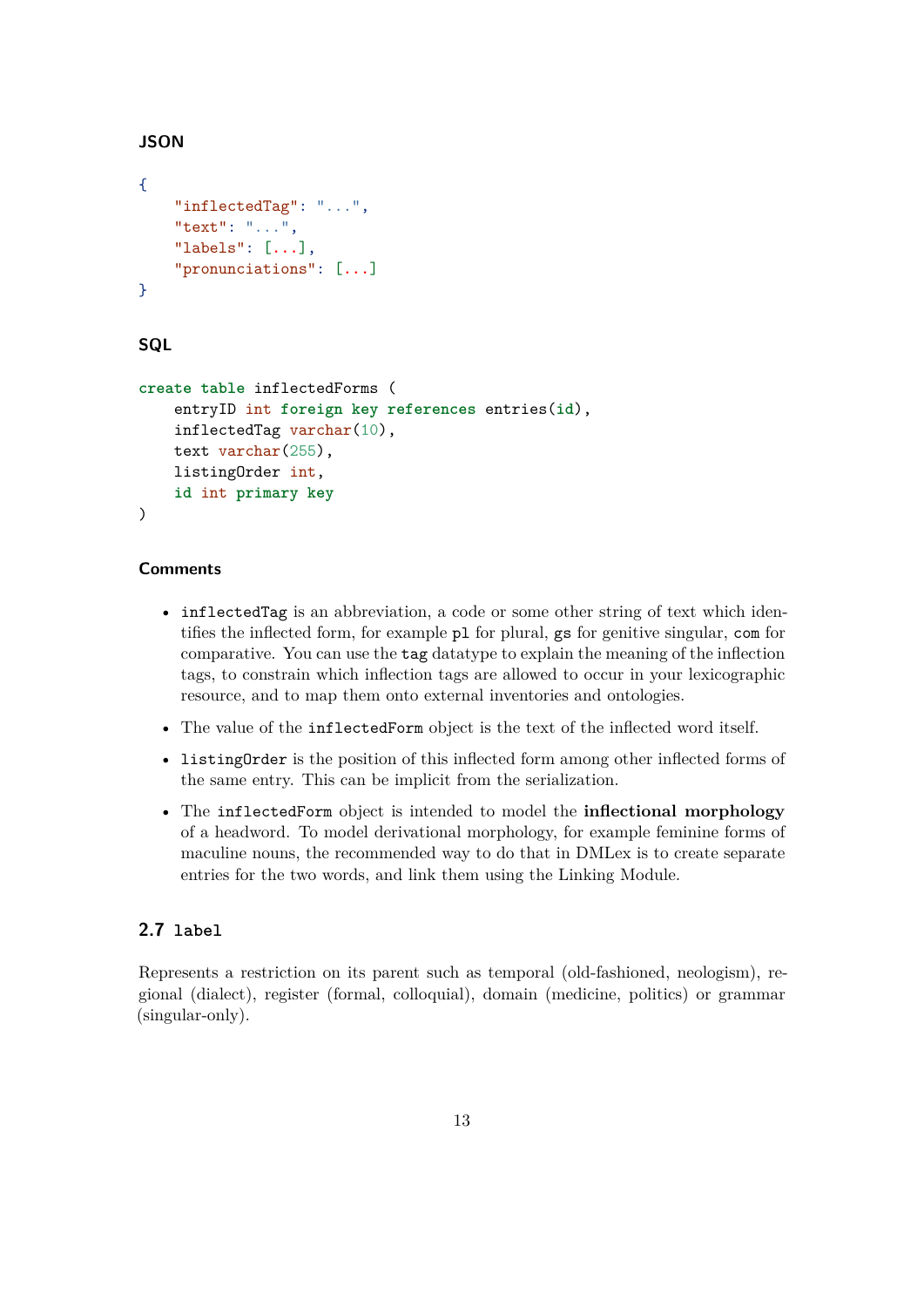### JSON

```
{
    "inflectedTag": "...",
    "text": "...",
    "labels": [...],
    "pronunciations": [...]
}
```

### SQL

```
create table inflectedForms (
    entryID int foreign key references entries(id),
    inflectedTag varchar(10),
    text varchar(255),
    listingOrder int,
    id int primary key
)
```

### Comments

- `inflectedTag` is an abbreviation, a code or some other string of text which identifies the inflected form, for example `pl` for plural, `gs` for genitive singular, `com` for comparative. You can use the `tag` datatype to explain the meaning of the inflection tags, to constrain which inflection tags are allowed to occur in your lexicographic resource, and to map them onto external inventories and ontologies.
- The value of the `inflectedForm` object is the text of the inflected word itself.
- `listingOrder` is the position of this inflected form among other inflected forms of the same entry. This can be implicit from the serialization.
- The `inflectedForm` object is intended to model the **inflectional morphology** of a headword. To model derivational morphology, for example feminine forms of maculine nouns, the recommended way to do that in DMLex is to create separate entries for the two words, and link them using the Linking Module.

## 2.7 `label`

Represents a restriction on its parent such as temporal (old-fashioned, neologism), regional (dialect), register (formal, colloquial), domain (medicine, politics) or grammar (singular-only).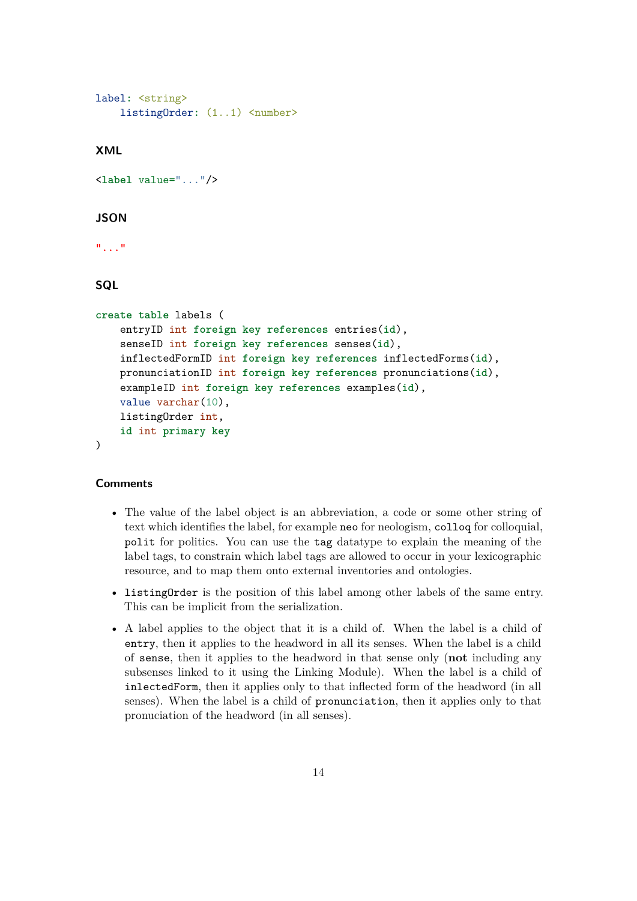```
label: <string>
    listingOrder: (1..1) <number>
```

### XML

```
<label value="..."/>
```

### JSON

```
"..."
```

### SQL

```
create table labels (
    entryID int foreign key references entries(id),
    senseID int foreign key references senses(id),
    inflectedFormID int foreign key references inflectedForms(id),
    pronunciationID int foreign key references pronunciations(id),
    exampleID int foreign key references examples(id),
    value varchar(10),
    listingOrder int,
    id int primary key
)
```

### Comments

- The value of the label object is an abbreviation, a code or some other string of text which identifies the label, for example `neo` for neologism, `colloq` for colloquial, `polit` for politics. You can use the `tag` datatype to explain the meaning of the label tags, to constrain which label tags are allowed to occur in your lexicographic resource, and to map them onto external inventories and ontologies.
- `listingOrder` is the position of this label among other labels of the same entry. This can be implicit from the serialization.
- A label applies to the object that it is a child of. When the label is a child of `entry`, then it applies to the headword in all its senses. When the label is a child of `sense`, then it applies to the headword in that sense only (**not** including any subsenses linked to it using the Linking Module). When the label is a child of `inlectedForm`, then it applies only to that inflected form of the headword (in all senses). When the label is a child of `pronunciation`, then it applies only to that pronuciation of the headword (in all senses).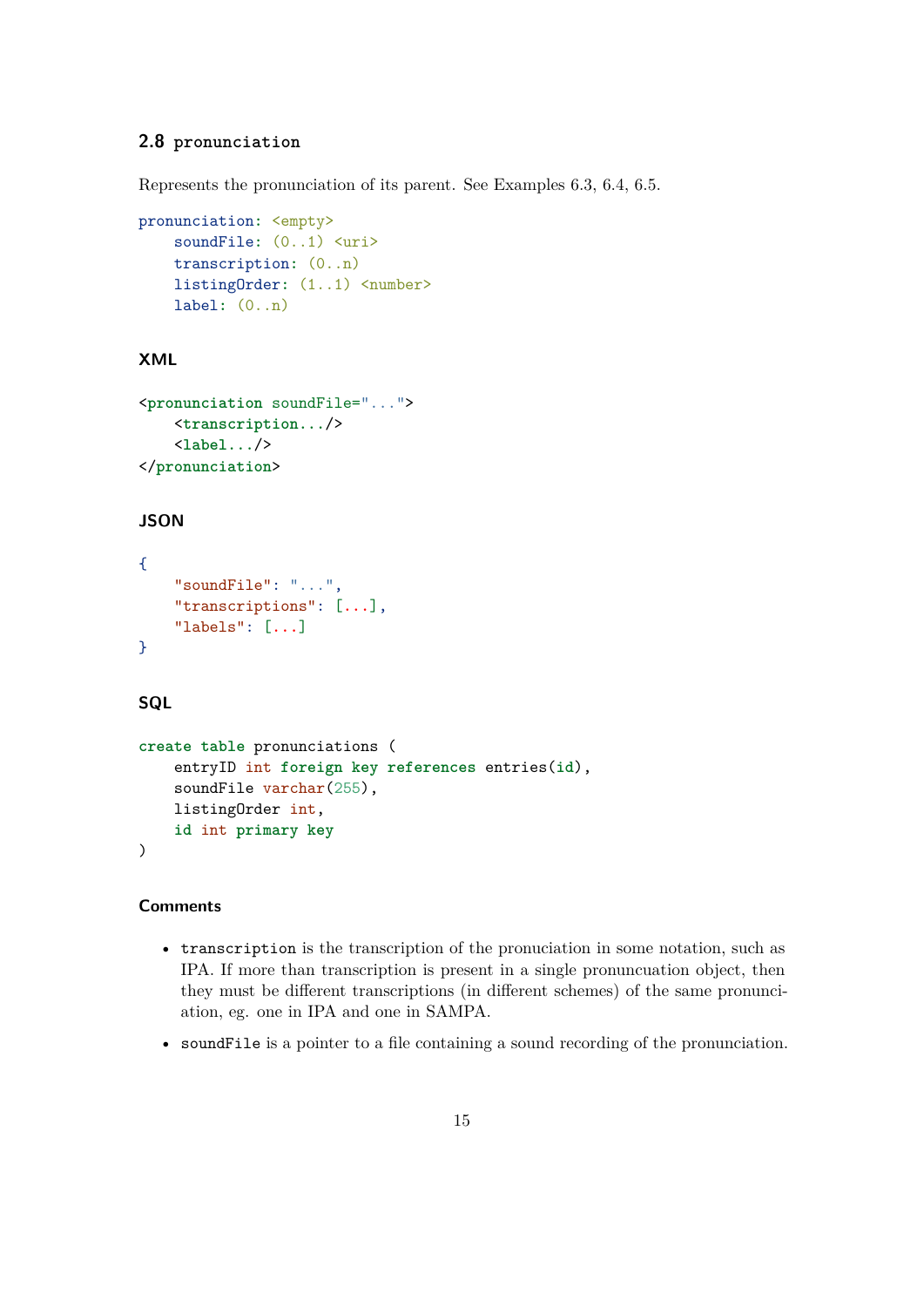## 2.8 `pronunciation`

Represents the pronunciation of its parent. See Examples 6.3, 6.4, 6.5.

```
pronunciation: <empty>
    soundFile: (0..1) <uri>
    transcription: (0..n)
    listingOrder: (1..1) <number>
    label: (0..n)
```

### XML

```
<pronunciation soundFile="...">
    <transcription.../>
    <label.../>
</pronunciation>
```

### JSON

```
{
    "soundFile": "...",
    "transcriptions": [...],
    "labels": [...]
}
```

### SQL

```
create table pronunciations (
    entryID int foreign key references entries(id),
    soundFile varchar(255),
    listingOrder int,
    id int primary key
)
```

### Comments

- `transcription` is the transcription of the pronuciation in some notation, such as IPA. If more than transcription is present in a single pronuncuation object, then they must be different transcriptions (in different schemes) of the same pronunciation, eg. one in IPA and one in SAMPA.
- `soundFile` is a pointer to a file containing a sound recording of the pronunciation.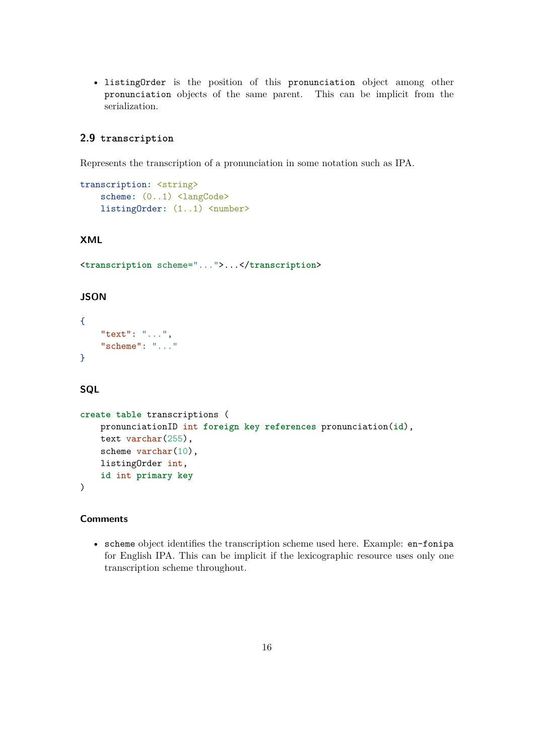- `listingOrder` is the position of this `pronunciation` object among other `pronunciation` objects of the same parent. This can be implicit from the serialization.

## 2.9 `transcription`

Represents the transcription of a pronunciation in some notation such as IPA.

```
transcription: <string>
    scheme: (0..1) <langCode>
    listingOrder: (1..1) <number>
```

### XML

```xml
<transcription scheme="...">...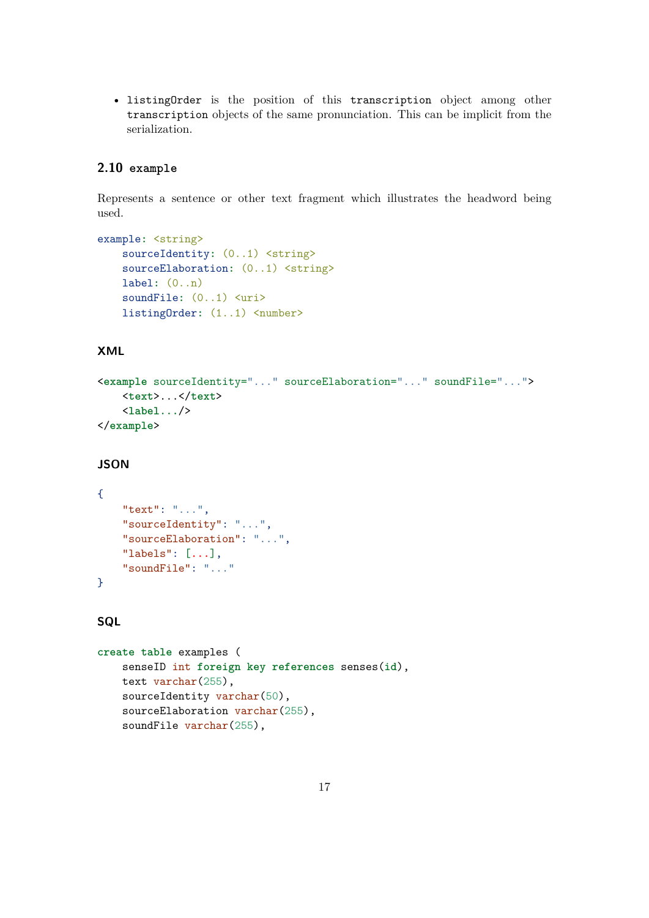- `listingOrder` is the position of this `transcription` object among other `transcription` objects of the same pronunciation. This can be implicit from the serialization.

## 2.10 `example`

Represents a sentence or other text fragment which illustrates the headword being used.

```
example: <string>
    sourceIdentity: (0..1) <string>
    sourceElaboration: (0..1) <string>
    label: (0..n)
    soundFile: (0..1) <uri>
    listingOrder: (1..1) <number>
```

### XML

```
<example sourceIdentity="..." sourceElaboration="..." soundFile="...">
    <text>...</text>
    <label.../>
</example>
```

### JSON

```
{
    "text": "...",
    "sourceIdentity": "...",
    "sourceElaboration": "...",
    "labels": [...],
    "soundFile": "..."
}
```

### SQL

```
create table examples (
    senseID int foreign key references senses(id),
    text varchar(255),
    sourceIdentity varchar(50),
    sourceElaboration varchar(255),
    soundFile varchar(255),
```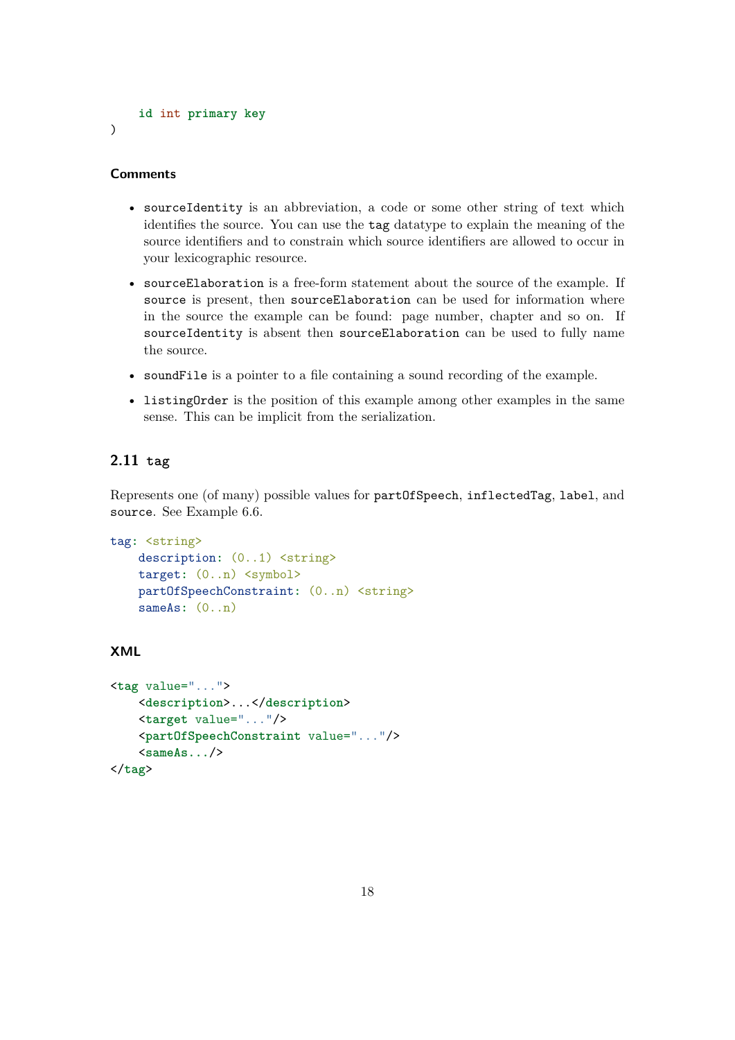```
    id int primary key
)
```

#### Comments

- `sourceIdentity` is an abbreviation, a code or some other string of text which identifies the source. You can use the `tag` datatype to explain the meaning of the source identifiers and to constrain which source identifiers are allowed to occur in your lexicographic resource.
- `sourceElaboration` is a free-form statement about the source of the example. If `source` is present, then `sourceElaboration` can be used for information where in the source the example can be found: page number, chapter and so on. If `sourceIdentity` is absent then `sourceElaboration` can be used to fully name the source.
- `soundFile` is a pointer to a file containing a sound recording of the example.
- `listingOrder` is the position of this example among other examples in the same sense. This can be implicit from the serialization.

## 2.11 `tag`

Represents one (of many) possible values for `partOfSpeech`, `inflectedTag`, `label`, and `source`. See Example 6.6.

```
tag: <string>
    description: (0..1) <string>
    target: (0..n) <symbol>
    partOfSpeechConstraint: (0..n) <string>
    sameAs: (0..n)
```

#### XML

```
<tag value="...">
    <description>...</description>
    <target value="..."/>
    <partOfSpeechConstraint value="..."/>
    <sameAs.../>
</tag>
```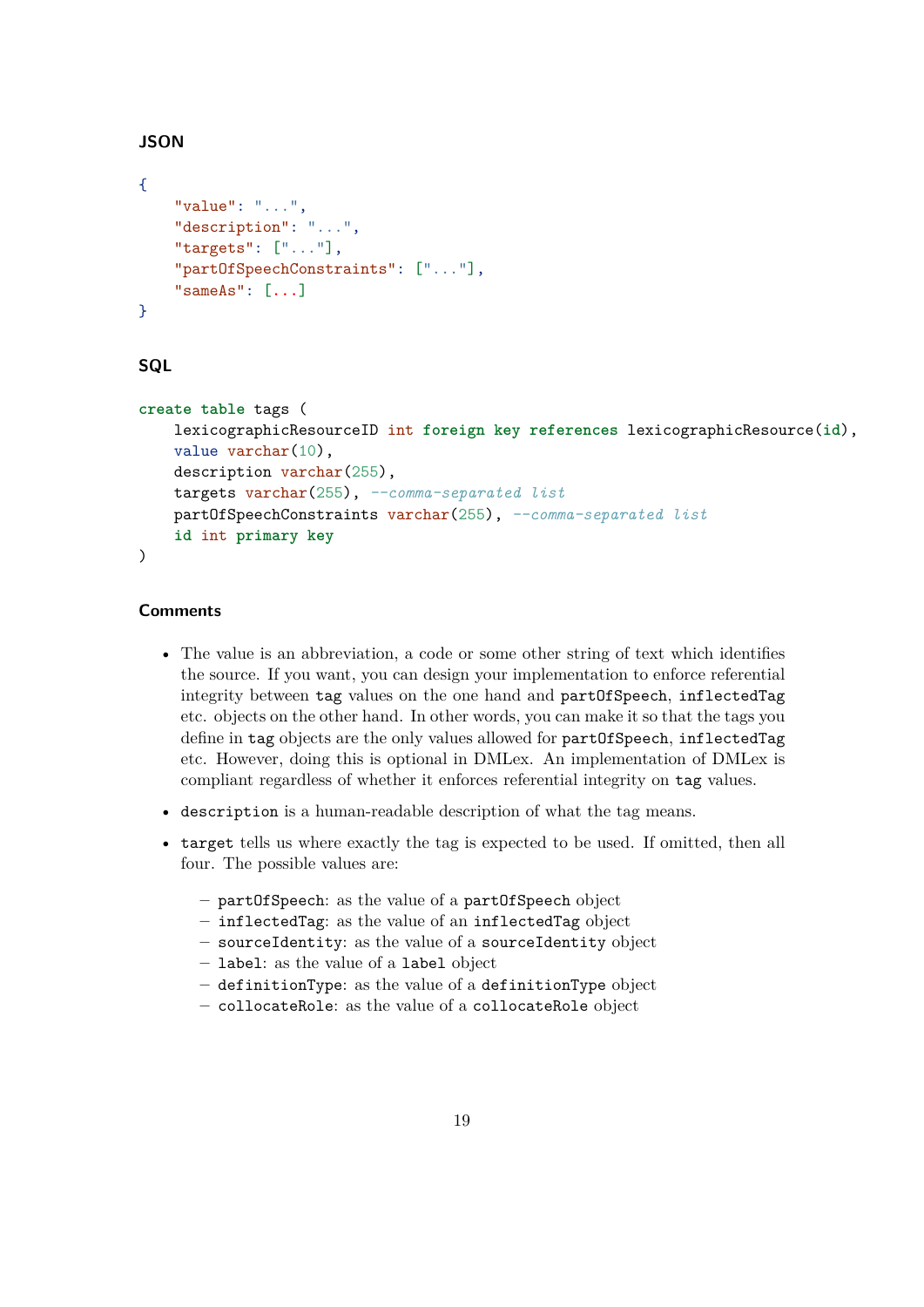#### JSON

```
{
    "value": "...",
    "description": "...",
    "targets": ["..."],
    "partOfSpeechConstraints": ["..."],
    "sameAs": [...]
}
```

#### SQL

```
create table tags (
    lexicographicResourceID int foreign key references lexicographicResource(id),
    value varchar(10),
    description varchar(255),
    targets varchar(255), --comma-separated list
    partOfSpeechConstraints varchar(255), --comma-separated list
    id int primary key
)
```

#### Comments

- The value is an abbreviation, a code or some other string of text which identifies the source. If you want, you can design your implementation to enforce referential integrity between `tag` values on the one hand and `partOfSpeech`, `inflectedTag` etc. objects on the other hand. In other words, you can make it so that the tags you define in `tag` objects are the only values allowed for `partOfSpeech`, `inflectedTag` etc. However, doing this is optional in DMLex. An implementation of DMLex is compliant regardless of whether it enforces referential integrity on `tag` values.
- `description` is a human-readable description of what the tag means.
- `target` tells us where exactly the tag is expected to be used. If omitted, then all four. The possible values are:
  - `partOfSpeech`: as the value of a `partOfSpeech` object
  - `inflectedTag`: as the value of an `inflectedTag` object
  - `sourceIdentity`: as the value of a `sourceIdentity` object
  - `label`: as the value of a `label` object
  - `definitionType`: as the value of a `definitionType` object
  - `collocateRole`: as the value of a `collocateRole` object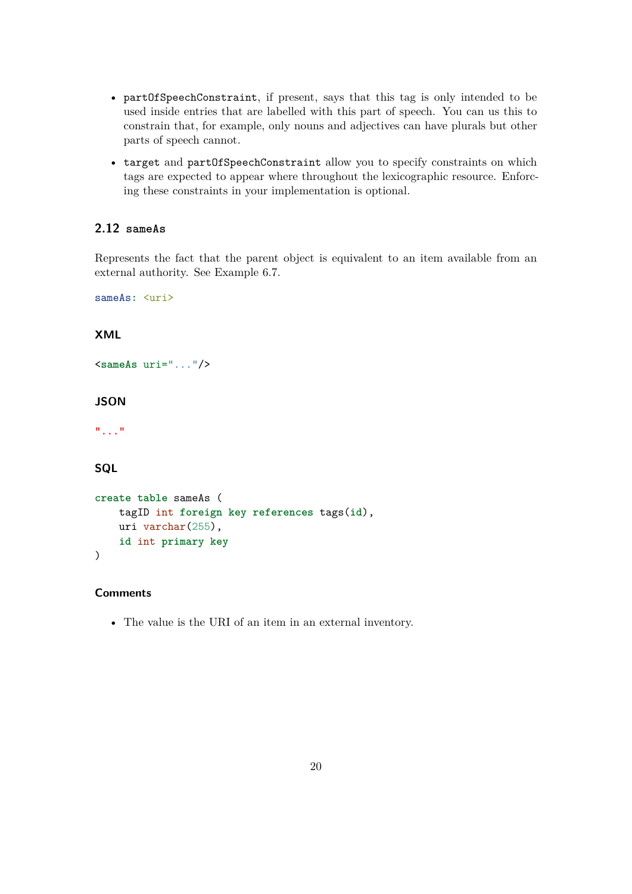- `partOfSpeechConstraint`, if present, says that this tag is only intended to be used inside entries that are labelled with this part of speech. You can us this to constrain that, for example, only nouns and adjectives can have plurals but other parts of speech cannot.
- `target` and `partOfSpeechConstraint` allow you to specify constraints on which tags are expected to appear where throughout the lexicographic resource. Enforcing these constraints in your implementation is optional.

## 2.12 `sameAs`

Represents the fact that the parent object is equivalent to an item available from an external authority. See Example 6.7.

```
sameAs: <uri>
```

### XML

```
<sameAs uri="..."/>
```

### JSON

```
"..."
```

### SQL

```
create table sameAs (
    tagID int foreign key references tags(id),
    uri varchar(255),
    id int primary key
)
```

### Comments

- The value is the URI of an item in an external inventory.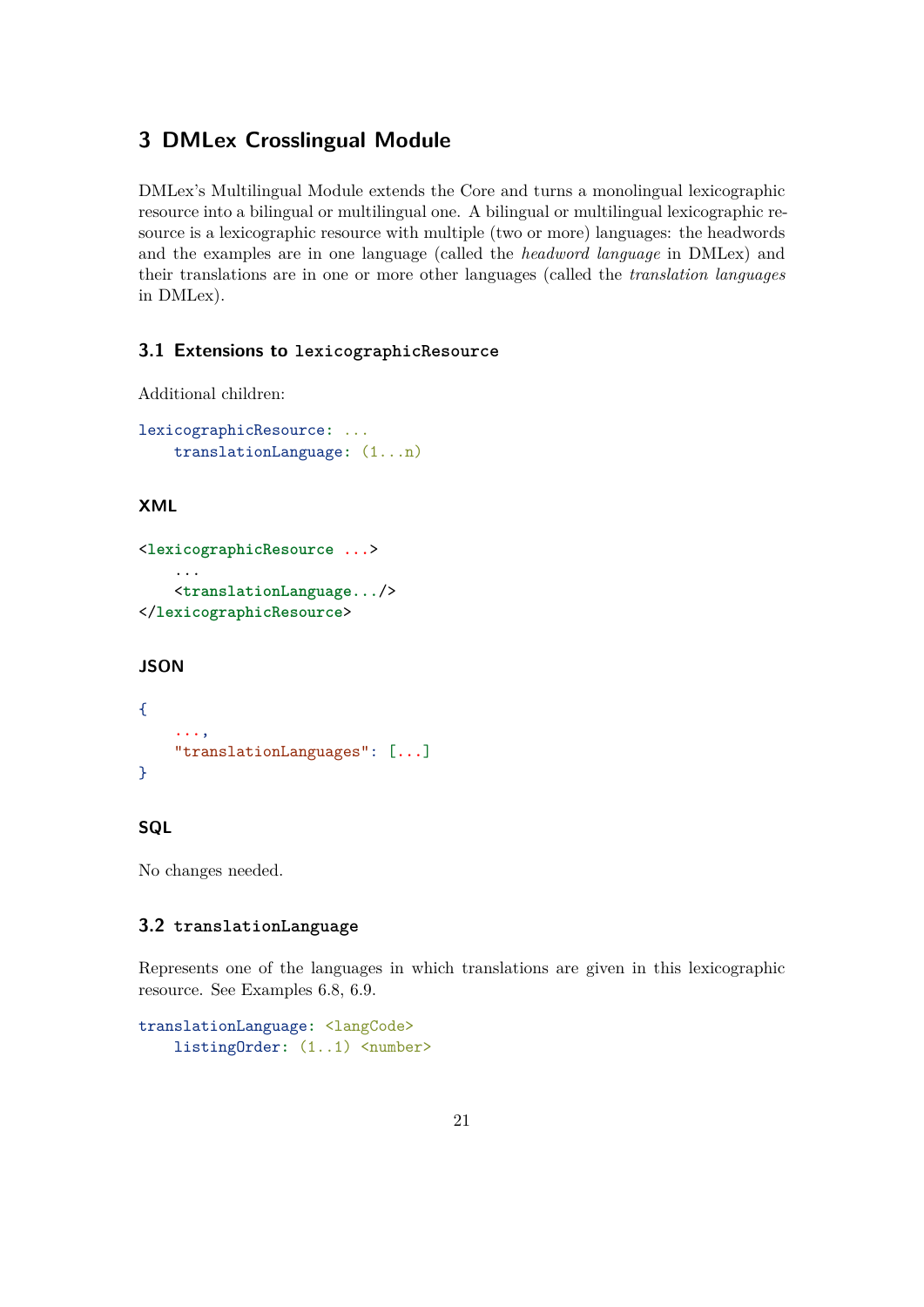# 3 DMLex Crosslingual Module

DMLex's Multilingual Module extends the Core and turns a monolingual lexicographic resource into a bilingual or multilingual one. A bilingual or multilingual lexicographic resource is a lexicographic resource with multiple (two or more) languages: the headwords and the examples are in one language (called the *headword language* in DMLex) and their translations are in one or more other languages (called the *translation languages* in DMLex).

## 3.1 Extensions to `lexicographicResource`

Additional children:

```
lexicographicResource: ...
    translationLanguage: (1...n)
```

### XML

```
<lexicographicResource ...>
    ...
    <translationLanguage.../>
</lexicographicResource>
```

### JSON

```
{
    ...,
    "translationLanguages": [...]
}
```

### SQL

No changes needed.

## 3.2 `translationLanguage`

Represents one of the languages in which translations are given in this lexicographic resource. See Examples 6.8, 6.9.

```
translationLanguage: <langCode>
    listingOrder: (1..1) <number>
```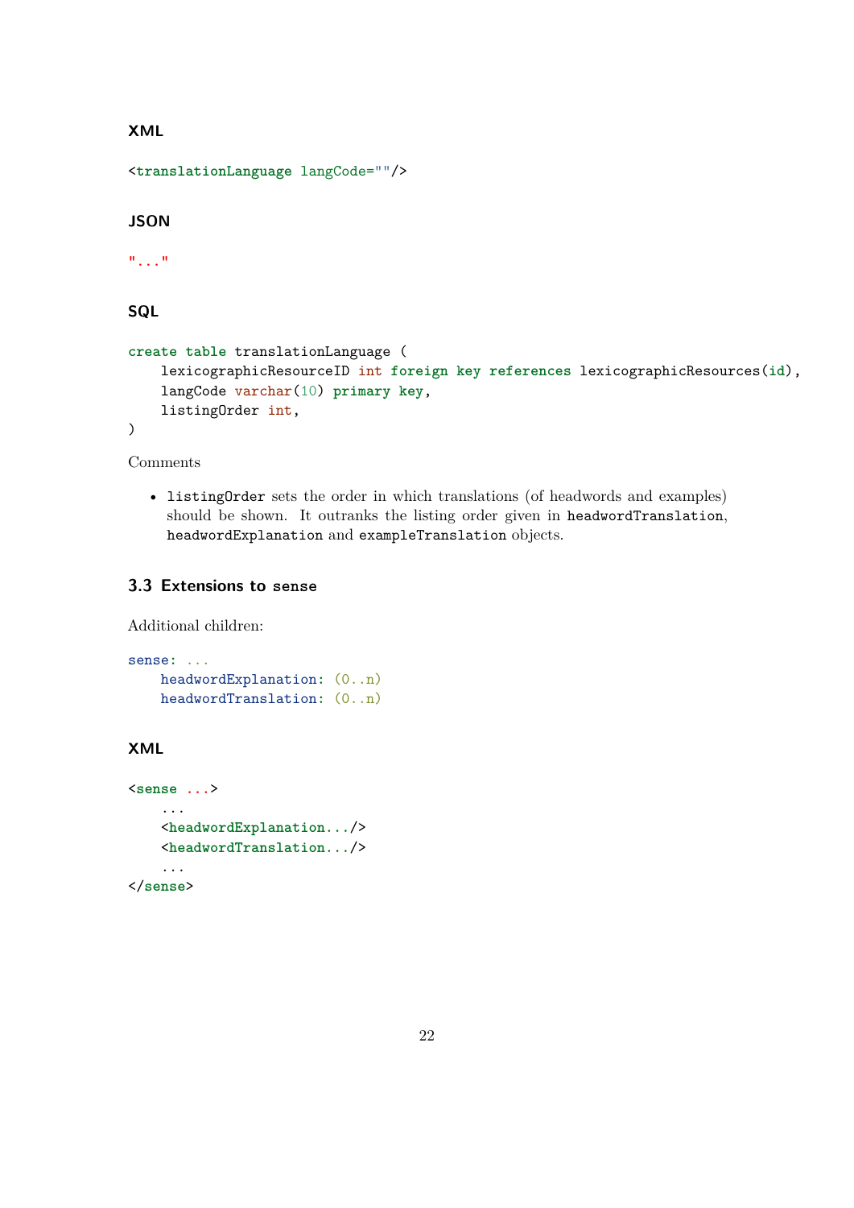#### XML

```
<translationLanguage langCode=""/>
```

#### JSON

```
"..."
```

#### SQL

```
create table translationLanguage (
    lexicographicResourceID int foreign key references lexicographicResources(id),
    langCode varchar(10) primary key,
    listingOrder int,
)
```

Comments

- `listingOrder` sets the order in which translations (of headwords and examples) should be shown. It outranks the listing order given in `headwordTranslation`, `headwordExplanation` and `exampleTranslation` objects.

### 3.3 Extensions to `sense`

Additional children:

```
sense: ...
    headwordExplanation: (0..n)
    headwordTranslation: (0..n)
```

#### XML

```
<sense ...>
    ...
    <headwordExplanation.../>
    <headwordTranslation.../>
    ...
</sense>
```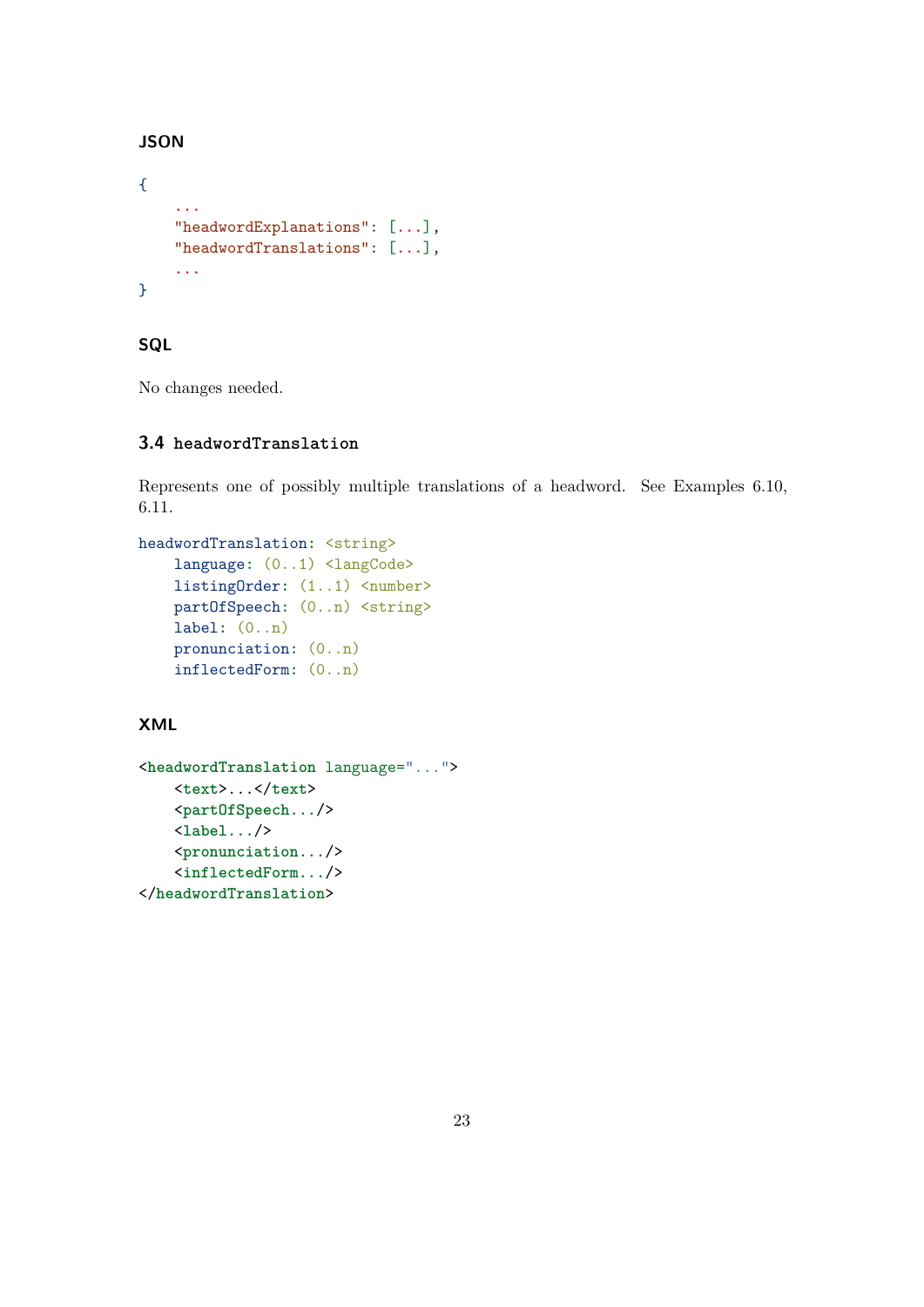#### JSON

```
{
    ...
    "headwordExplanations": [...],
    "headwordTranslations": [...],
    ...
}
```

#### SQL

No changes needed.

### 3.4 `headwordTranslation`

Represents one of possibly multiple translations of a headword. See Examples 6.10, 6.11.

```
headwordTranslation: <string>
    language: (0..1) <langCode>
    listingOrder: (1..1) <number>
    partOfSpeech: (0..n) <string>
    label: (0..n)
    pronunciation: (0..n)
    inflectedForm: (0..n)
```

#### XML

```
<headwordTranslation language="...">
    <text>...</text>
    <partOfSpeech.../>
    <label.../>
    <pronunciation.../>
    <inflectedForm.../>
</headwordTranslation>
```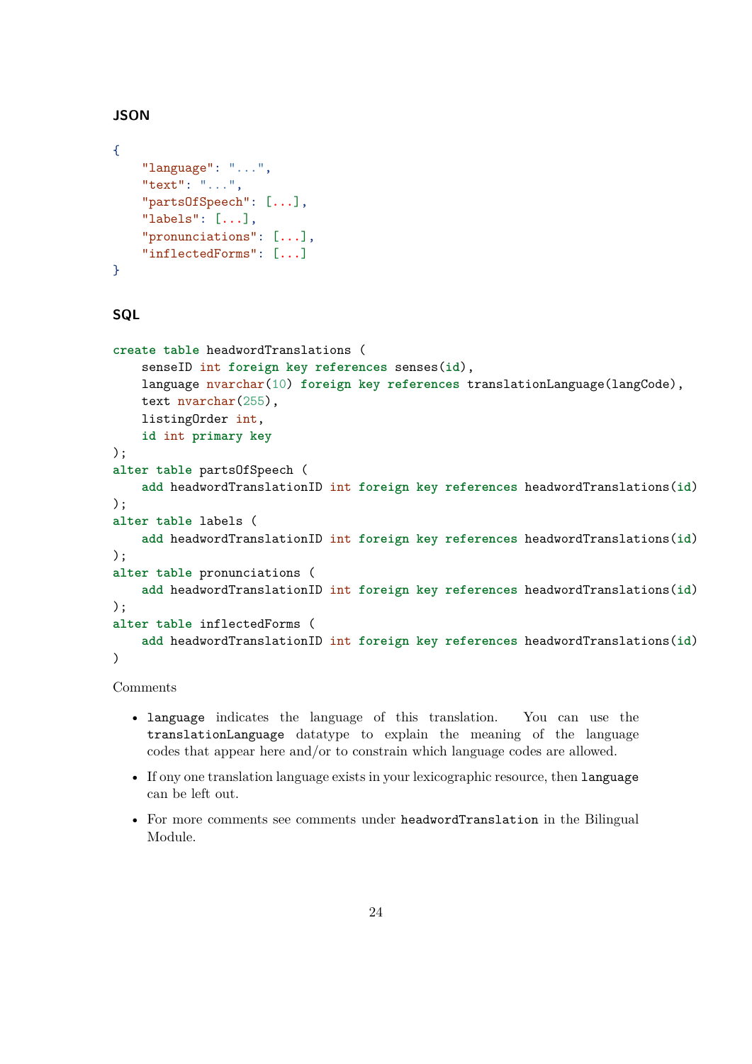#### JSON

```
{
    "language": "...",
    "text": "...",
    "partsOfSpeech": [...],
    "labels": [...],
    "pronunciations": [...],
    "inflectedForms": [...]
}
```

#### SQL

```
create table headwordTranslations (
    senseID int foreign key references senses(id),
    language nvarchar(10) foreign key references translationLanguage(langCode),
    text nvarchar(255),
    listingOrder int,
    id int primary key
);
alter table partsOfSpeech (
    add headwordTranslationID int foreign key references headwordTranslations(id)
);
alter table labels (
    add headwordTranslationID int foreign key references headwordTranslations(id)
);
alter table pronunciations (
    add headwordTranslationID int foreign key references headwordTranslations(id)
);
alter table inflectedForms (
    add headwordTranslationID int foreign key references headwordTranslations(id)
)
```

Comments

- `language` indicates the language of this translation. You can use the `translationLanguage` datatype to explain the meaning of the language codes that appear here and/or to constrain which language codes are allowed.
- If ony one translation language exists in your lexicographic resource, then `language` can be left out.
- For more comments see comments under `headwordTranslation` in the Bilingual Module.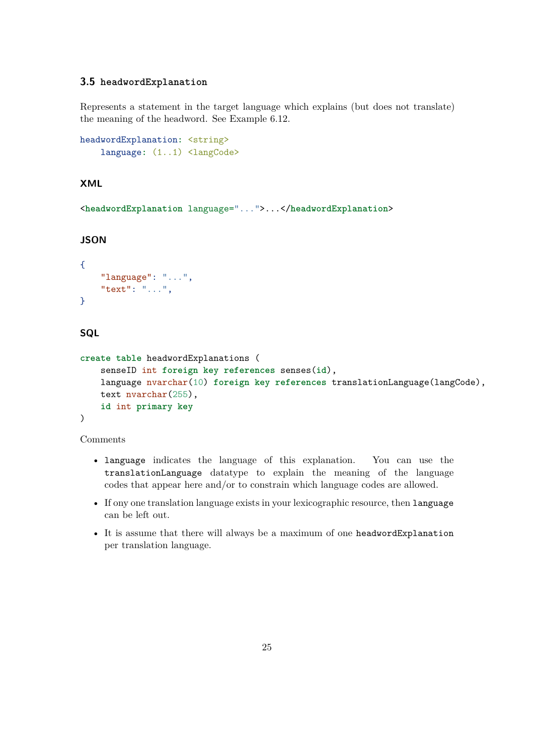### 3.5 `headwordExplanation`

Represents a statement in the target language which explains (but does not translate) the meaning of the headword. See Example 6.12.

```
headwordExplanation: <string>
    language: (1..1) <langCode>
```

#### XML

```
<headwordExplanation language="...">...</headwordExplanation>
```

#### JSON

```
{
    "language": "...",
    "text": "...",
}
```

#### SQL

```
create table headwordExplanations (
    senseID int foreign key references senses(id),
    language nvarchar(10) foreign key references translationLanguage(langCode),
    text nvarchar(255),
    id int primary key
)
```

Comments

- `language` indicates the language of this explanation. You can use the `translationLanguage` datatype to explain the meaning of the language codes that appear here and/or to constrain which language codes are allowed.
- If ony one translation language exists in your lexicographic resource, then `language` can be left out.
- It is assume that there will always be a maximum of one `headwordExplanation` per translation language.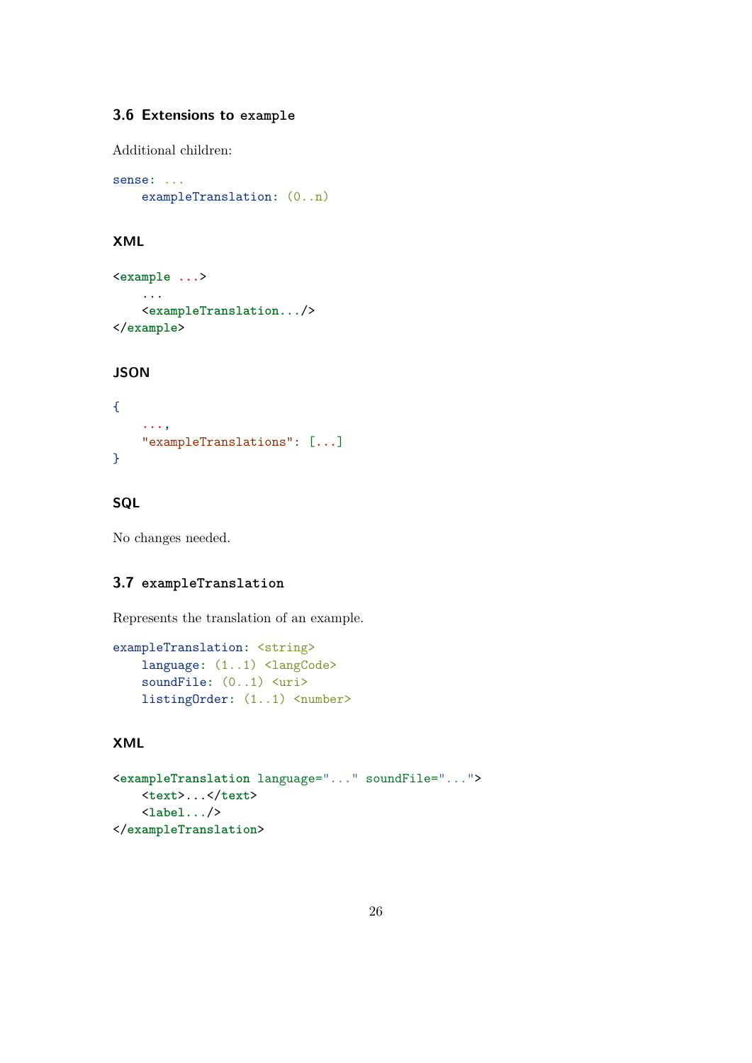### 3.6 Extensions to `example`

Additional children:

```
sense: ...
    exampleTranslation: (0..n)
```

#### XML

```
<example ...>
    ...
    <exampleTranslation.../>
</example>
```

#### JSON

```
{
    ...,
    "exampleTranslations": [...]
}
```

#### SQL

No changes needed.

### 3.7 `exampleTranslation`

Represents the translation of an example.

```
exampleTranslation: <string>
    language: (1..1) <langCode>
    soundFile: (0..1) <uri>
    listingOrder: (1..1) <number>
```

#### XML

```
<exampleTranslation language="..." soundFile="...">
    <text>...</text>
    <label.../>
</exampleTranslation>
```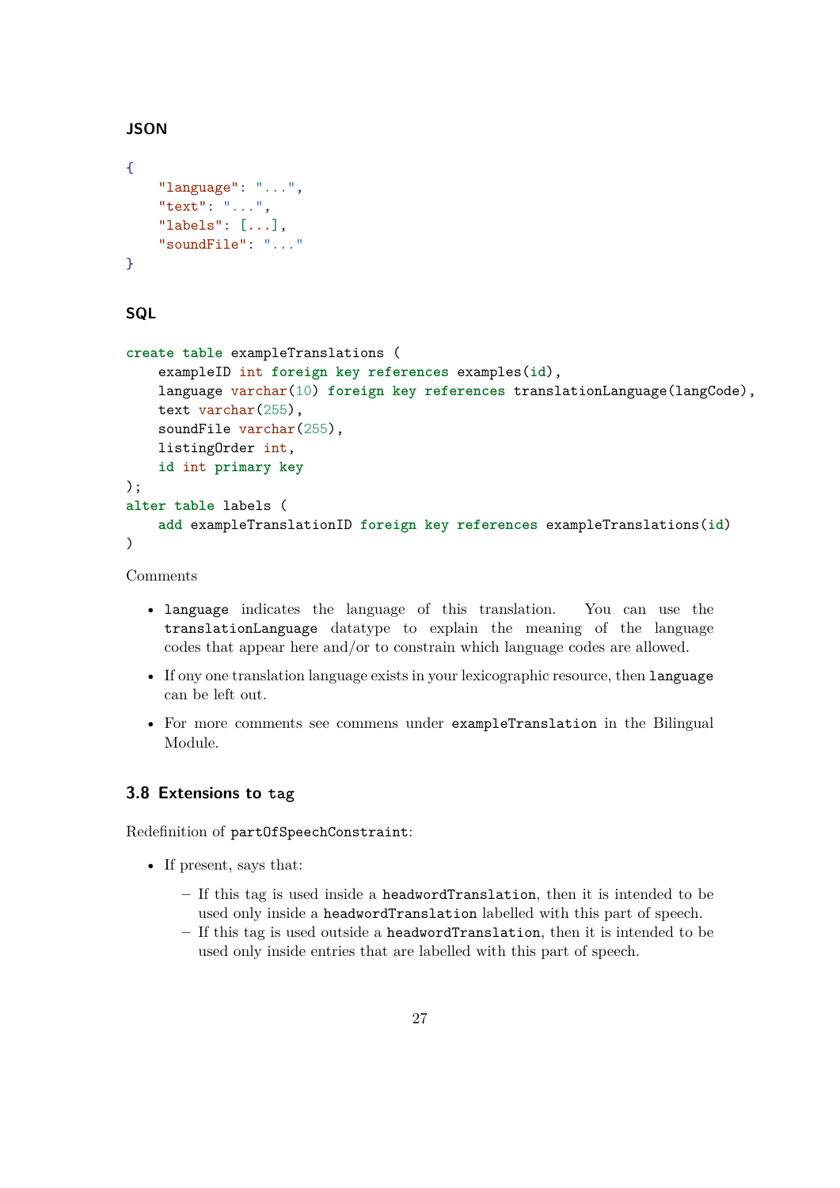#### JSON

```
{
    "language": "...",
    "text": "...",
    "labels": [...],
    "soundFile": "..."
}
```

#### SQL

```
create table exampleTranslations (
    exampleID int foreign key references examples(id),
    language varchar(10) foreign key references translationLanguage(langCode),
    text varchar(255),
    soundFile varchar(255),
    listingOrder int,
    id int primary key
);
alter table labels (
    add exampleTranslationID foreign key references exampleTranslations(id)
)
```

Comments

- `language` indicates the language of this translation. You can use the `translationLanguage` datatype to explain the meaning of the language codes that appear here and/or to constrain which language codes are allowed.
- If ony one translation language exists in your lexicographic resource, then `language` can be left out.
- For more comments see commens under `exampleTranslation` in the Bilingual Module.

### 3.8 Extensions to `tag`

Redefinition of `partOfSpeechConstraint`:

- If present, says that:
  - If this tag is used inside a `headwordTranslation`, then it is intended to be used only inside a `headwordTranslation` labelled with this part of speech.
  - If this tag is used outside a `headwordTranslation`, then it is intended to be used only inside entries that are labelled with this part of speech.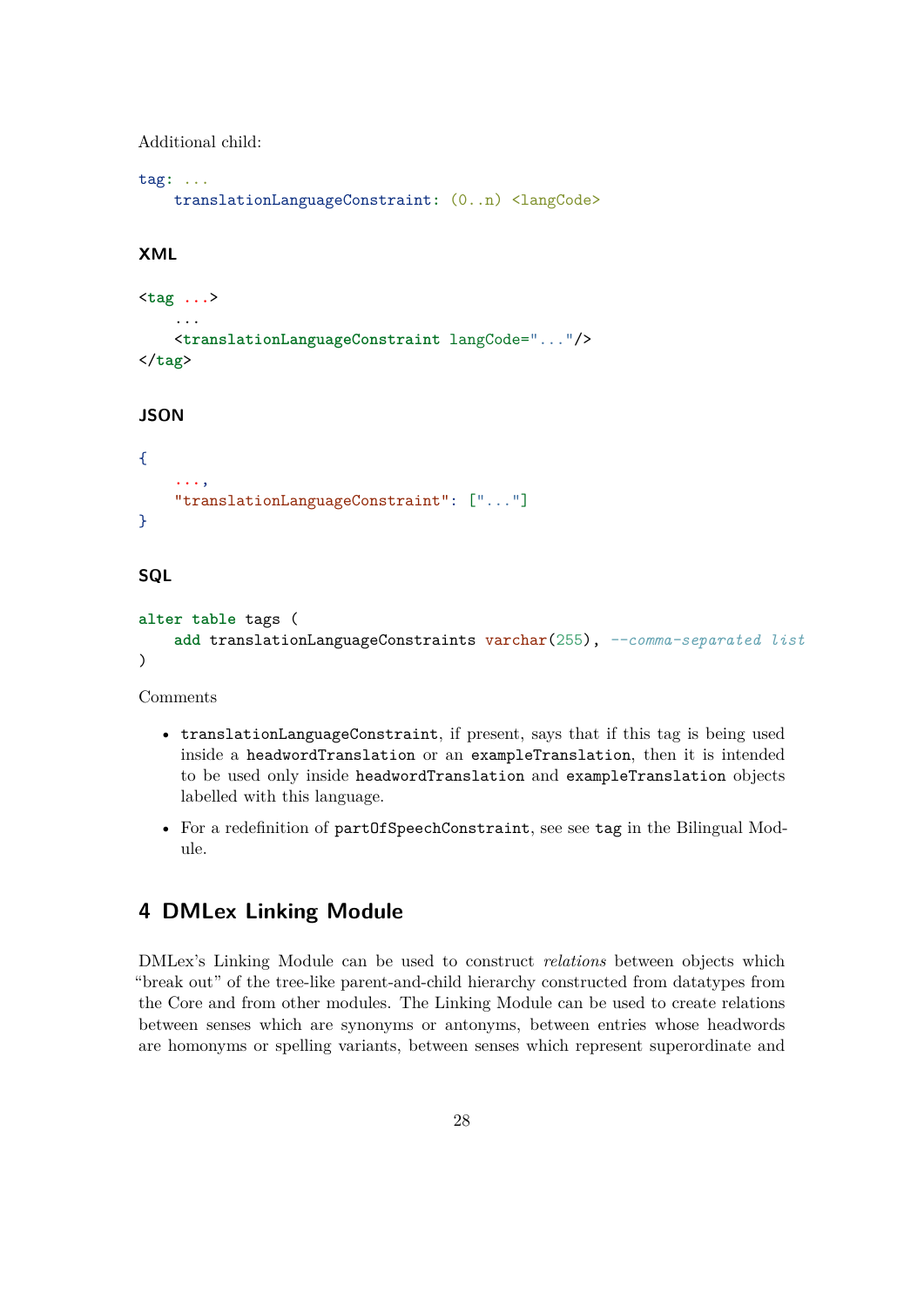Additional child:

```
tag: ...
    translationLanguageConstraint: (0..n) <langCode>
```

#### XML

```
<tag ...>
    ...
    <translationLanguageConstraint langCode="..."/>
</tag>
```

#### JSON

```
{
    ...,
    "translationLanguageConstraint": ["..."]
}
```

#### SQL

```
alter table tags (
    add translationLanguageConstraints varchar(255), --comma-separated list
)
```

Comments

- `translationLanguageConstraint`, if present, says that if this tag is being used inside a `headwordTranslation` or an `exampleTranslation`, then it is intended to be used only inside `headwordTranslation` and `exampleTranslation` objects labelled with this language.
- For a redefinition of `partOfSpeechConstraint`, see see `tag` in the Bilingual Module.

## 4 DMLex Linking Module

DMLex's Linking Module can be used to construct *relations* between objects which "break out" of the tree-like parent-and-child hierarchy constructed from datatypes from the Core and from other modules. The Linking Module can be used to create relations between senses which are synonyms or antonyms, between entries whose headwords are homonyms or spelling variants, between senses which represent superordinate and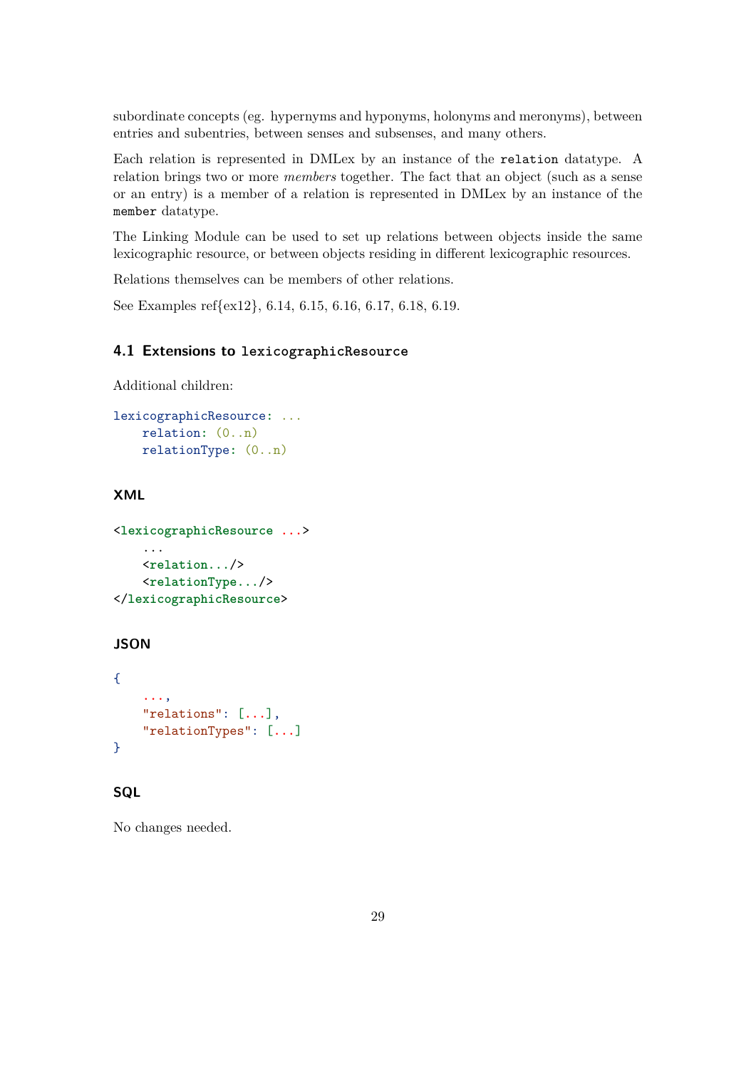subordinate concepts (eg. hypernyms and hyponyms, holonyms and meronyms), between entries and subentries, between senses and subsenses, and many others.

Each relation is represented in DMLex by an instance of the `relation` datatype. A relation brings two or more *members* together. The fact that an object (such as a sense or an entry) is a member of a relation is represented in DMLex by an instance of the `member` datatype.

The Linking Module can be used to set up relations between objects inside the same lexicographic resource, or between objects residing in different lexicographic resources.

Relations themselves can be members of other relations.

See Examples ref{ex12}, 6.14, 6.15, 6.16, 6.17, 6.18, 6.19.

## 4.1 Extensions to `lexicographicResource`

Additional children:

```
lexicographicResource: ...
    relation: (0..n)
    relationType: (0..n)
```

### XML

```
<lexicographicResource ...>
    ...
    <relation.../>
    <relationType.../>
</lexicographicResource>
```

### JSON

```
{
    ...,
    "relations": [...],
    "relationTypes": [...]
}
```

### SQL

No changes needed.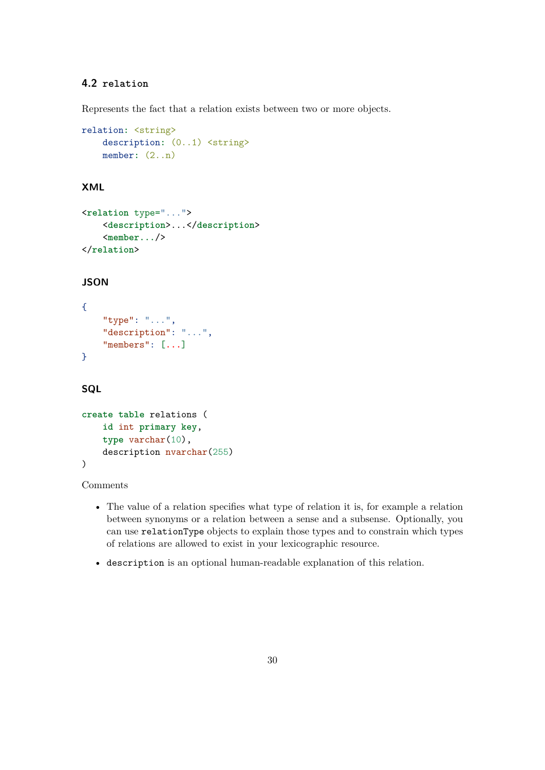### 4.2 `relation`

Represents the fact that a relation exists between two or more objects.

```
relation: <string>
    description: (0..1) <string>
    member: (2..n)
```

#### XML

```
<relation type="...">
    <description>...</description>
    <member.../>
</relation>
```

#### JSON

```
{
    "type": "...",
    "description": "...",
    "members": [...]
}
```

#### SQL

```
create table relations (
    id int primary key,
    type varchar(10),
    description nvarchar(255)
)
```

Comments

- The value of a relation specifies what type of relation it is, for example a relation between synonyms or a relation between a sense and a subsense. Optionally, you can use `relationType` objects to explain those types and to constrain which types of relations are allowed to exist in your lexicographic resource.
- `description` is an optional human-readable explanation of this relation.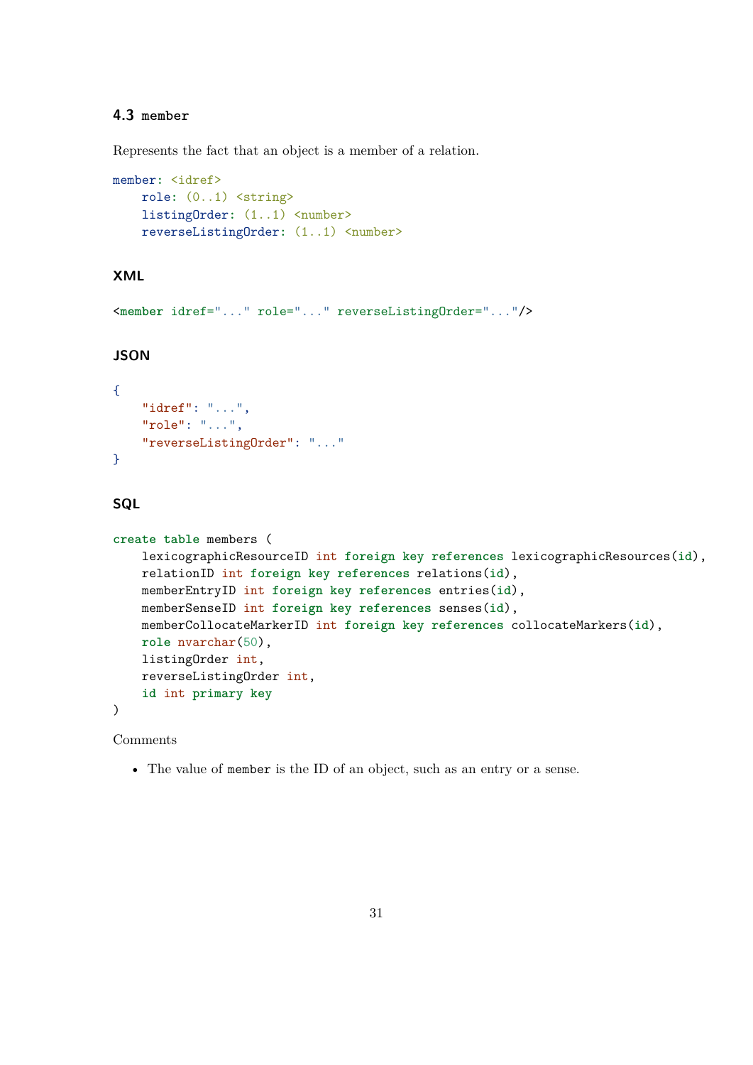## 4.3 `member`

Represents the fact that an object is a member of a relation.

```
member: <idref>
    role: (0..1) <string>
    listingOrder: (1..1) <number>
    reverseListingOrder: (1..1) <number>
```

### XML

```
<member idref="..." role="..." reverseListingOrder="..."/>
```

### JSON

```
{
    "idref": "...",
    "role": "...",
    "reverseListingOrder": "..."
}
```

### SQL

```
create table members (
    lexicographicResourceID int foreign key references lexicographicResources(id),
    relationID int foreign key references relations(id),
    memberEntryID int foreign key references entries(id),
    memberSenseID int foreign key references senses(id),
    memberCollocateMarkerID int foreign key references collocateMarkers(id),
    role nvarchar(50),
    listingOrder int,
    reverseListingOrder int,
    id int primary key
)
```

Comments

- The value of `member` is the ID of an object, such as an entry or a sense.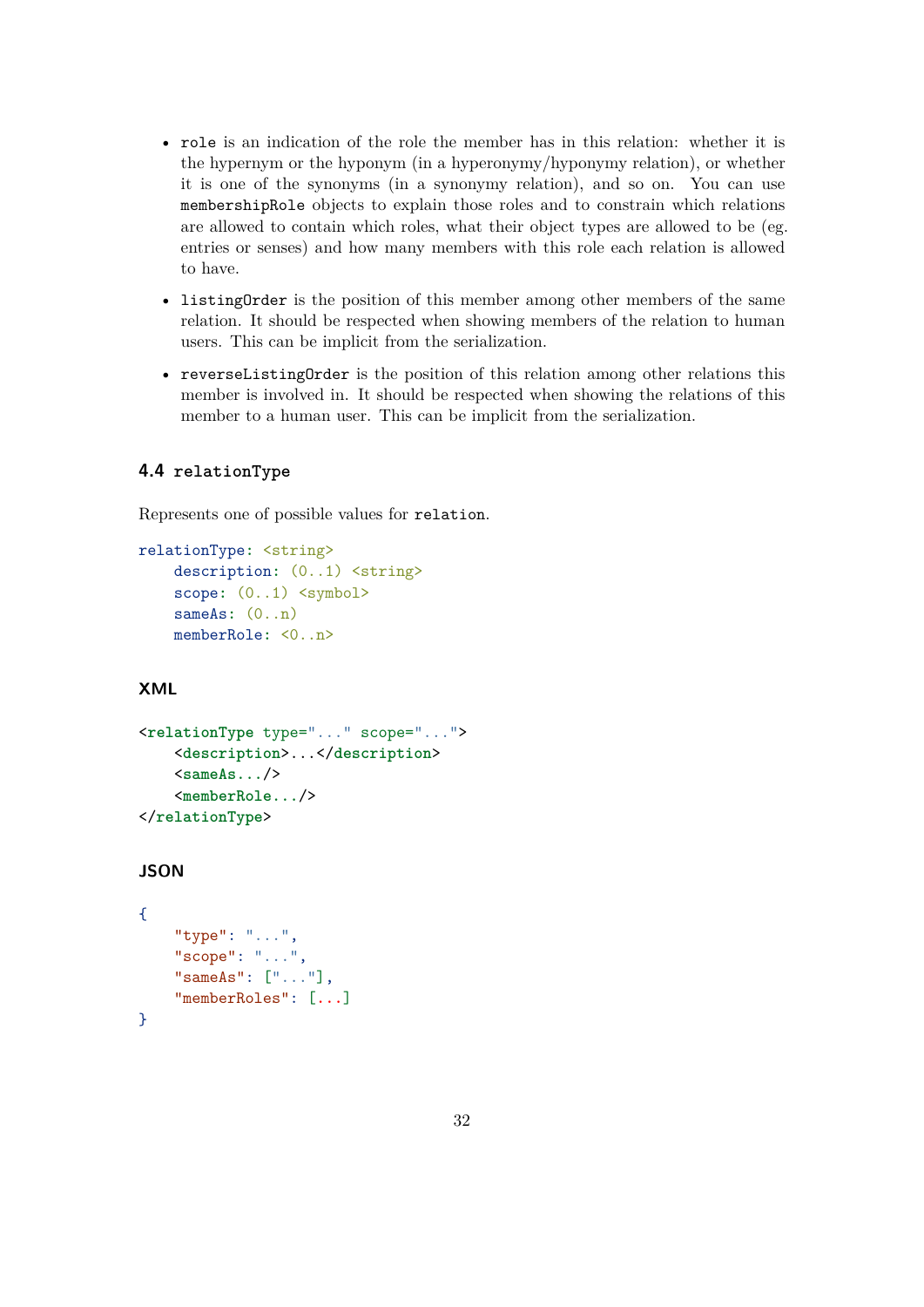- `role` is an indication of the role the member has in this relation: whether it is the hypernym or the hyponym (in a hyperonymy/hyponymy relation), or whether it is one of the synonyms (in a synonymy relation), and so on. You can use `membershipRole` objects to explain those roles and to constrain which relations are allowed to contain which roles, what their object types are allowed to be (eg. entries or senses) and how many members with this role each relation is allowed to have.
- `listingOrder` is the position of this member among other members of the same relation. It should be respected when showing members of the relation to human users. This can be implicit from the serialization.
- `reverseListingOrder` is the position of this relation among other relations this member is involved in. It should be respected when showing the relations of this member to a human user. This can be implicit from the serialization.

### 4.4 `relationType`

Represents one of possible values for `relation`.

```
relationType: <string>
    description: (0..1) <string>
    scope: (0..1) <symbol>
    sameAs: (0..n)
    memberRole: <0..n>
```

#### XML

```
<relationType type="..." scope="...">
    <description>...</description>
    <sameAs.../>
    <memberRole.../>
</relationType>
```

#### JSON

```
{
    "type": "...",
    "scope": "...",
    "sameAs": ["..."],
    "memberRoles": [...]
}
```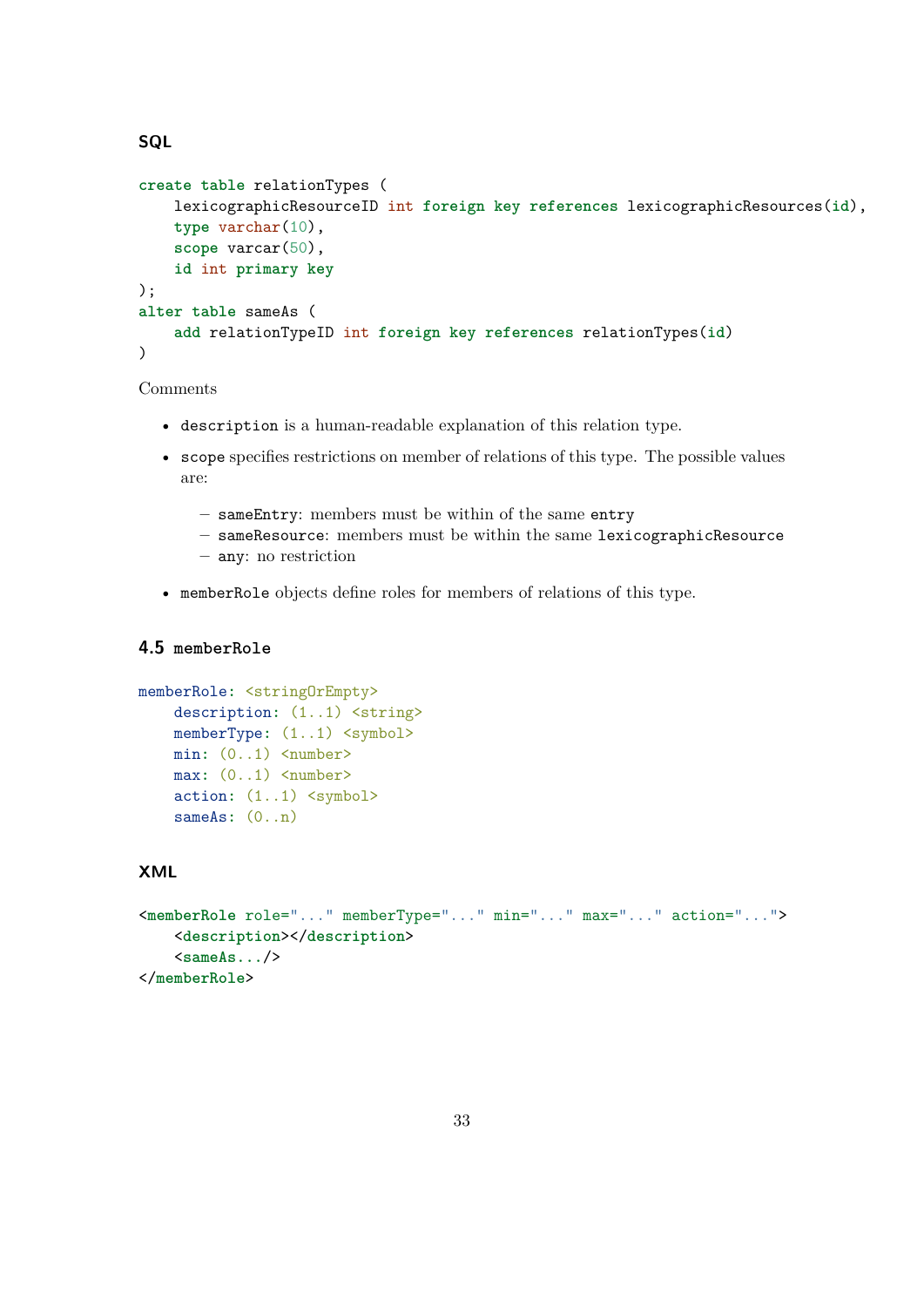#### SQL

```
create table relationTypes (
    lexicographicResourceID int foreign key references lexicographicResources(id),
    type varchar(10),
    scope varcar(50),
    id int primary key
);
alter table sameAs (
    add relationTypeID int foreign key references relationTypes(id)
)
```

Comments

- `description` is a human-readable explanation of this relation type.
- `scope` specifies restrictions on member of relations of this type. The possible values are:
  - `sameEntry`: members must be within of the same `entry`
  - `sameResource`: members must be within the same `lexicographicResource`
  - `any`: no restriction
- `memberRole` objects define roles for members of relations of this type.

### 4.5 `memberRole`

```
memberRole: <stringOrEmpty>
    description: (1..1) <string>
    memberType: (1..1) <symbol>
    min: (0..1) <number>
    max: (0..1) <number>
    action: (1..1) <symbol>
    sameAs: (0..n)
```

#### XML

```
<memberRole role="..." memberType="..." min="..." max="..." action="...">
    <description></description>
    <sameAs.../>
</memberRole>
```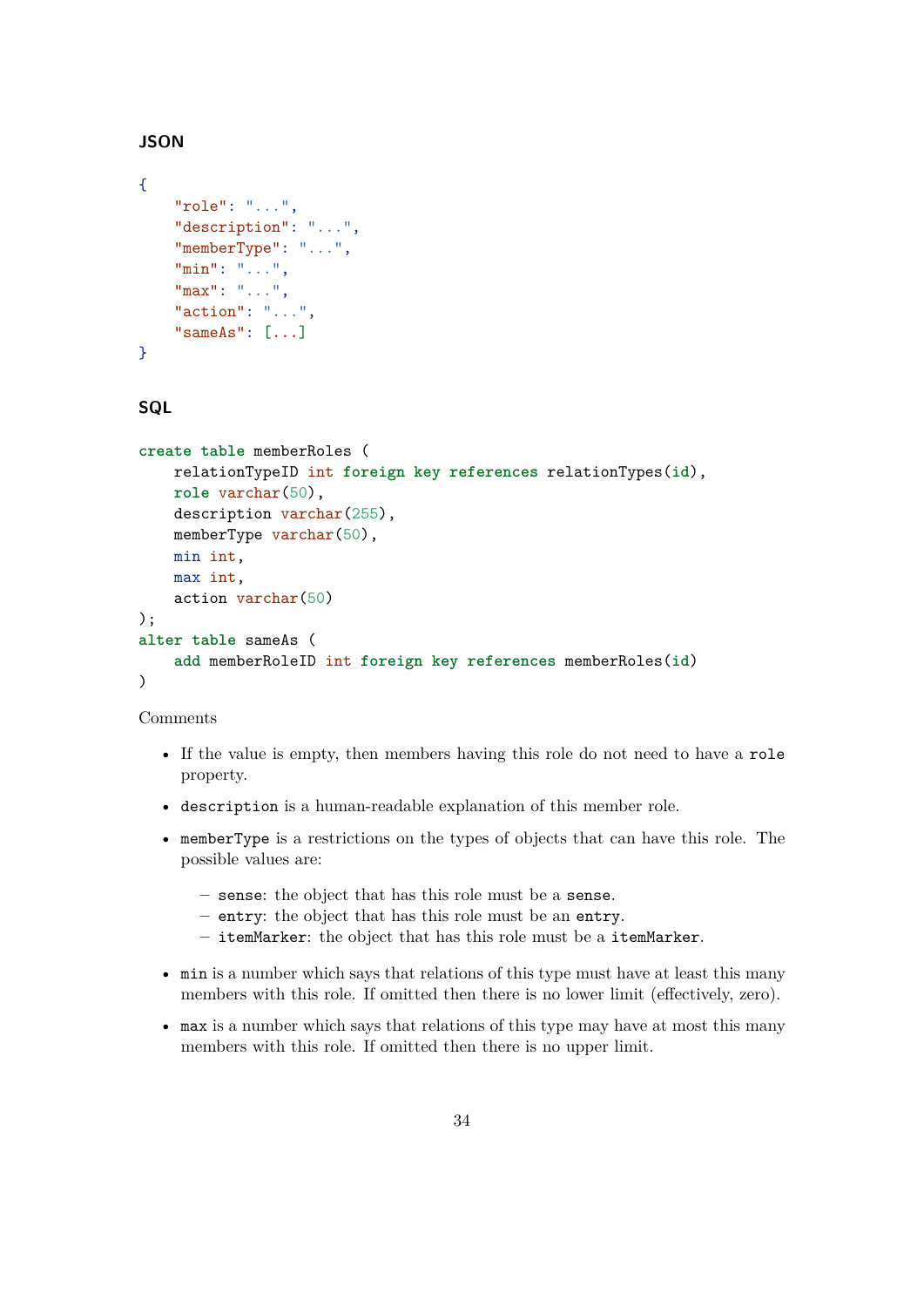#### JSON

```
{
    "role": "...",
    "description": "...",
    "memberType": "...",
    "min": "...",
    "max": "...",
    "action": "...",
    "sameAs": [...]
}
```

#### SQL

```
create table memberRoles (
    relationTypeID int foreign key references relationTypes(id),
    role varchar(50),
    description varchar(255),
    memberType varchar(50),
    min int,
    max int,
    action varchar(50)
);
alter table sameAs (
    add memberRoleID int foreign key references memberRoles(id)
)
```

Comments

- If the value is empty, then members having this role do not need to have a `role` property.
- `description` is a human-readable explanation of this member role.
- `memberType` is a restrictions on the types of objects that can have this role. The possible values are:
  - `sense`: the object that has this role must be a `sense`.
  - `entry`: the object that has this role must be an `entry`.
  - `itemMarker`: the object that has this role must be a `itemMarker`.
- `min` is a number which says that relations of this type must have at least this many members with this role. If omitted then there is no lower limit (effectively, zero).
- `max` is a number which says that relations of this type may have at most this many members with this role. If omitted then there is no upper limit.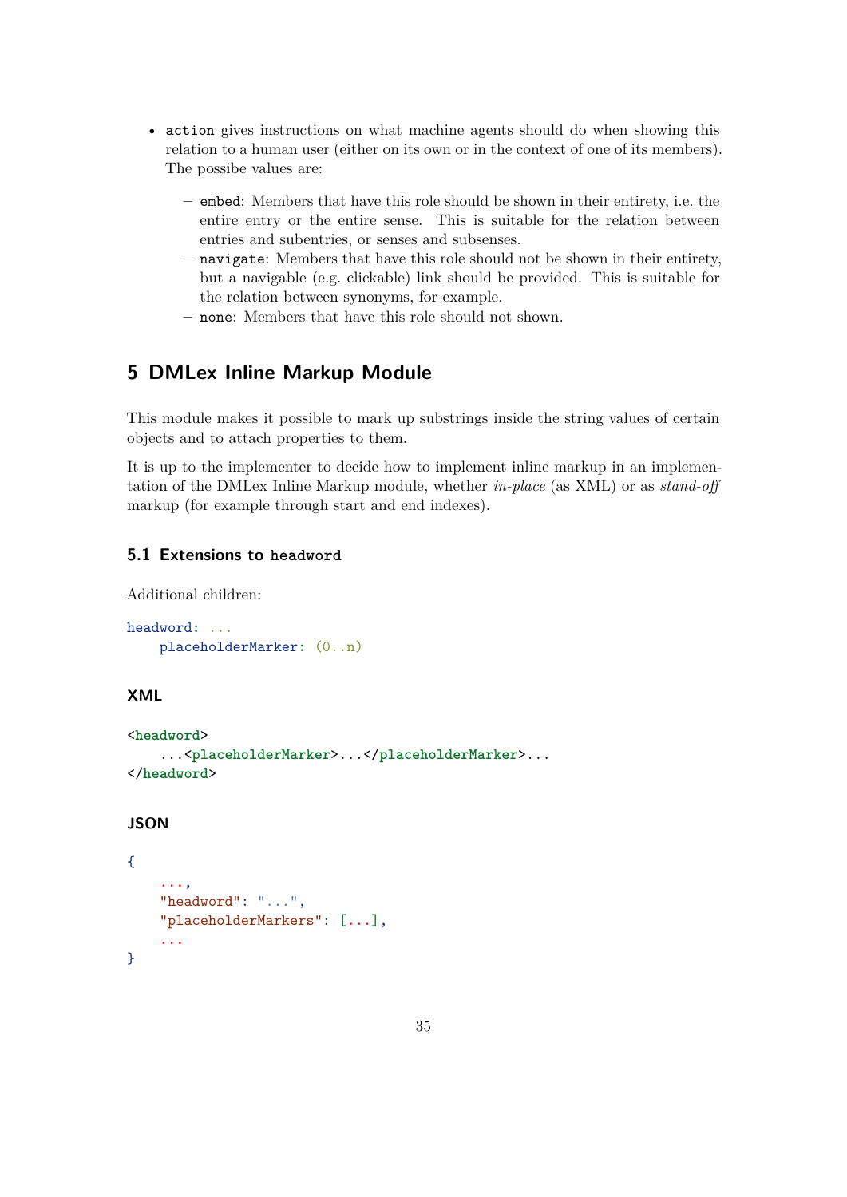- `action` gives instructions on what machine agents should do when showing this relation to a human user (either on its own or in the context of one of its members). The possibe values are:
  - `embed`: Members that have this role should be shown in their entirety, i.e. the entire entry or the entire sense. This is suitable for the relation between entries and subentries, or senses and subsenses.
  - `navigate`: Members that have this role should not be shown in their entirety, but a navigable (e.g. clickable) link should be provided. This is suitable for the relation between synonyms, for example.
  - `none`: Members that have this role should not shown.

# 5 DMLex Inline Markup Module

This module makes it possible to mark up substrings inside the string values of certain objects and to attach properties to them.

It is up to the implementer to decide how to implement inline markup in an implementation of the DMLex Inline Markup module, whether *in-place* (as XML) or as *stand-off* markup (for example through start and end indexes).

## 5.1 Extensions to `headword`

Additional children:

```
headword: ...
    placeholderMarker: (0..n)
```

### XML

```
<headword>
    ...<placeholderMarker>...</placeholderMarker>...
</headword>
```

### JSON

```
{
    ...,
    "headword": "...",
    "placeholderMarkers": [...],
    ...
}
```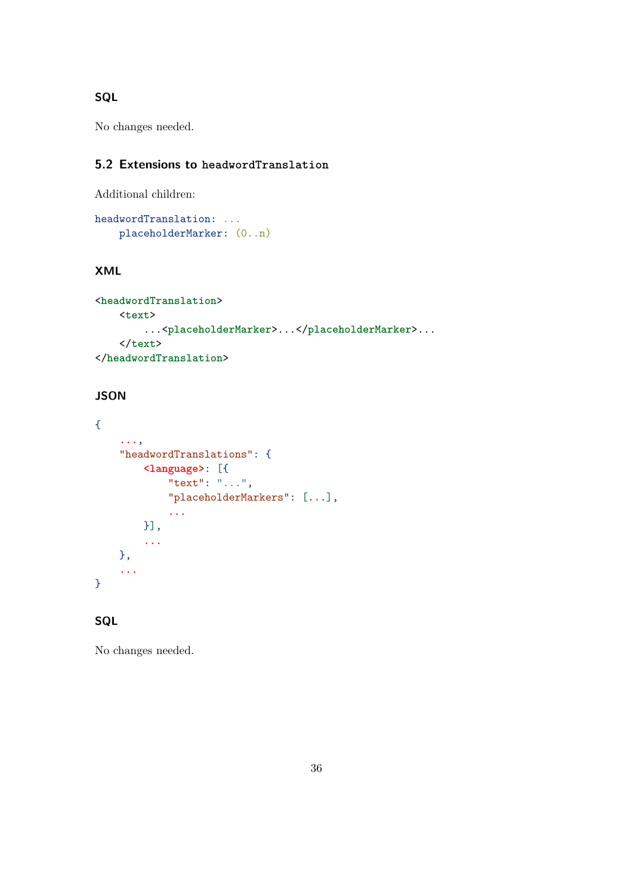#### SQL

No changes needed.

### 5.2 Extensions to `headwordTranslation`

Additional children:

```
headwordTranslation: ...
    placeholderMarker: (0..n)
```

#### XML

```
<headwordTranslation>
    <text>
        ...<placeholderMarker>...</placeholderMarker>...
    </text>
</headwordTranslation>
```

#### JSON

```
{
    ...,
    "headwordTranslations": {
        <language>: [{
            "text": "...",
            "placeholderMarkers": [...],
            ...
        }],
        ...
    },
    ...
}
```

#### SQL

No changes needed.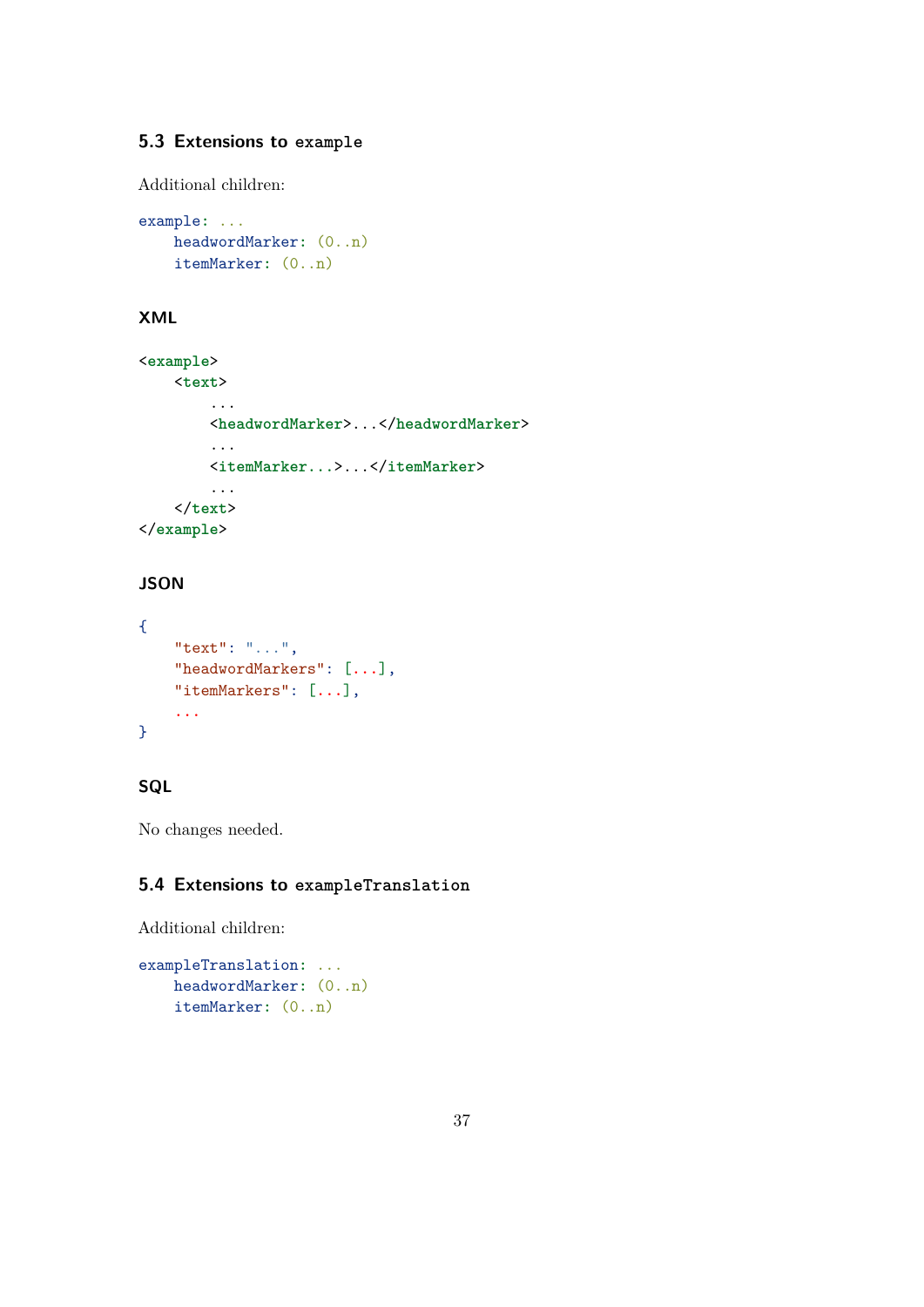### 5.3 Extensions to `example`

Additional children:

```
example: ...
    headwordMarker: (0..n)
    itemMarker: (0..n)
```

#### XML

```
<example>
    <text>
        ...
        <headwordMarker>...</headwordMarker>
        ...
        <itemMarker...>...</itemMarker>
        ...
    </text>
</example>
```

#### JSON

```
{
    "text": "...",
    "headwordMarkers": [...],
    "itemMarkers": [...],
    ...
}
```

#### SQL

No changes needed.

### 5.4 Extensions to `exampleTranslation`

Additional children:

```
exampleTranslation: ...
    headwordMarker: (0..n)
    itemMarker: (0..n)
```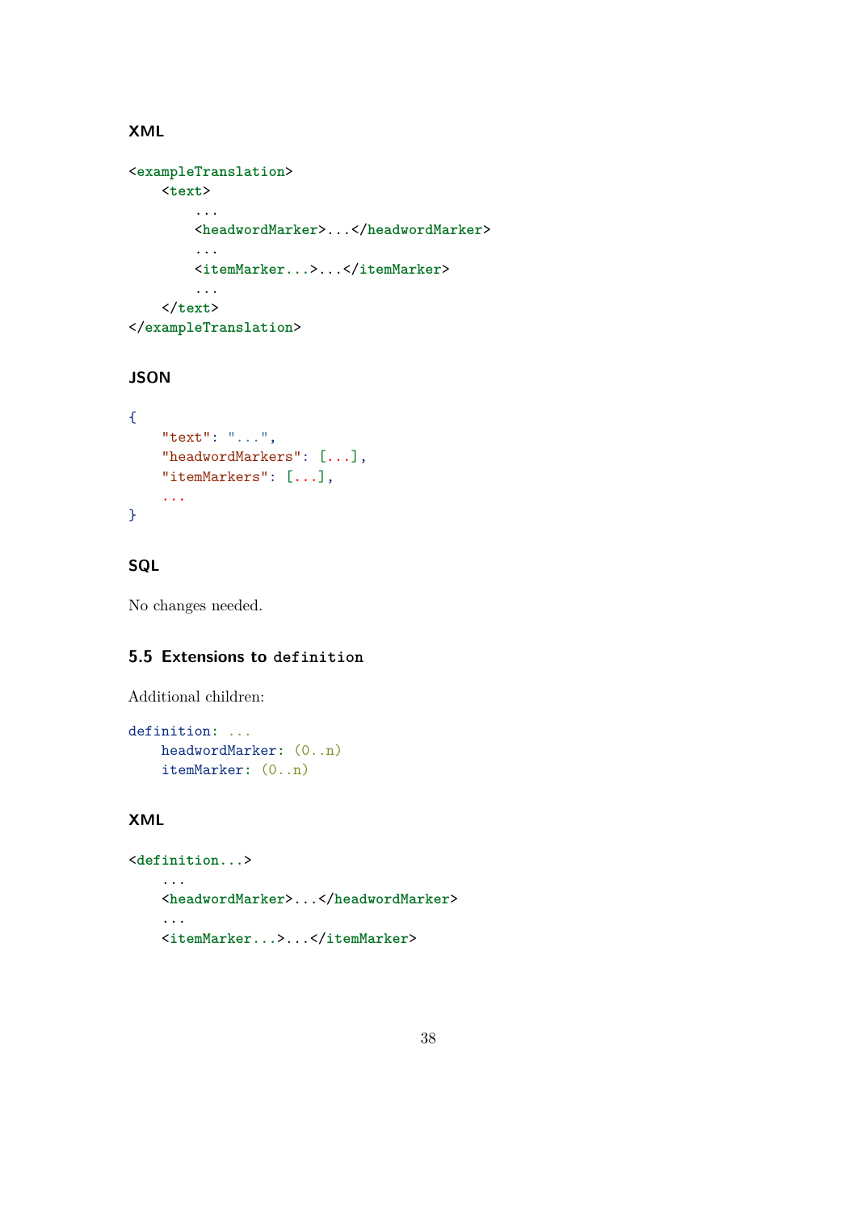#### XML

```
<exampleTranslation>
    <text>
        ...
        <headwordMarker>...</headwordMarker>
        ...
        <itemMarker...>...</itemMarker>
        ...
    </text>
</exampleTranslation>
```

#### JSON

```
{
    "text": "...",
    "headwordMarkers": [...],
    "itemMarkers": [...],
    ...
}
```

#### SQL

No changes needed.

### 5.5 Extensions to `definition`

Additional children:

```
definition: ...
    headwordMarker: (0..n)
    itemMarker: (0..n)
```

#### XML

```
<definition...>
    ...
    <headwordMarker>...</headwordMarker>
    ...
    <itemMarker...>...</itemMarker>
```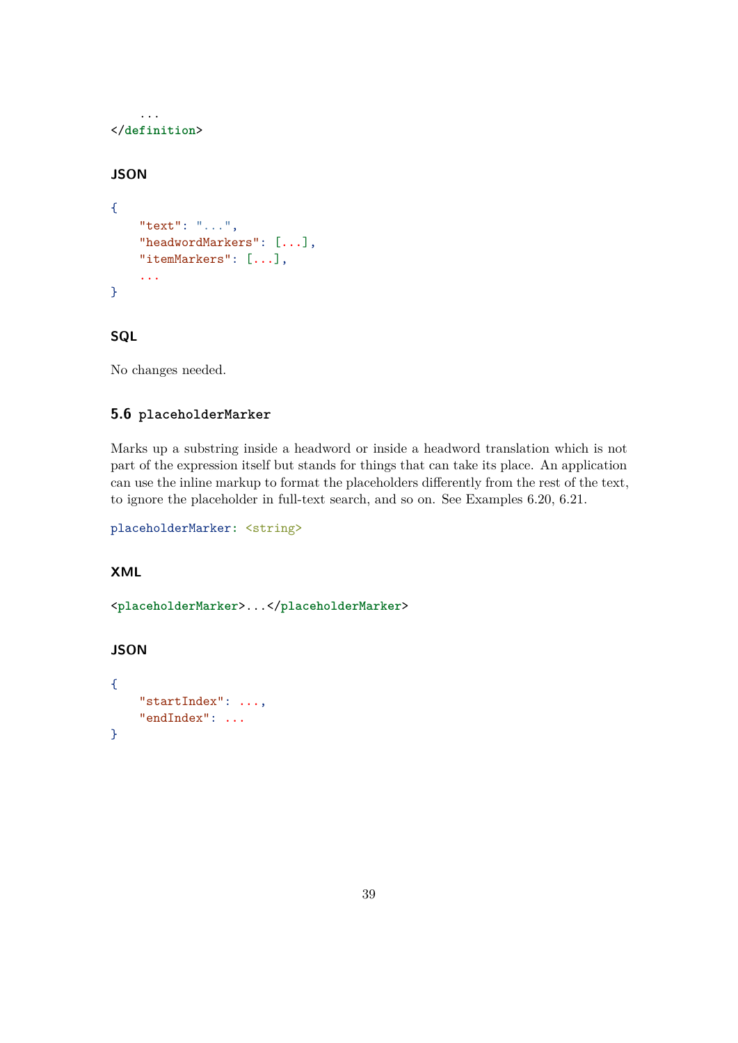```
    ...
</definition>
```

#### JSON

```
{
    "text": "...",
    "headwordMarkers": [...],
    "itemMarkers": [...],
    ...
}
```

#### SQL

No changes needed.

### 5.6 `placeholderMarker`

Marks up a substring inside a headword or inside a headword translation which is not part of the expression itself but stands for things that can take its place. An application can use the inline markup to format the placeholders differently from the rest of the text, to ignore the placeholder in full-text search, and so on. See Examples 6.20, 6.21.

```
placeholderMarker: <string>
```

#### XML

```
<placeholderMarker>...</placeholderMarker>
```

#### JSON

```
{
    "startIndex": ...,
    "endIndex": ...
}
```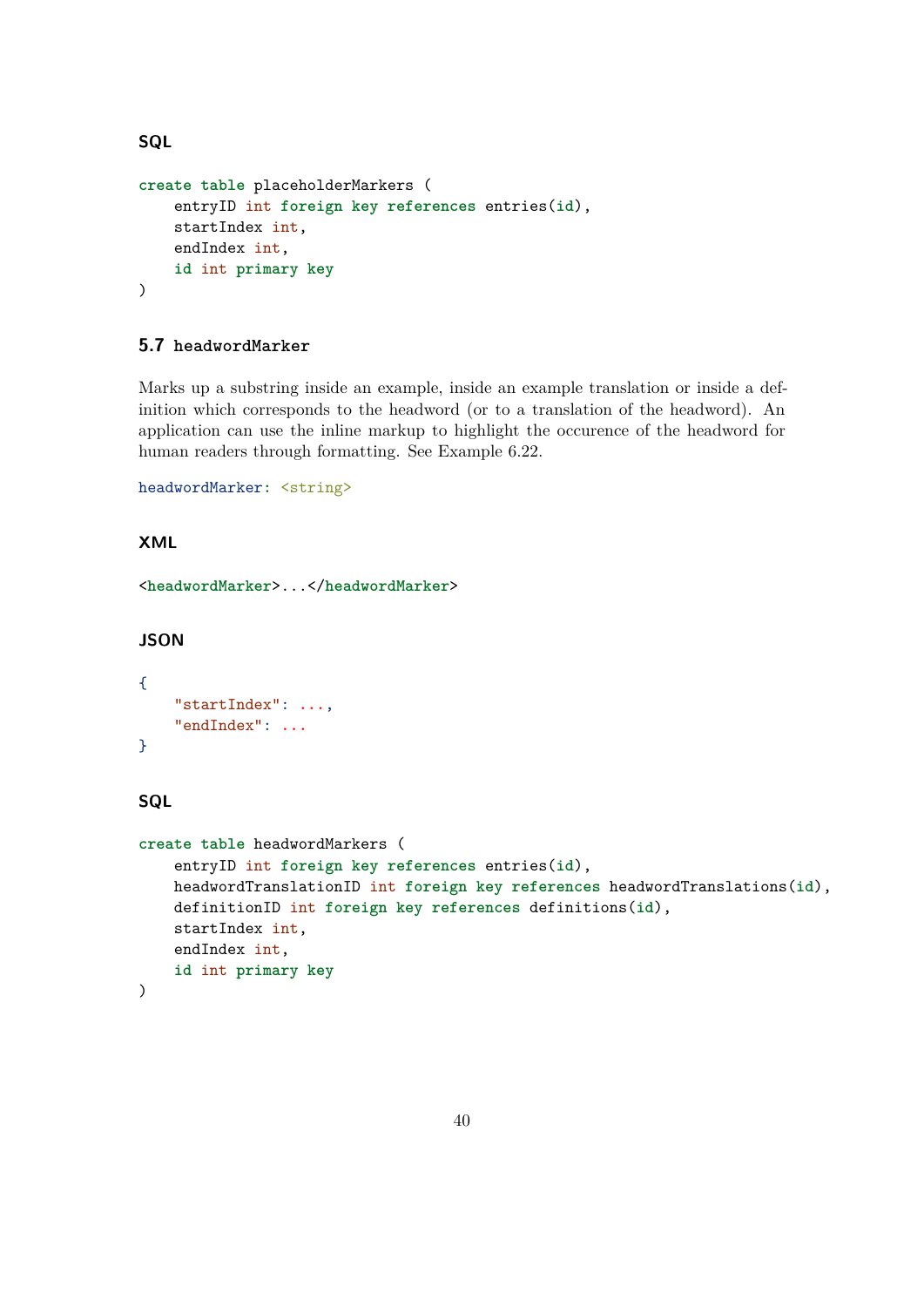#### SQL

```
create table placeholderMarkers (
    entryID int foreign key references entries(id),
    startIndex int,
    endIndex int,
    id int primary key
)
```

### 5.7 `headwordMarker`

Marks up a substring inside an example, inside an example translation or inside a definition which corresponds to the headword (or to a translation of the headword). An application can use the inline markup to highlight the occurence of the headword for human readers through formatting. See Example 6.22.

```
headwordMarker: <string>
```

#### XML

```
<headwordMarker>...</headwordMarker>
```

#### JSON

```
{
    "startIndex": ...,
    "endIndex": ...
}
```

#### SQL

```
create table headwordMarkers (
    entryID int foreign key references entries(id),
    headwordTranslationID int foreign key references headwordTranslations(id),
    definitionID int foreign key references definitions(id),
    startIndex int,
    endIndex int,
    id int primary key
)
```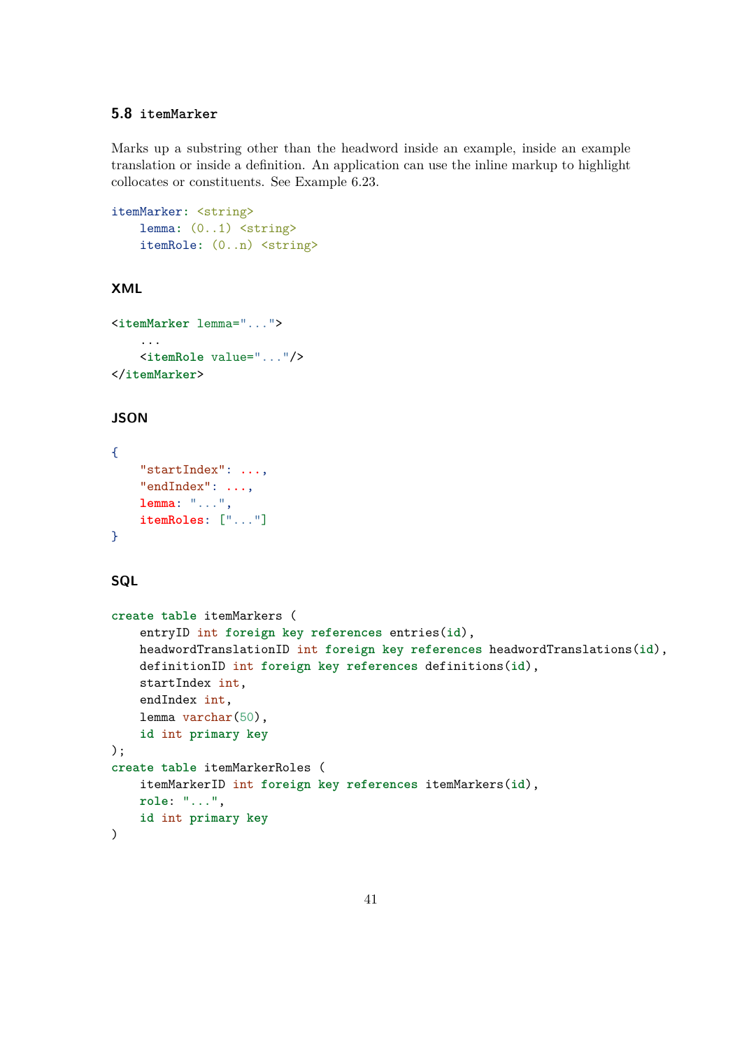## 5.8 `itemMarker`

Marks up a substring other than the headword inside an example, inside an example translation or inside a definition. An application can use the inline markup to highlight collocates or constituents. See Example 6.23.

```
itemMarker: <string>
    lemma: (0..1) <string>
    itemRole: (0..n) <string>
```

### XML

```
<itemMarker lemma="...">
    ...
    <itemRole value="..."/>
</itemMarker>
```

### JSON

```
{
    "startIndex": ...,
    "endIndex": ...,
    lemma: "...",
    itemRoles: ["..."]
}
```

### SQL

```
create table itemMarkers (
    entryID int foreign key references entries(id),
    headwordTranslationID int foreign key references headwordTranslations(id),
    definitionID int foreign key references definitions(id),
    startIndex int,
    endIndex int,
    lemma varchar(50),
    id int primary key
);
create table itemMarkerRoles (
    itemMarkerID int foreign key references itemMarkers(id),
    role: "...",
    id int primary key
)
```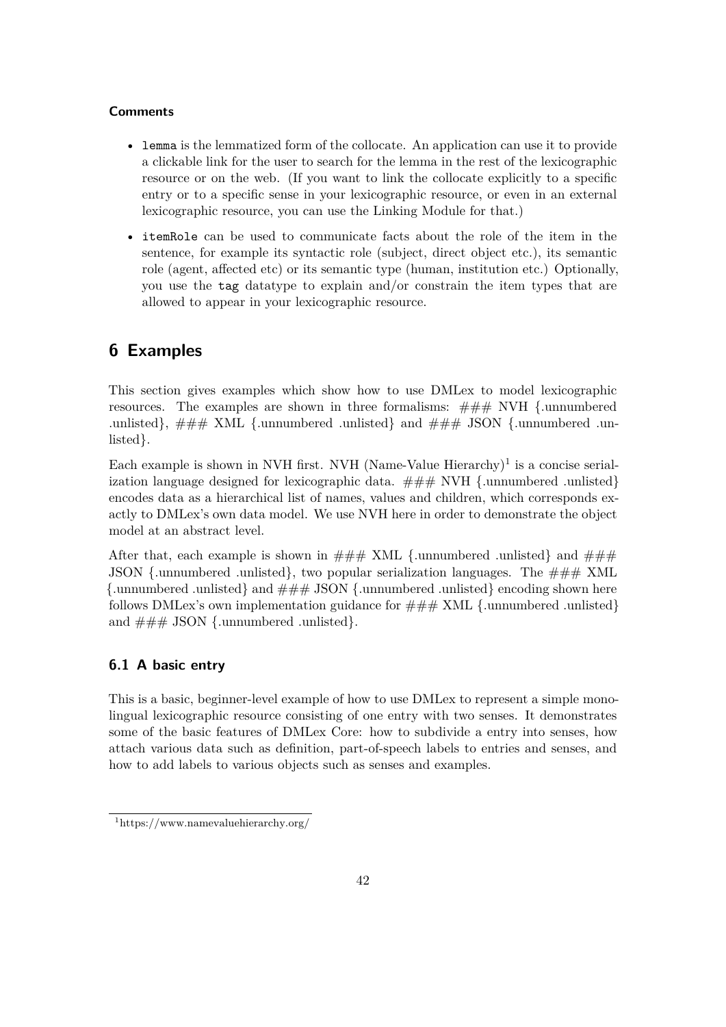#### Comments

- `lemma` is the lemmatized form of the collocate. An application can use it to provide a clickable link for the user to search for the lemma in the rest of the lexicographic resource or on the web. (If you want to link the collocate explicitly to a specific entry or to a specific sense in your lexicographic resource, or even in an external lexicographic resource, you can use the Linking Module for that.)
- `itemRole` can be used to communicate facts about the role of the item in the sentence, for example its syntactic role (subject, direct object etc.), its semantic role (agent, affected etc) or its semantic type (human, institution etc.) Optionally, you use the `tag` datatype to explain and/or constrain the item types that are allowed to appear in your lexicographic resource.

## 6 Examples

This section gives examples which show how to use DMLex to model lexicographic resources. The examples are shown in three formalisms: ### NVH {.unnumbered .unlisted}, ### XML {.unnumbered .unlisted} and ### JSON {.unnumbered .unlisted}.

Each example is shown in NVH first. NVH (Name-Value Hierarchy)[1] is a concise serialization language designed for lexicographic data. ### NVH {.unnumbered .unlisted} encodes data as a hierarchical list of names, values and children, which corresponds exactly to DMLex's own data model. We use NVH here in order to demonstrate the object model at an abstract level.

After that, each example is shown in ### XML {.unnumbered .unlisted} and ### JSON {.unnumbered .unlisted}, two popular serialization languages. The ### XML {.unnumbered .unlisted} and ### JSON {.unnumbered .unlisted} encoding shown here follows DMLex's own implementation guidance for ### XML {.unnumbered .unlisted} and ### JSON {.unnumbered .unlisted}.

### 6.1 A basic entry

This is a basic, beginner-level example of how to use DMLex to represent a simple monolingual lexicographic resource consisting of one entry with two senses. It demonstrates some of the basic features of DMLex Core: how to subdivide a entry into senses, how attach various data such as definition, part-of-speech labels to entries and senses, and how to add labels to various objects such as senses and examples.

[1] https://www.namevaluehierarchy.org/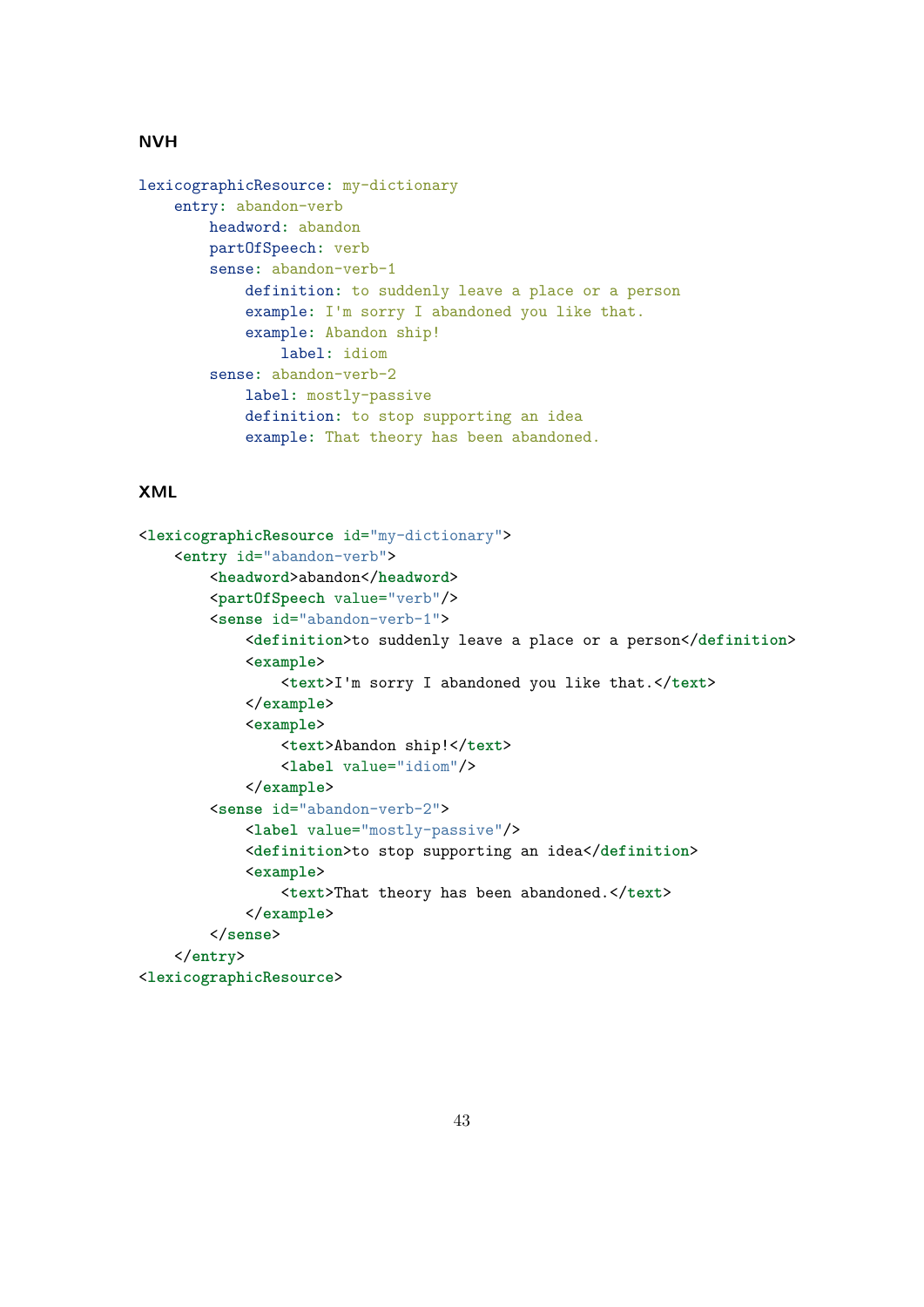**NVH**

```
lexicographicResource: my-dictionary
    entry: abandon-verb
        headword: abandon
        partOfSpeech: verb
        sense: abandon-verb-1
            definition: to suddenly leave a place or a person
            example: I'm sorry I abandoned you like that.
            example: Abandon ship!
                label: idiom
        sense: abandon-verb-2
            label: mostly-passive
            definition: to stop supporting an idea
            example: That theory has been abandoned.
```

**XML**

```
<lexicographicResource id="my-dictionary">
    <entry id="abandon-verb">
        <headword>abandon</headword>
        <partOfSpeech value="verb"/>
        <sense id="abandon-verb-1">
            <definition>to suddenly leave a place or a person</definition>
            <example>
                <text>I'm sorry I abandoned you like that.</text>
            </example>
            <example>
                <text>Abandon ship!</text>
                <label value="idiom"/>
            </example>
        <sense id="abandon-verb-2">
            <label value="mostly-passive"/>
            <definition>to stop supporting an idea</definition>
            <example>
                <text>That theory has been abandoned.</text>
            </example>
        </sense>
    </entry>
<lexicographicResource>
```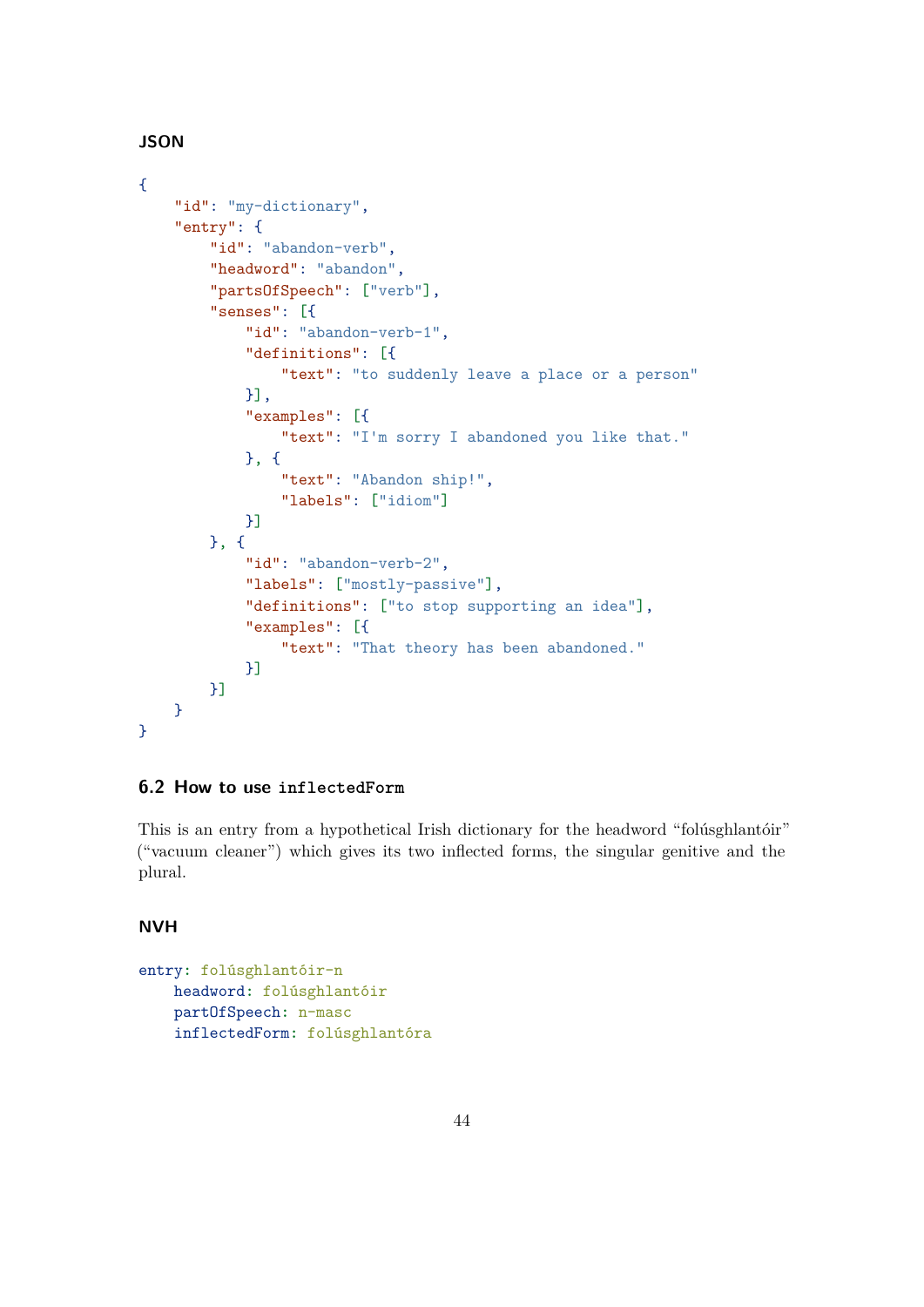### JSON

```
{
    "id": "my-dictionary",
    "entry": {
        "id": "abandon-verb",
        "headword": "abandon",
        "partsOfSpeech": ["verb"],
        "senses": [{
            "id": "abandon-verb-1",
            "definitions": [{
                "text": "to suddenly leave a place or a person"
            }],
            "examples": [{
                "text": "I'm sorry I abandoned you like that."
            }, {
                "text": "Abandon ship!",
                "labels": ["idiom"]
            }]
        }, {
            "id": "abandon-verb-2",
            "labels": ["mostly-passive"],
            "definitions": ["to stop supporting an idea"],
            "examples": [{
                "text": "That theory has been abandoned."
            }]
        }]
    }
}
```

## 6.2 How to use `inflectedForm`

This is an entry from a hypothetical Irish dictionary for the headword "folúsghlantóir" ("vacuum cleaner") which gives its two inflected forms, the singular genitive and the plural.

### NVH

```
entry: folúsghlantóir-n
    headword: folúsghlantóir
    partOfSpeech: n-masc
    inflectedForm: folúsghlantóra
```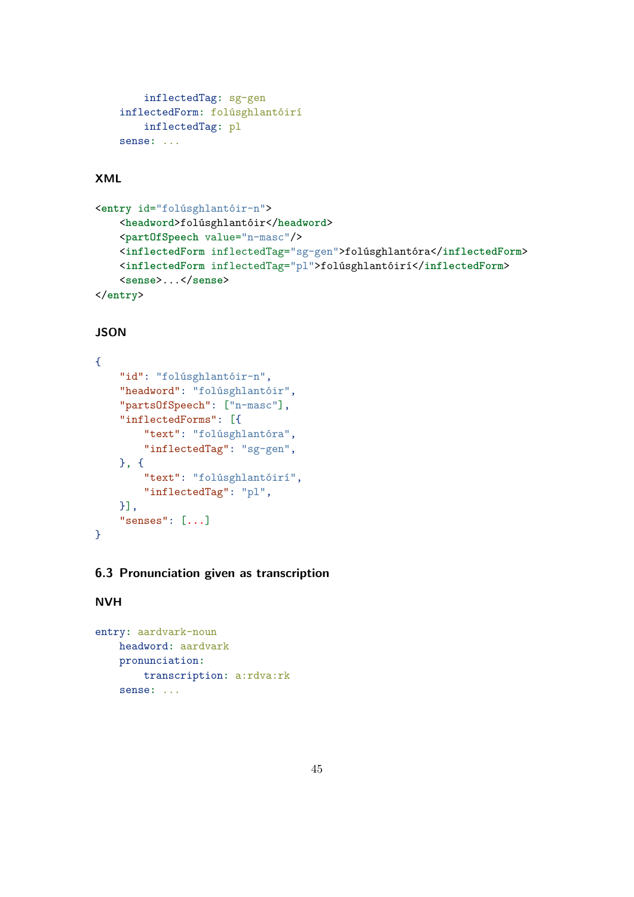```
        inflectedTag: sg-gen
    inflectedForm: folúsghlantóirí
        inflectedTag: pl
    sense: ...
```

### XML

```
<entry id="folúsghlantóir-n">
    <headword>folúsghlantóir</headword>
    <partOfSpeech value="n-masc"/>
    <inflectedForm inflectedTag="sg-gen">folúsghlantóra</inflectedForm>
    <inflectedForm inflectedTag="pl">folúsghlantóirí</inflectedForm>
    <sense>...</sense>
</entry>
```

### JSON

```
{
    "id": "folúsghlantóir-n",
    "headword": "folúsghlantóir",
    "partsOfSpeech": ["n-masc"],
    "inflectedForms": [{
        "text": "folúsghlantóra",
        "inflectedTag": "sg-gen",
    }, {
        "text": "folúsghlantóirí",
        "inflectedTag": "pl",
    }],
    "senses": [...]
}
```

## 6.3 Pronunciation given as transcription

### NVH

```
entry: aardvark-noun
    headword: aardvark
    pronunciation:
        transcription: a:rdva:rk
    sense: ...
```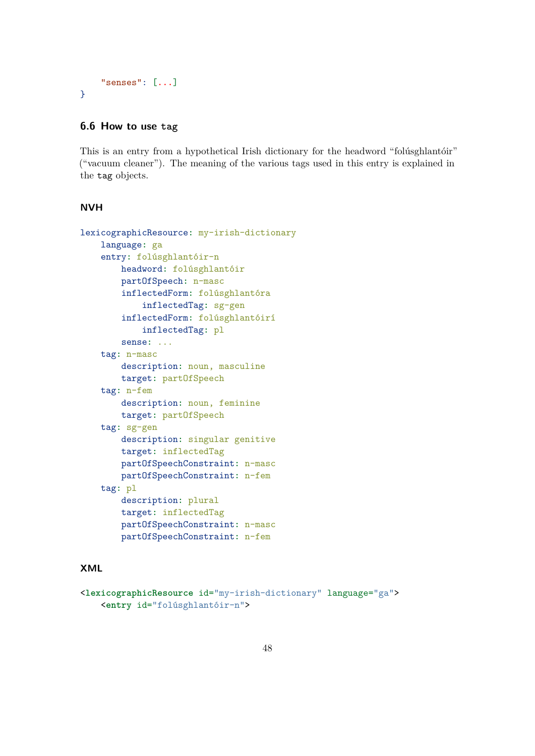```
    "senses": [...]
}
```

### 6.6 How to use `tag`

This is an entry from a hypothetical Irish dictionary for the headword "folúsghlantóir" ("vacuum cleaner"). The meaning of the various tags used in this entry is explained in the `tag` objects.

#### NVH

```
lexicographicResource: my-irish-dictionary
    language: ga
    entry: folúsghlantóir-n
        headword: folúsghlantóir
        partOfSpeech: n-masc
        inflectedForm: folúsghlantóra
            inflectedTag: sg-gen
        inflectedForm: folúsghlantóirí
            inflectedTag: pl
        sense: ...
    tag: n-masc
        description: noun, masculine
        target: partOfSpeech
    tag: n-fem
        description: noun, feminine
        target: partOfSpeech
    tag: sg-gen
        description: singular genitive
        target: inflectedTag
        partOfSpeechConstraint: n-masc
        partOfSpeechConstraint: n-fem
    tag: pl
        description: plural
        target: inflectedTag
        partOfSpeechConstraint: n-masc
        partOfSpeechConstraint: n-fem
```

#### XML

```
<lexicographicResource id="my-irish-dictionary" language="ga">
    <entry id="folúsghlantóir-n">
```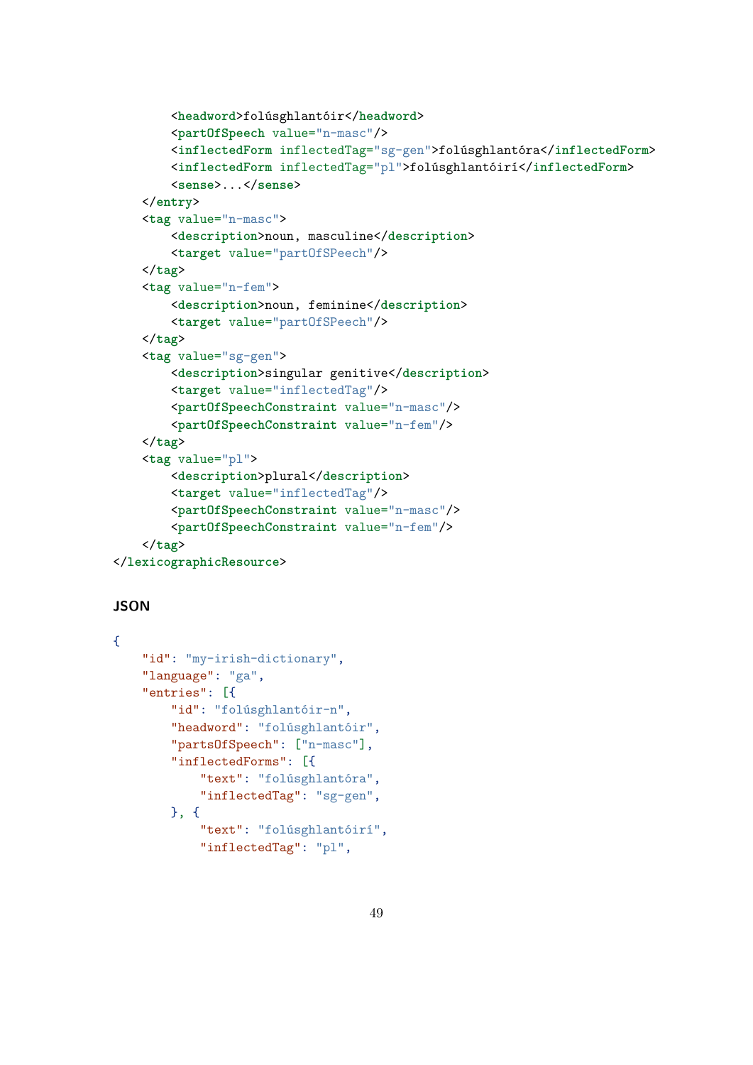```
        <headword>folúsghlantóir</headword>
        <partOfSpeech value="n-masc"/>
        <inflectedForm inflectedTag="sg-gen">folúsghlantóra</inflectedForm>
        <inflectedForm inflectedTag="pl">folúsghlantóirí</inflectedForm>
        <sense>...</sense>
    </entry>
    <tag value="n-masc">
        <description>noun, masculine</description>
        <target value="partOfSPeech"/>
    </tag>
    <tag value="n-fem">
        <description>noun, feminine</description>
        <target value="partOfSPeech"/>
    </tag>
    <tag value="sg-gen">
        <description>singular genitive</description>
        <target value="inflectedTag"/>
        <partOfSpeechConstraint value="n-masc"/>
        <partOfSpeechConstraint value="n-fem"/>
    </tag>
    <tag value="pl">
        <description>plural</description>
        <target value="inflectedTag"/>
        <partOfSpeechConstraint value="n-masc"/>
        <partOfSpeechConstraint value="n-fem"/>
    </tag>
</lexicographicResource>
```

**JSON**

```
{
    "id": "my-irish-dictionary",
    "language": "ga",
    "entries": [{
        "id": "folúsghlantóir-n",
        "headword": "folúsghlantóir",
        "partsOfSpeech": ["n-masc"],
        "inflectedForms": [{
            "text": "folúsghlantóra",
            "inflectedTag": "sg-gen",
        }, {
            "text": "folúsghlantóirí",
            "inflectedTag": "pl",
```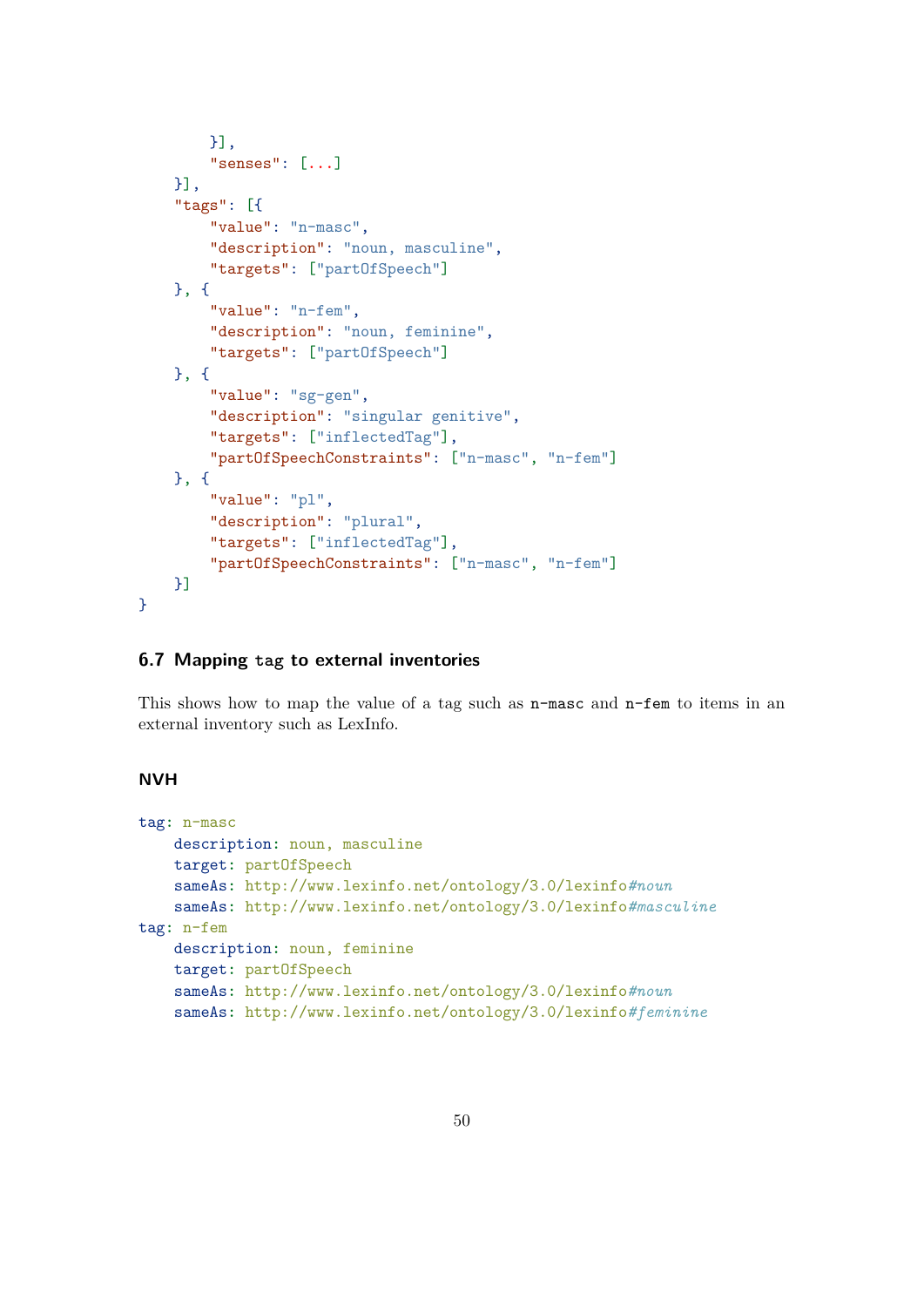```
        }],
        "senses": [...]
    }],
    "tags": [{
        "value": "n-masc",
        "description": "noun, masculine",
        "targets": ["partOfSpeech"]
    }, {
        "value": "n-fem",
        "description": "noun, feminine",
        "targets": ["partOfSpeech"]
    }, {
        "value": "sg-gen",
        "description": "singular genitive",
        "targets": ["inflectedTag"],
        "partOfSpeechConstraints": ["n-masc", "n-fem"]
    }, {
        "value": "pl",
        "description": "plural",
        "targets": ["inflectedTag"],
        "partOfSpeechConstraints": ["n-masc", "n-fem"]
    }]
}
```

### 6.7 Mapping `tag` to external inventories

This shows how to map the value of a tag such as `n-masc` and `n-fem` to items in an external inventory such as LexInfo.

#### NVH

```
tag: n-masc
    description: noun, masculine
    target: partOfSpeech
    sameAs: http://www.lexinfo.net/ontology/3.0/lexinfo#noun
    sameAs: http://www.lexinfo.net/ontology/3.0/lexinfo#masculine
tag: n-fem
    description: noun, feminine
    target: partOfSpeech
    sameAs: http://www.lexinfo.net/ontology/3.0/lexinfo#noun
    sameAs: http://www.lexinfo.net/ontology/3.0/lexinfo#feminine
```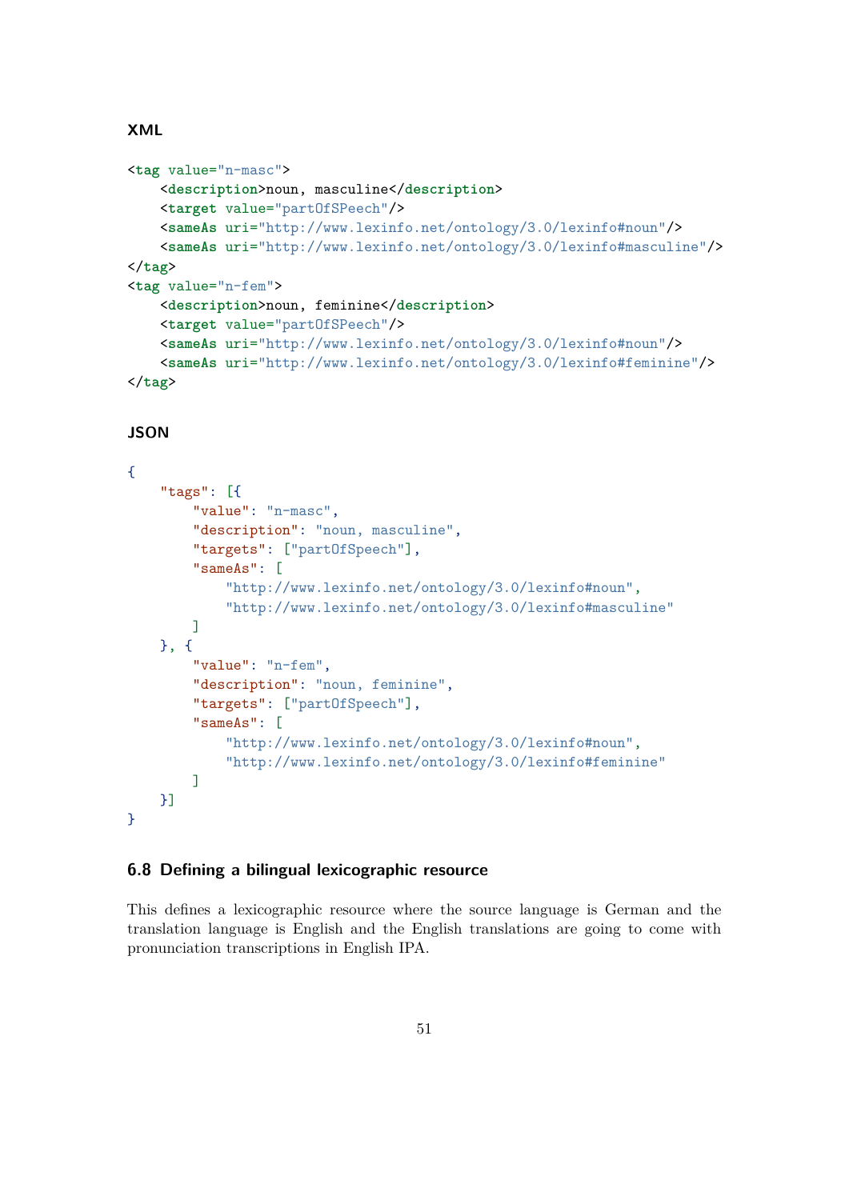#### XML

```
<tag value="n-masc">
    <description>noun, masculine</description>
    <target value="partOfSPeech"/>
    <sameAs uri="http://www.lexinfo.net/ontology/3.0/lexinfo#noun"/>
    <sameAs uri="http://www.lexinfo.net/ontology/3.0/lexinfo#masculine"/>
</tag>
<tag value="n-fem">
    <description>noun, feminine</description>
    <target value="partOfSPeech"/>
    <sameAs uri="http://www.lexinfo.net/ontology/3.0/lexinfo#noun"/>
    <sameAs uri="http://www.lexinfo.net/ontology/3.0/lexinfo#feminine"/>
</tag>
```

#### JSON

```
{
    "tags": [{
        "value": "n-masc",
        "description": "noun, masculine",
        "targets": ["partOfSpeech"],
        "sameAs": [
            "http://www.lexinfo.net/ontology/3.0/lexinfo#noun",
            "http://www.lexinfo.net/ontology/3.0/lexinfo#masculine"
        ]
    }, {
        "value": "n-fem",
        "description": "noun, feminine",
        "targets": ["partOfSpeech"],
        "sameAs": [
            "http://www.lexinfo.net/ontology/3.0/lexinfo#noun",
            "http://www.lexinfo.net/ontology/3.0/lexinfo#feminine"
        ]
    }]
}
```

### 6.8 Defining a bilingual lexicographic resource

This defines a lexicographic resource where the source language is German and the translation language is English and the English translations are going to come with pronunciation transcriptions in English IPA.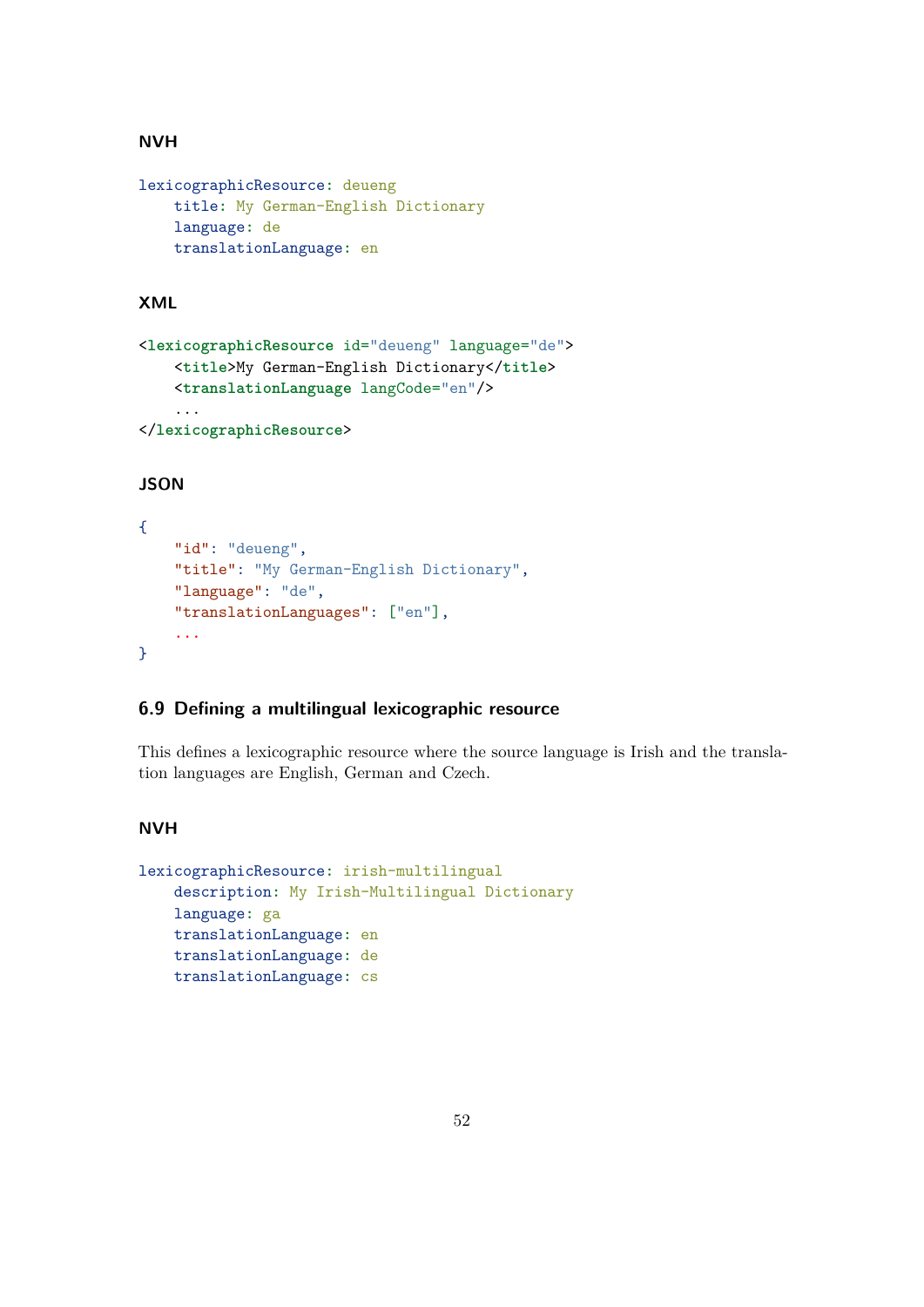#### NVH

```
lexicographicResource: deueng
    title: My German-English Dictionary
    language: de
    translationLanguage: en
```

#### XML

```
<lexicographicResource id="deueng" language="de">
    <title>My German-English Dictionary</title>
    <translationLanguage langCode="en"/>
    ...
</lexicographicResource>
```

#### JSON

```
{
    "id": "deueng",
    "title": "My German-English Dictionary",
    "language": "de",
    "translationLanguages": ["en"],
    ...
}
```

### 6.9 Defining a multilingual lexicographic resource

This defines a lexicographic resource where the source language is Irish and the translation languages are English, German and Czech.

#### NVH

```
lexicographicResource: irish-multilingual
    description: My Irish-Multilingual Dictionary
    language: ga
    translationLanguage: en
    translationLanguage: de
    translationLanguage: cs
```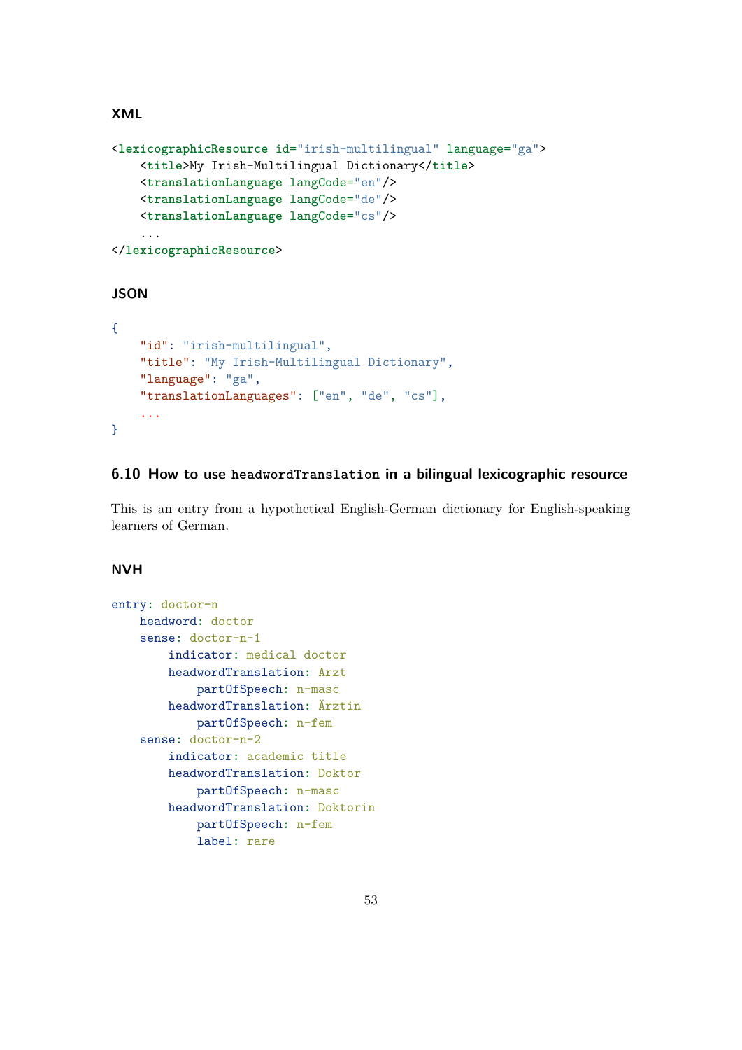#### XML

```
<lexicographicResource id="irish-multilingual" language="ga">
    <title>My Irish-Multilingual Dictionary</title>
    <translationLanguage langCode="en"/>
    <translationLanguage langCode="de"/>
    <translationLanguage langCode="cs"/>
    ...
</lexicographicResource>
```

#### JSON

```
{
    "id": "irish-multilingual",
    "title": "My Irish-Multilingual Dictionary",
    "language": "ga",
    "translationLanguages": ["en", "de", "cs"],
    ...
}
```

### 6.10 How to use `headwordTranslation` in a bilingual lexicographic resource

This is an entry from a hypothetical English-German dictionary for English-speaking learners of German.

#### NVH

```
entry: doctor-n
    headword: doctor
    sense: doctor-n-1
        indicator: medical doctor
        headwordTranslation: Arzt
            partOfSpeech: n-masc
        headwordTranslation: Ärztin
            partOfSpeech: n-fem
    sense: doctor-n-2
        indicator: academic title
        headwordTranslation: Doktor
            partOfSpeech: n-masc
        headwordTranslation: Doktorin
            partOfSpeech: n-fem
            label: rare
```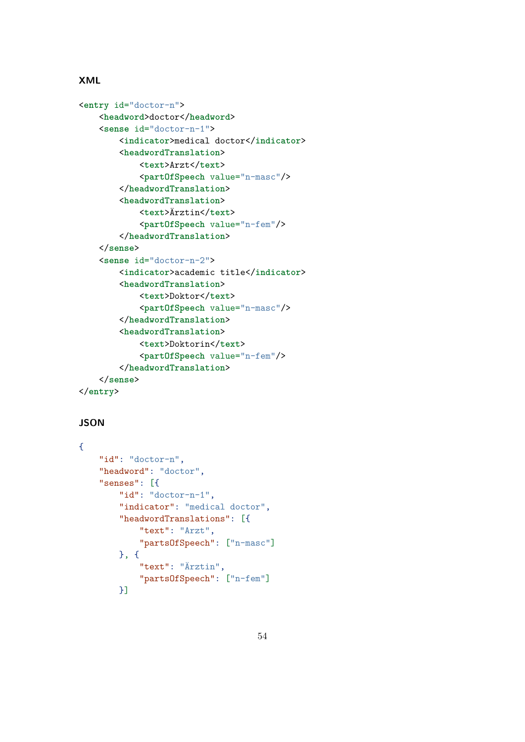### XML

```
<entry id="doctor-n">
    <headword>doctor</headword>
    <sense id="doctor-n-1">
        <indicator>medical doctor</indicator>
        <headwordTranslation>
            <text>Arzt</text>
            <partOfSpeech value="n-masc"/>
        </headwordTranslation>
        <headwordTranslation>
            <text>Ärztin</text>
            <partOfSpeech value="n-fem"/>
        </headwordTranslation>
    </sense>
    <sense id="doctor-n-2">
        <indicator>academic title</indicator>
        <headwordTranslation>
            <text>Doktor</text>
            <partOfSpeech value="n-masc"/>
        </headwordTranslation>
        <headwordTranslation>
            <text>Doktorin</text>
            <partOfSpeech value="n-fem"/>
        </headwordTranslation>
    </sense>
</entry>
```

### JSON

```
{
    "id": "doctor-n",
    "headword": "doctor",
    "senses": [{
        "id": "doctor-n-1",
        "indicator": "medical doctor",
        "headwordTranslations": [{
            "text": "Arzt",
            "partsOfSpeech": ["n-masc"]
        }, {
            "text": "Ärztin",
            "partsOfSpeech": ["n-fem"]
        }]
```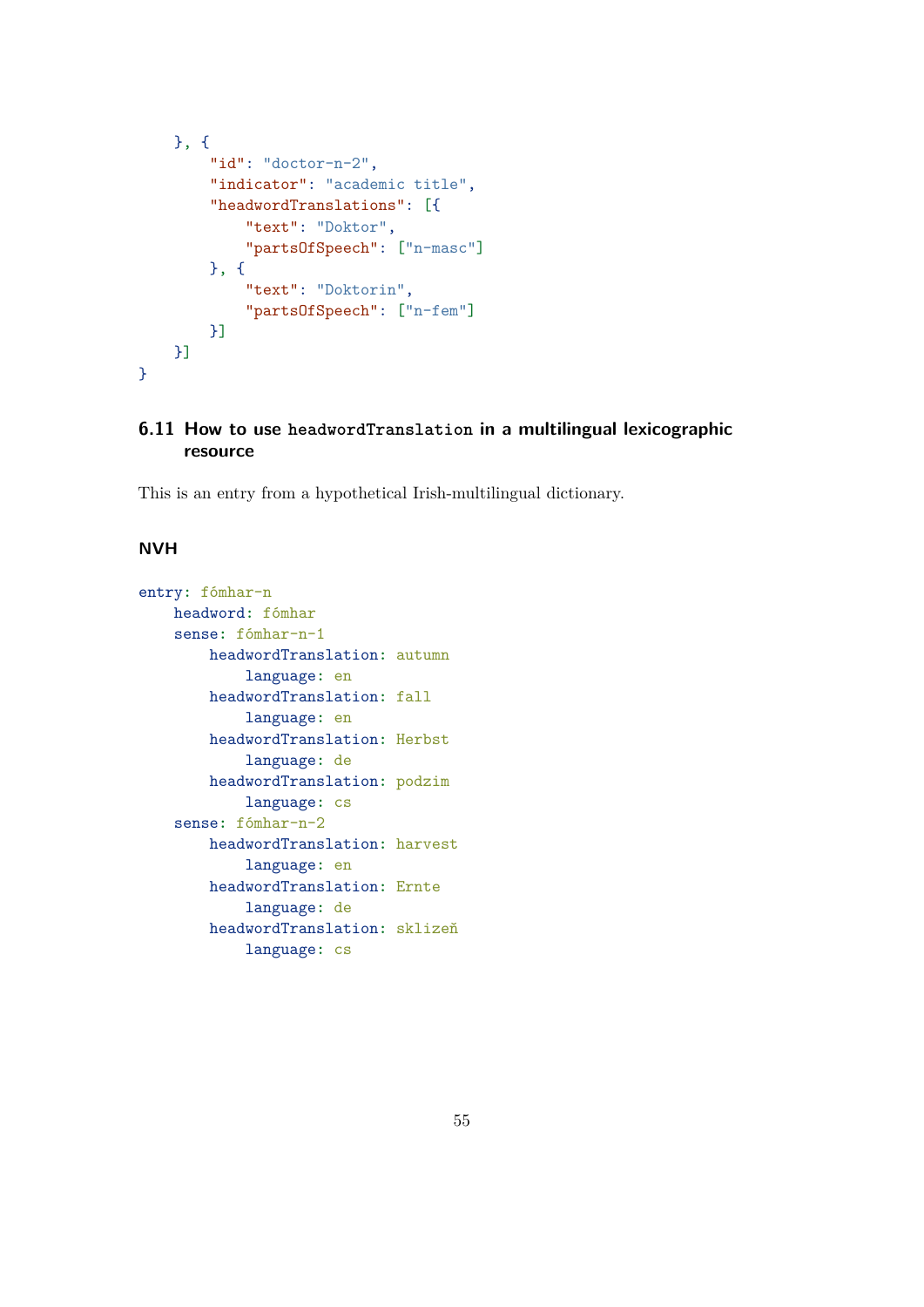```
    }, {
        "id": "doctor-n-2",
        "indicator": "academic title",
        "headwordTranslations": [{
            "text": "Doktor",
            "partsOfSpeech": ["n-masc"]
        }, {
            "text": "Doktorin",
            "partsOfSpeech": ["n-fem"]
        }]
    }]
}
```

### 6.11 How to use `headwordTranslation` in a multilingual lexicographic resource

This is an entry from a hypothetical Irish-multilingual dictionary.

#### NVH

```
entry: fómhar-n
    headword: fómhar
    sense: fómhar-n-1
        headwordTranslation: autumn
            language: en
        headwordTranslation: fall
            language: en
        headwordTranslation: Herbst
            language: de
        headwordTranslation: podzim
            language: cs
    sense: fómhar-n-2
        headwordTranslation: harvest
            language: en
        headwordTranslation: Ernte
            language: de
        headwordTranslation: sklizeň
            language: cs
```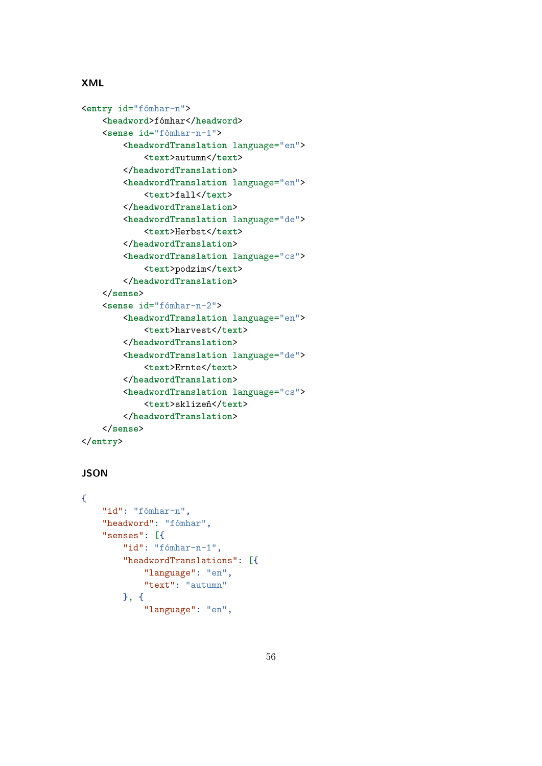### XML

```
<entry id="fómhar-n">
    <headword>fómhar</headword>
    <sense id="fómhar-n-1">
        <headwordTranslation language="en">
            <text>autumn</text>
        </headwordTranslation>
        <headwordTranslation language="en">
            <text>fall</text>
        </headwordTranslation>
        <headwordTranslation language="de">
            <text>Herbst</text>
        </headwordTranslation>
        <headwordTranslation language="cs">
            <text>podzim</text>
        </headwordTranslation>
    </sense>
    <sense id="fómhar-n-2">
        <headwordTranslation language="en">
            <text>harvest</text>
        </headwordTranslation>
        <headwordTranslation language="de">
            <text>Ernte</text>
        </headwordTranslation>
        <headwordTranslation language="cs">
            <text>sklizeň</text>
        </headwordTranslation>
    </sense>
</entry>
```

### JSON

```
{
    "id": "fómhar-n",
    "headword": "fómhar",
    "senses": [{
        "id": "fómhar-n-1",
        "headwordTranslations": [{
            "language": "en",
            "text": "autumn"
        }, {
            "language": "en",
```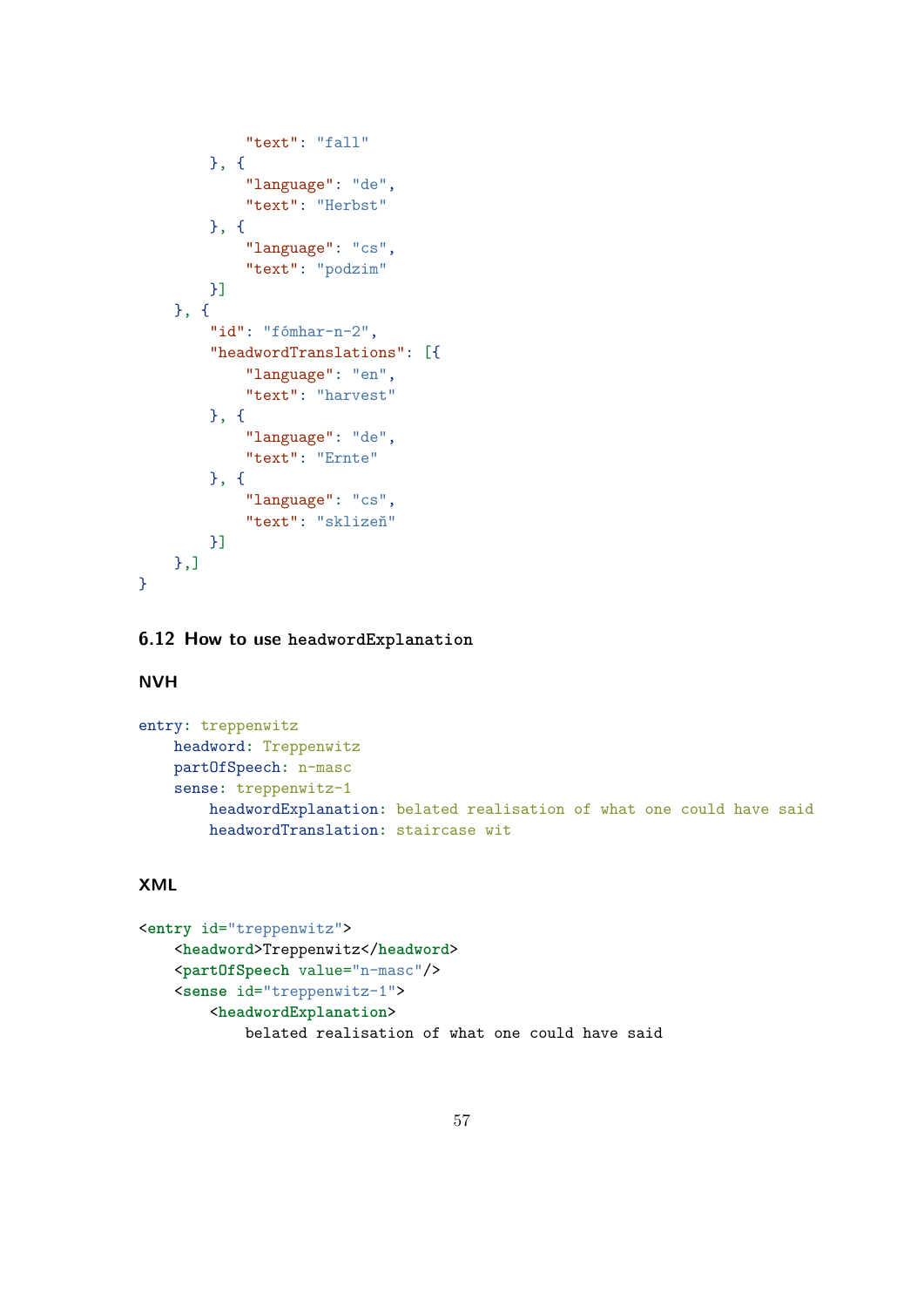```
            "text": "fall"
        }, {
            "language": "de",
            "text": "Herbst"
        }, {
            "language": "cs",
            "text": "podzim"
        }]
    }, {
        "id": "fómhar-n-2",
        "headwordTranslations": [{
            "language": "en",
            "text": "harvest"
        }, {
            "language": "de",
            "text": "Ernte"
        }, {
            "language": "cs",
            "text": "sklizeň"
        }]
    },]
}
```

### 6.12 How to use `headwordExplanation`

#### NVH

```
entry: treppenwitz
    headword: Treppenwitz
    partOfSpeech: n-masc
    sense: treppenwitz-1
        headwordExplanation: belated realisation of what one could have said
        headwordTranslation: staircase wit
```

#### XML

```
<entry id="treppenwitz">
    <headword>Treppenwitz</headword>
    <partOfSpeech value="n-masc"/>
    <sense id="treppenwitz-1">
        <headwordExplanation>
            belated realisation of what one could have said
```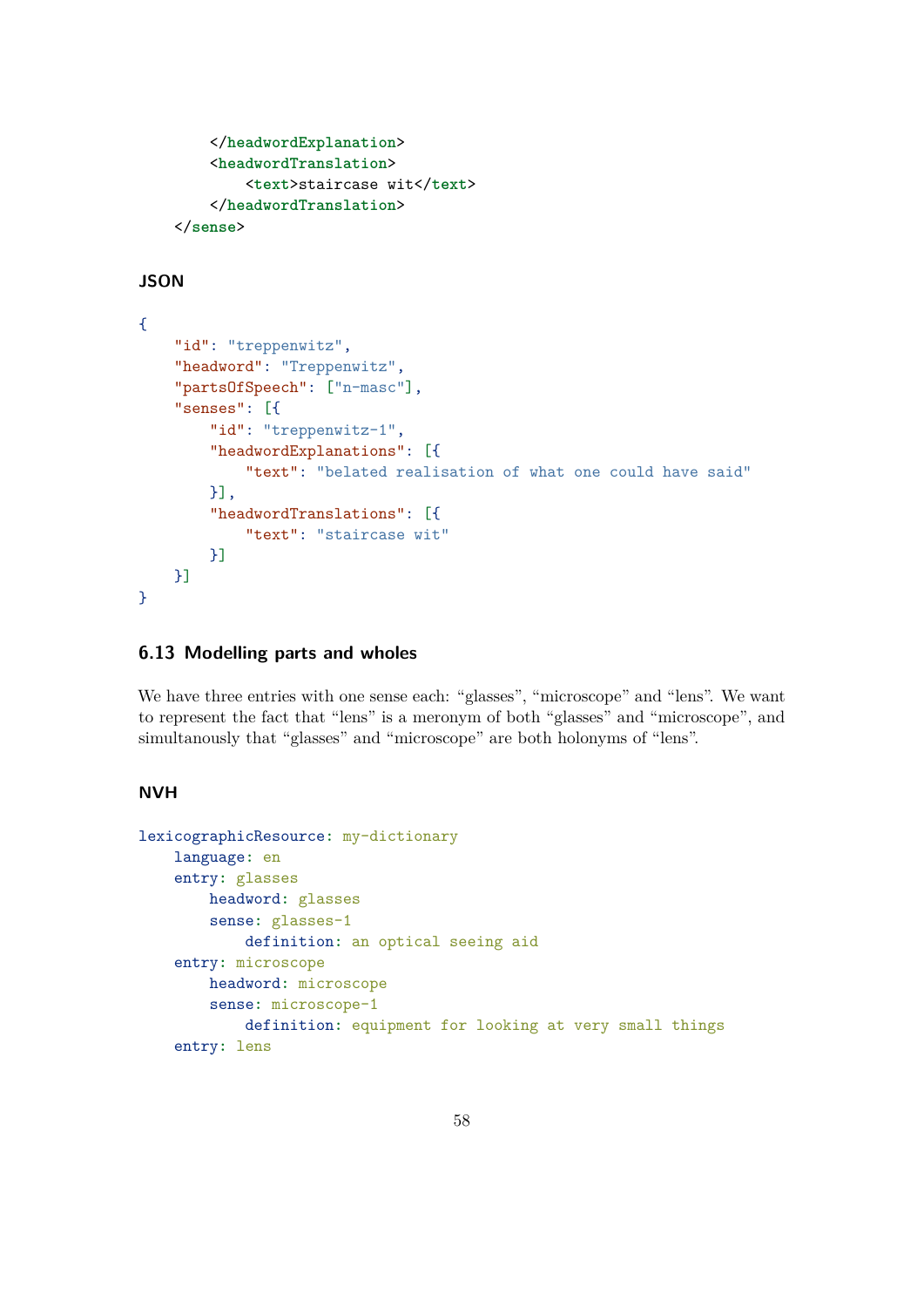```
        </headwordExplanation>
        <headwordTranslation>
            <text>staircase wit</text>
        </headwordTranslation>
    </sense>
```

#### JSON

```
{
    "id": "treppenwitz",
    "headword": "Treppenwitz",
    "partsOfSpeech": ["n-masc"],
    "senses": [{
        "id": "treppenwitz-1",
        "headwordExplanations": [{
            "text": "belated realisation of what one could have said"
        }],
        "headwordTranslations": [{
            "text": "staircase wit"
        }]
    }]
}
```

### 6.13 Modelling parts and wholes

We have three entries with one sense each: "glasses", "microscope" and "lens". We want to represent the fact that "lens" is a meronym of both "glasses" and "microscope", and simultanously that "glasses" and "microscope" are both holonyms of "lens".

#### NVH

```
lexicographicResource: my-dictionary
    language: en
    entry: glasses
        headword: glasses
        sense: glasses-1
            definition: an optical seeing aid
    entry: microscope
        headword: microscope
        sense: microscope-1
            definition: equipment for looking at very small things
    entry: lens
```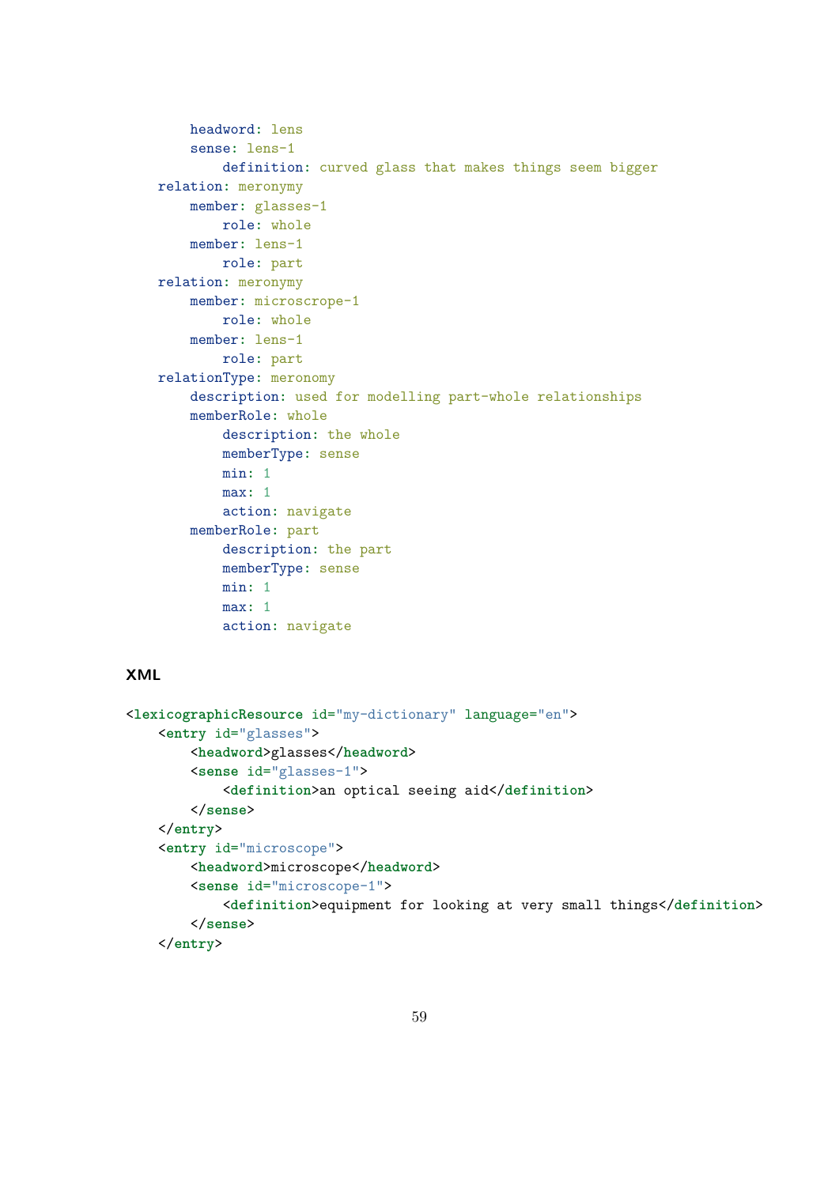```
        headword: lens
        sense: lens-1
            definition: curved glass that makes things seem bigger
    relation: meronymy
        member: glasses-1
            role: whole
        member: lens-1
            role: part
    relation: meronymy
        member: microscrope-1
            role: whole
        member: lens-1
            role: part
    relationType: meronomy
        description: used for modelling part-whole relationships
        memberRole: whole
            description: the whole
            memberType: sense
            min: 1
            max: 1
            action: navigate
        memberRole: part
            description: the part
            memberType: sense
            min: 1
            max: 1
            action: navigate
```

### XML

```
<lexicographicResource id="my-dictionary" language="en">
    <entry id="glasses">
        <headword>glasses</headword>
        <sense id="glasses-1">
            <definition>an optical seeing aid</definition>
        </sense>
    </entry>
    <entry id="microscope">
        <headword>microscope</headword>
        <sense id="microscope-1">
            <definition>equipment for looking at very small things</definition>
        </sense>
    </entry>
```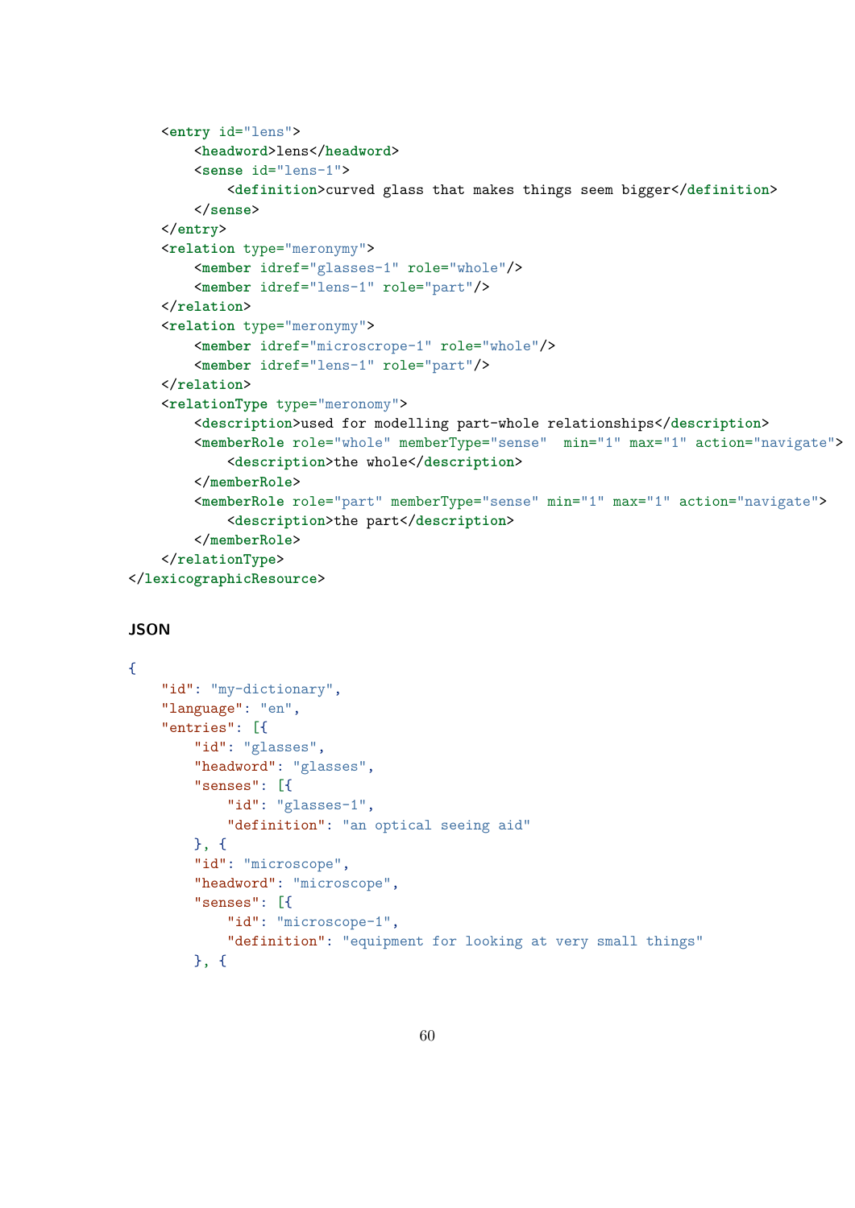```xml
    <entry id="lens">
        <headword>lens</headword>
        <sense id="lens-1">
            <definition>curved glass that makes things seem bigger</definition>
        </sense>
    </entry>
    <relation type="meronymy">
        <member idref="glasses-1" role="whole"/>
        <member idref="lens-1" role="part"/>
    </relation>
    <relation type="meronymy">
        <member idref="microscrope-1" role="whole"/>
        <member idref="lens-1" role="part"/>
    </relation>
    <relationType type="meronomy">
        <description>used for modelling part-whole relationships</description>
        <memberRole role="whole" memberType="sense"  min="1" max="1" action="navigate">
            <description>the whole</description>
        </memberRole>
        <memberRole role="part" memberType="sense" min="1" max="1" action="navigate">
            <description>the part</description>
        </memberRole>
    </relationType>
</lexicographicResource>
```

**JSON**

```json
{
    "id": "my-dictionary",
    "language": "en",
    "entries": [{
        "id": "glasses",
        "headword": "glasses",
        "senses": [{
            "id": "glasses-1",
            "definition": "an optical seeing aid"
        }, {
        "id": "microscope",
        "headword": "microscope",
        "senses": [{
            "id": "microscope-1",
            "definition": "equipment for looking at very small things"
        }, {
```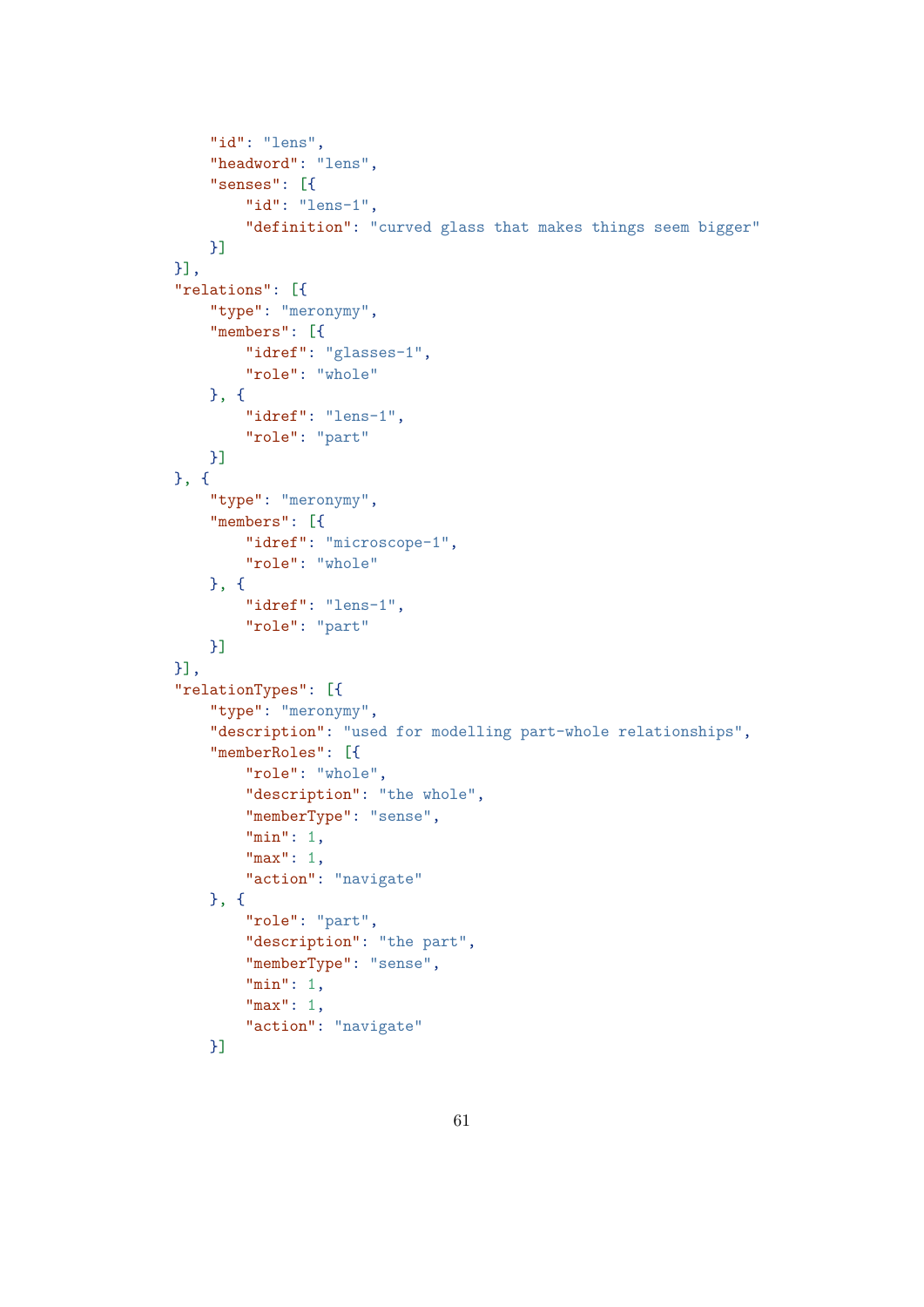```
        "id": "lens",
        "headword": "lens",
        "senses": [{
            "id": "lens-1",
            "definition": "curved glass that makes things seem bigger"
        }]
    }],
    "relations": [{
        "type": "meronymy",
        "members": [{
            "idref": "glasses-1",
            "role": "whole"
        }, {
            "idref": "lens-1",
            "role": "part"
        }]
    }, {
        "type": "meronymy",
        "members": [{
            "idref": "microscope-1",
            "role": "whole"
        }, {
            "idref": "lens-1",
            "role": "part"
        }]
    }],
    "relationTypes": [{
        "type": "meronymy",
        "description": "used for modelling part-whole relationships",
        "memberRoles": [{
            "role": "whole",
            "description": "the whole",
            "memberType": "sense",
            "min": 1,
            "max": 1,
            "action": "navigate"
        }, {
            "role": "part",
            "description": "the part",
            "memberType": "sense",
            "min": 1,
            "max": 1,
            "action": "navigate"
        }]
```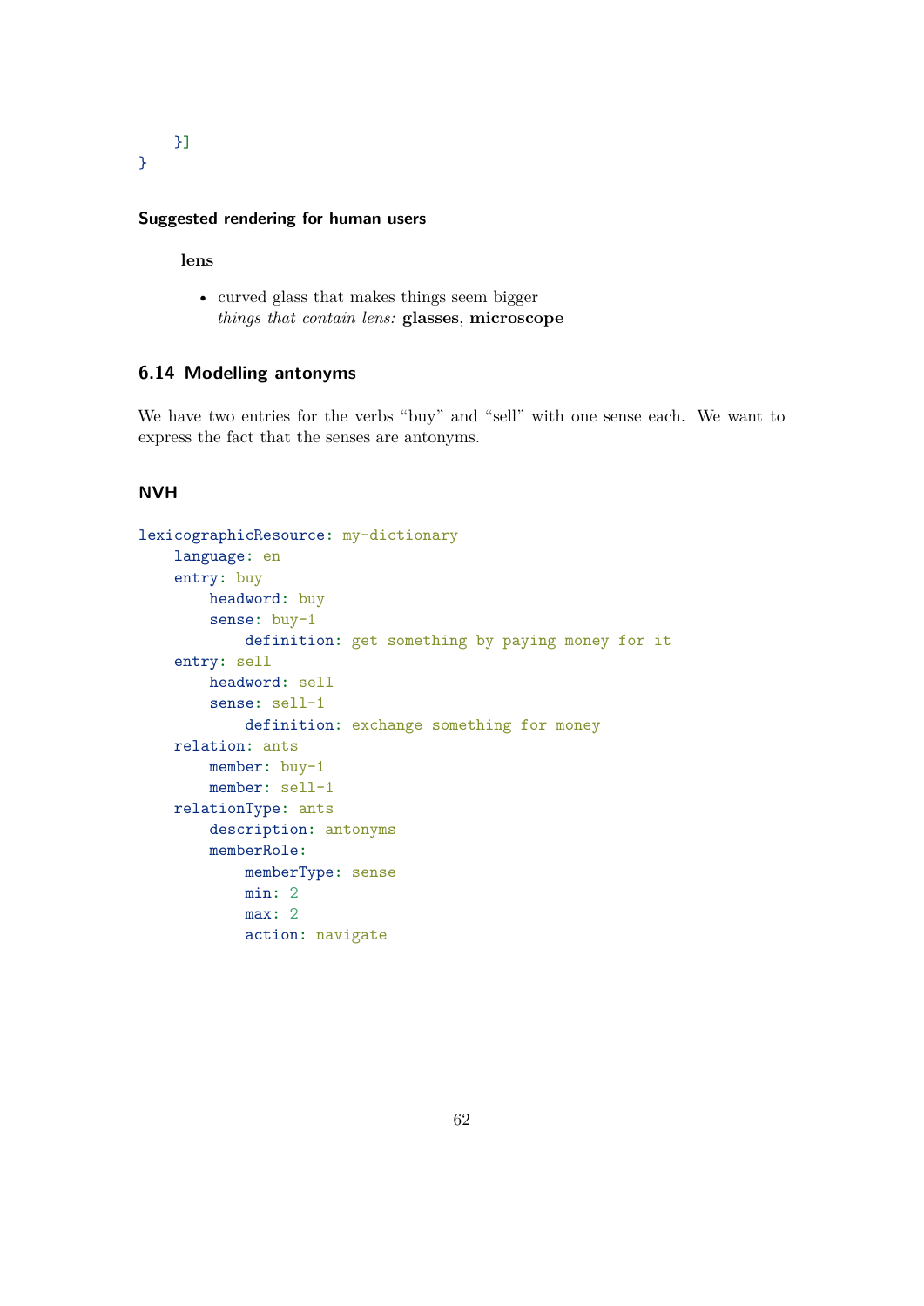```
    }]
}
```

#### Suggested rendering for human users

**lens**

- curved glass that makes things seem bigger
  *things that contain lens:* **glasses**, **microscope**

### 6.14 Modelling antonyms

We have two entries for the verbs “buy” and “sell” with one sense each. We want to express the fact that the senses are antonyms.

#### NVH

```
lexicographicResource: my-dictionary
    language: en
    entry: buy
        headword: buy
        sense: buy-1
            definition: get something by paying money for it
    entry: sell
        headword: sell
        sense: sell-1
            definition: exchange something for money
    relation: ants
        member: buy-1
        member: sell-1
    relationType: ants
        description: antonyms
        memberRole:
            memberType: sense
            min: 2
            max: 2
            action: navigate
```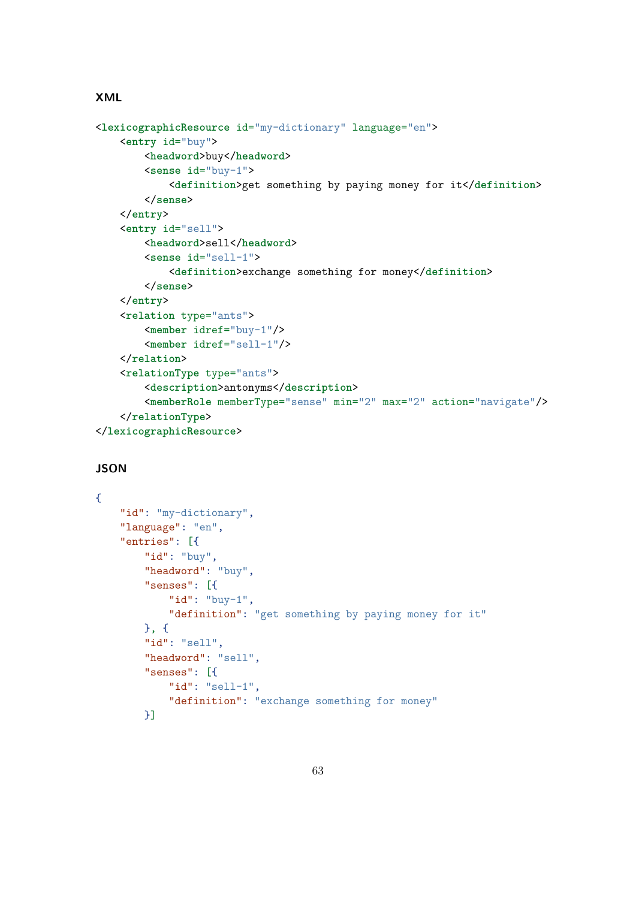### XML

```
<lexicographicResource id="my-dictionary" language="en">
    <entry id="buy">
        <headword>buy</headword>
        <sense id="buy-1">
            <definition>get something by paying money for it</definition>
        </sense>
    </entry>
    <entry id="sell">
        <headword>sell</headword>
        <sense id="sell-1">
            <definition>exchange something for money</definition>
        </sense>
    </entry>
    <relation type="ants">
        <member idref="buy-1"/>
        <member idref="sell-1"/>
    </relation>
    <relationType type="ants">
        <description>antonyms</description>
        <memberRole memberType="sense" min="2" max="2" action="navigate"/>
    </relationType>
</lexicographicResource>
```

### JSON

```
{
    "id": "my-dictionary",
    "language": "en",
    "entries": [{
        "id": "buy",
        "headword": "buy",
        "senses": [{
            "id": "buy-1",
            "definition": "get something by paying money for it"
        }, {
        "id": "sell",
        "headword": "sell",
        "senses": [{
            "id": "sell-1",
            "definition": "exchange something for money"
        }]
```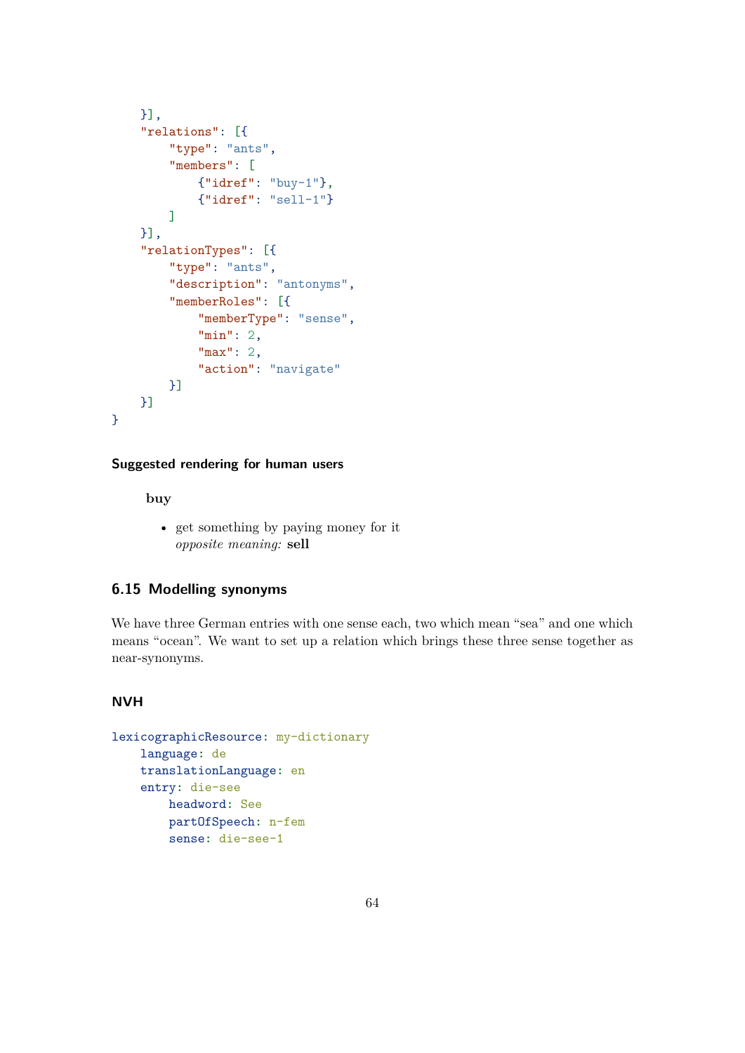```
    }],
    "relations": [{
        "type": "ants",
        "members": [
            {"idref": "buy-1"},
            {"idref": "sell-1"}
        ]
    }],
    "relationTypes": [{
        "type": "ants",
        "description": "antonyms",
        "memberRoles": [{
            "memberType": "sense",
            "min": 2,
            "max": 2,
            "action": "navigate"
        }]
    }]
}
```

#### Suggested rendering for human users

> **buy**
>
> - get something by paying money for it
>   *opposite meaning:* **sell**

### 6.15 Modelling synonyms

We have three German entries with one sense each, two which mean "sea" and one which means "ocean". We want to set up a relation which brings these three sense together as near-synonyms.

#### NVH

```
lexicographicResource: my-dictionary
    language: de
    translationLanguage: en
    entry: die-see
        headword: See
        partOfSpeech: n-fem
        sense: die-see-1
```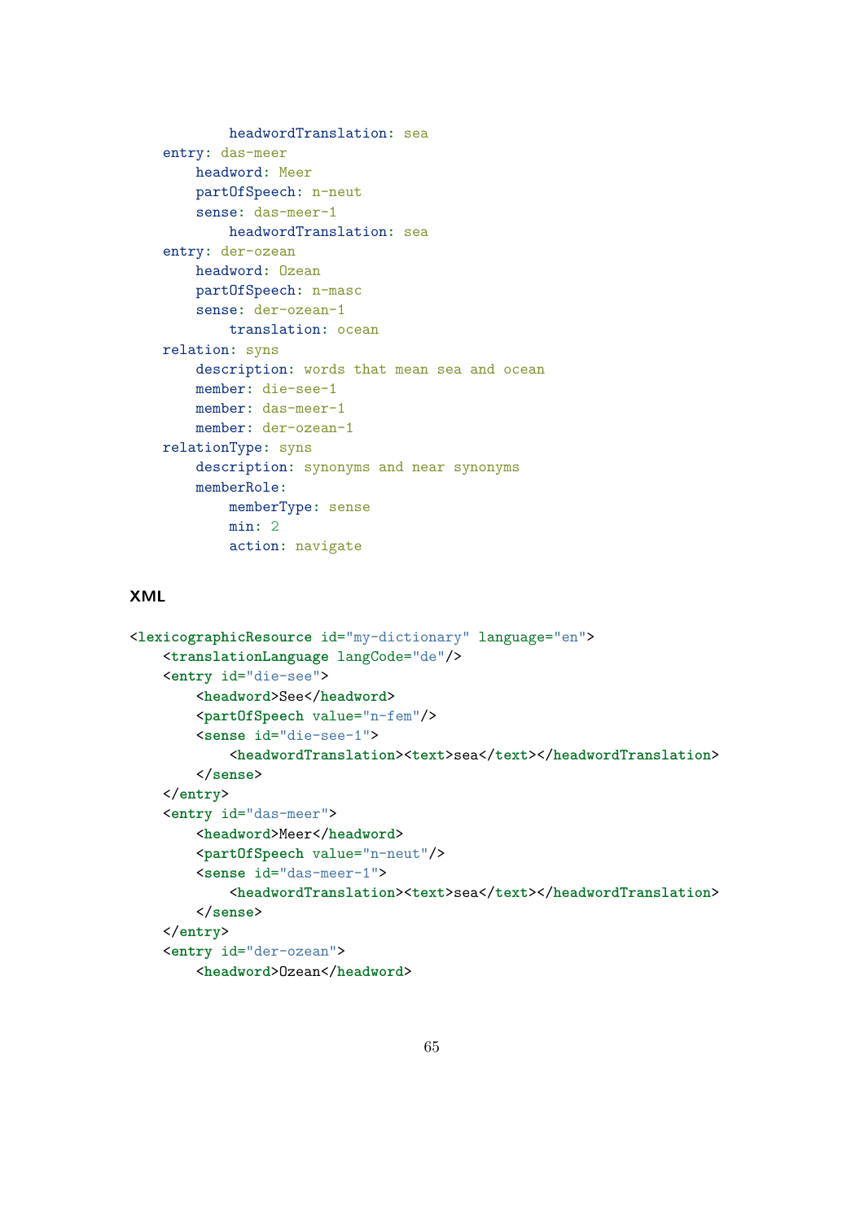```
            headwordTranslation: sea
    entry: das-meer
        headword: Meer
        partOfSpeech: n-neut
        sense: das-meer-1
            headwordTranslation: sea
    entry: der-ozean
        headword: Ozean
        partOfSpeech: n-masc
        sense: der-ozean-1
            translation: ocean
    relation: syns
        description: words that mean sea and ocean
        member: die-see-1
        member: das-meer-1
        member: der-ozean-1
    relationType: syns
        description: synonyms and near synonyms
        memberRole:
            memberType: sense
            min: 2
            action: navigate
```

### XML

```
<lexicographicResource id="my-dictionary" language="en">
    <translationLanguage langCode="de"/>
    <entry id="die-see">
        <headword>See</headword>
        <partOfSpeech value="n-fem"/>
        <sense id="die-see-1">
            <headwordTranslation><text>sea</text></headwordTranslation>
        </sense>
    </entry>
    <entry id="das-meer">
        <headword>Meer</headword>
        <partOfSpeech value="n-neut"/>
        <sense id="das-meer-1">
            <headwordTranslation><text>sea</text></headwordTranslation>
        </sense>
    </entry>
    <entry id="der-ozean">
        <headword>Ozean</headword>
```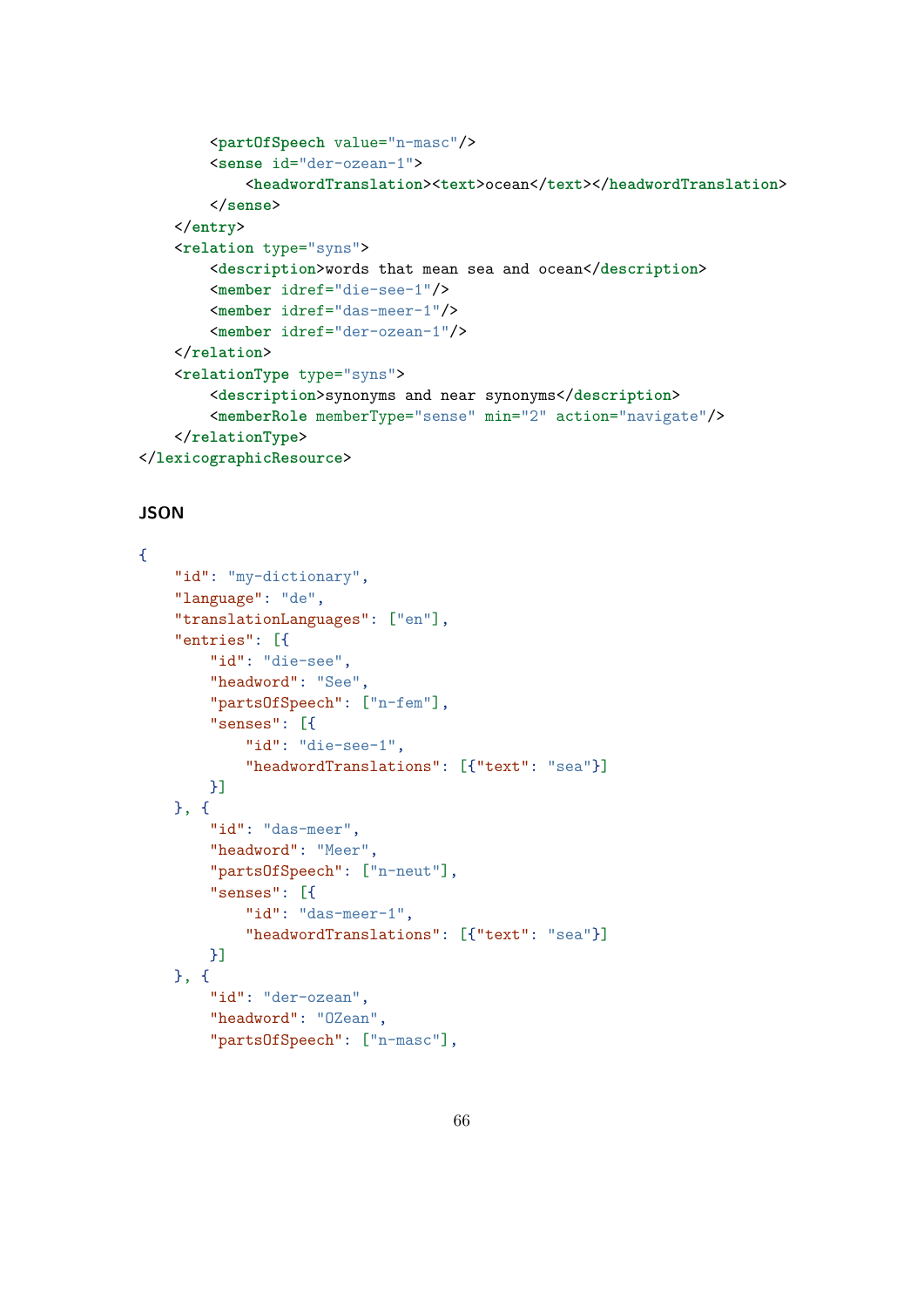```
        <partOfSpeech value="n-masc"/>
        <sense id="der-ozean-1">
            <headwordTranslation><text>ocean</text></headwordTranslation>
        </sense>
    </entry>
    <relation type="syns">
        <description>words that mean sea and ocean</description>
        <member idref="die-see-1"/>
        <member idref="das-meer-1"/>
        <member idref="der-ozean-1"/>
    </relation>
    <relationType type="syns">
        <description>synonyms and near synonyms</description>
        <memberRole memberType="sense" min="2" action="navigate"/>
    </relationType>
</lexicographicResource>
```

#### JSON

```
{
    "id": "my-dictionary",
    "language": "de",
    "translationLanguages": ["en"],
    "entries": [{
        "id": "die-see",
        "headword": "See",
        "partsOfSpeech": ["n-fem"],
        "senses": [{
            "id": "die-see-1",
            "headwordTranslations": [{"text": "sea"}]
        }]
    }, {
        "id": "das-meer",
        "headword": "Meer",
        "partsOfSpeech": ["n-neut"],
        "senses": [{
            "id": "das-meer-1",
            "headwordTranslations": [{"text": "sea"}]
        }]
    }, {
        "id": "der-ozean",
        "headword": "OZean",
        "partsOfSpeech": ["n-masc"],
```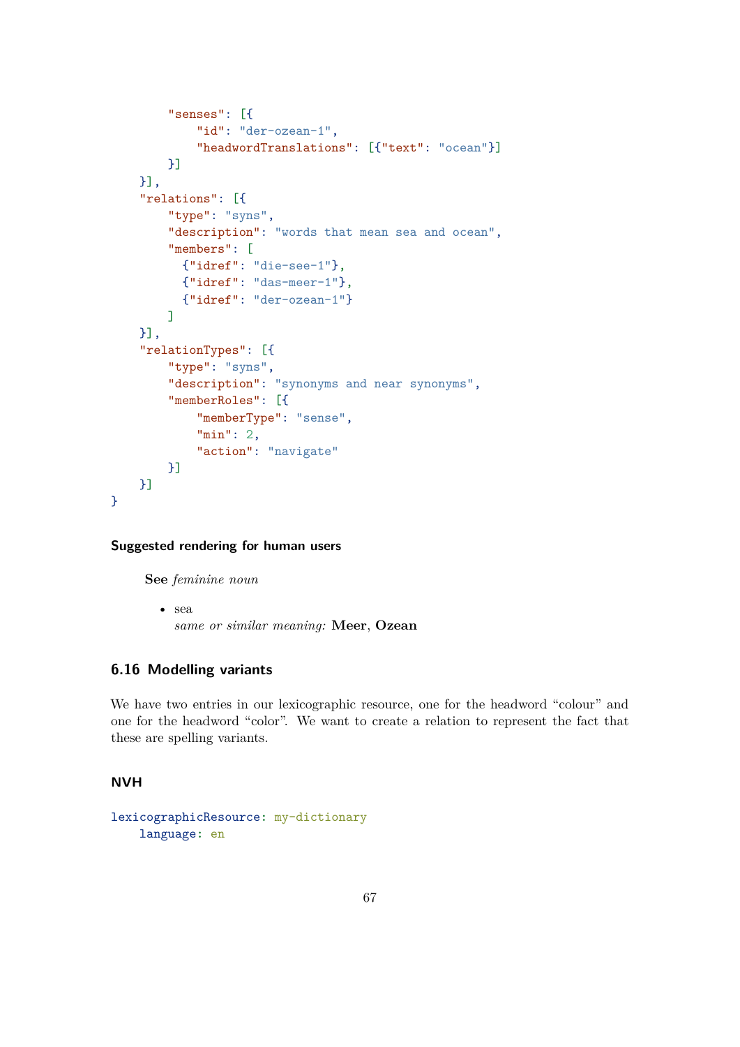```
        "senses": [{
            "id": "der-ozean-1",
            "headwordTranslations": [{"text": "ocean"}]
        }]
    }],
    "relations": [{
        "type": "syns",
        "description": "words that mean sea and ocean",
        "members": [
          {"idref": "die-see-1"},
          {"idref": "das-meer-1"},
          {"idref": "der-ozean-1"}
        ]
    }],
    "relationTypes": [{
        "type": "syns",
        "description": "synonyms and near synonyms",
        "memberRoles": [{
            "memberType": "sense",
            "min": 2,
            "action": "navigate"
        }]
    }]
}
```

#### Suggested rendering for human users

**See** *feminine noun*

- sea
  *same or similar meaning:* **Meer**, **Ozean**

### 6.16 Modelling variants

We have two entries in our lexicographic resource, one for the headword “colour” and one for the headword “color”. We want to create a relation to represent the fact that these are spelling variants.

#### NVH

```
lexicographicResource: my-dictionary
    language: en
```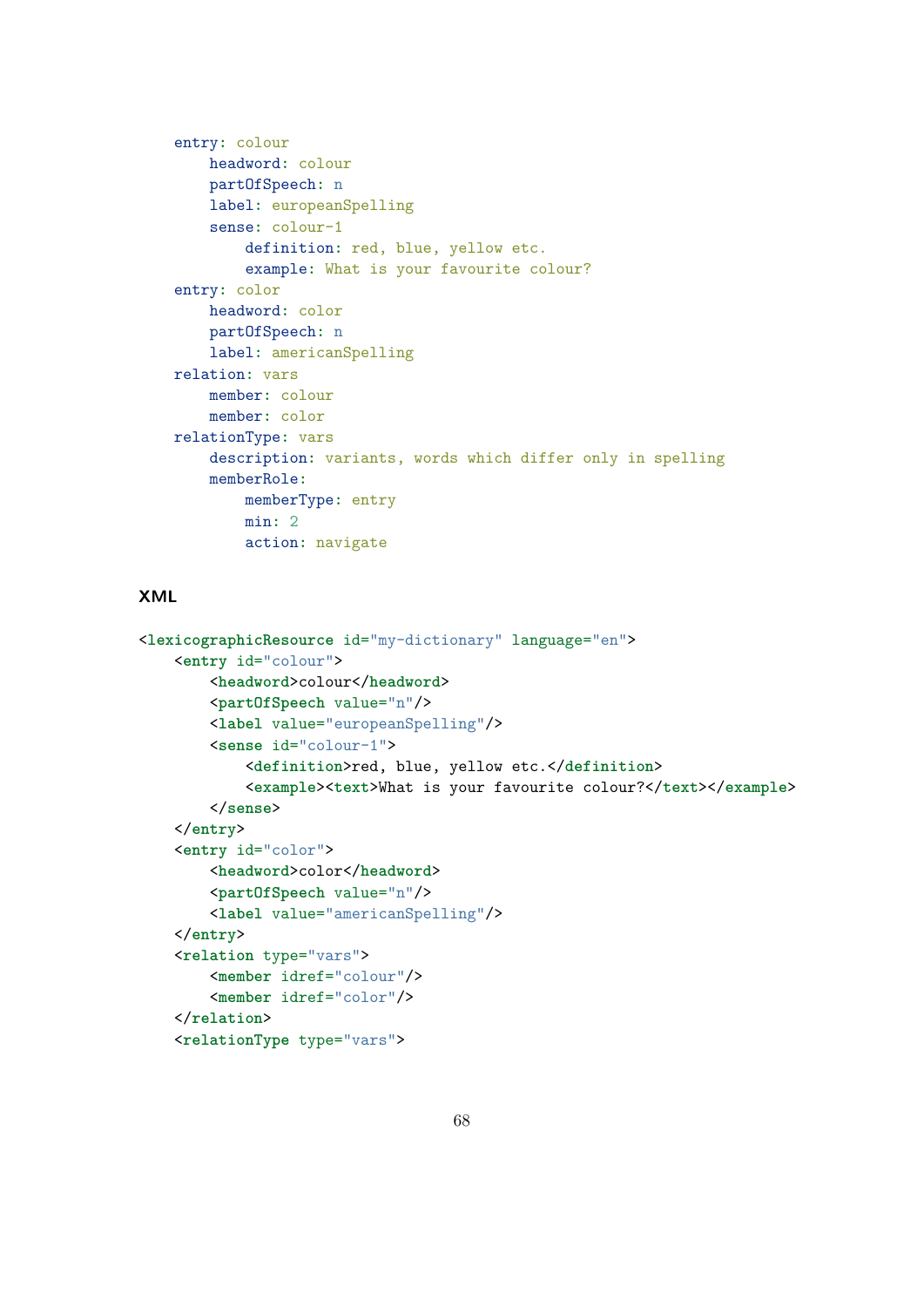```
entry: colour
    headword: colour
    partOfSpeech: n
    label: europeanSpelling
    sense: colour-1
        definition: red, blue, yellow etc.
        example: What is your favourite colour?
entry: color
    headword: color
    partOfSpeech: n
    label: americanSpelling
relation: vars
    member: colour
    member: color
relationType: vars
    description: variants, words which differ only in spelling
    memberRole:
        memberType: entry
        min: 2
        action: navigate
```

### XML

```
<lexicographicResource id="my-dictionary" language="en">
    <entry id="colour">
        <headword>colour</headword>
        <partOfSpeech value="n"/>
        <label value="europeanSpelling"/>
        <sense id="colour-1">
            <definition>red, blue, yellow etc.</definition>
            <example><text>What is your favourite colour?</text></example>
        </sense>
    </entry>
    <entry id="color">
        <headword>color</headword>
        <partOfSpeech value="n"/>
        <label value="americanSpelling"/>
    </entry>
    <relation type="vars">
        <member idref="colour"/>
        <member idref="color"/>
    </relation>
    <relationType type="vars">
```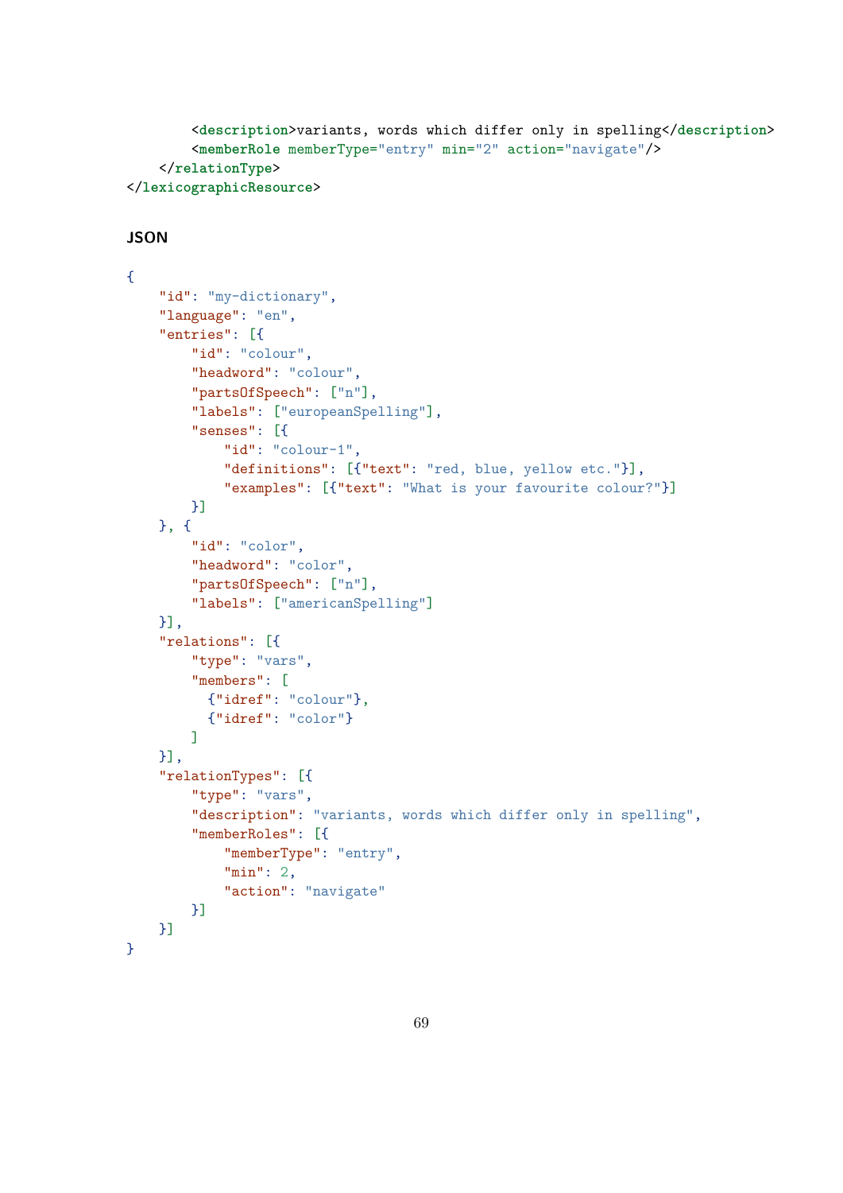```xml
        <description>variants, words which differ only in spelling</description>
        <memberRole memberType="entry" min="2" action="navigate"/>
    </relationType>
</lexicographicResource>
```

#### JSON

```json
{
    "id": "my-dictionary",
    "language": "en",
    "entries": [{
        "id": "colour",
        "headword": "colour",
        "partsOfSpeech": ["n"],
        "labels": ["europeanSpelling"],
        "senses": [{
            "id": "colour-1",
            "definitions": [{"text": "red, blue, yellow etc."}],
            "examples": [{"text": "What is your favourite colour?"}]
        }]
    }, {
        "id": "color",
        "headword": "color",
        "partsOfSpeech": ["n"],
        "labels": ["americanSpelling"]
    }],
    "relations": [{
        "type": "vars",
        "members": [
          {"idref": "colour"},
          {"idref": "color"}
        ]
    }],
    "relationTypes": [{
        "type": "vars",
        "description": "variants, words which differ only in spelling",
        "memberRoles": [{
            "memberType": "entry",
            "min": 2,
            "action": "navigate"
        }]
    }]
}
```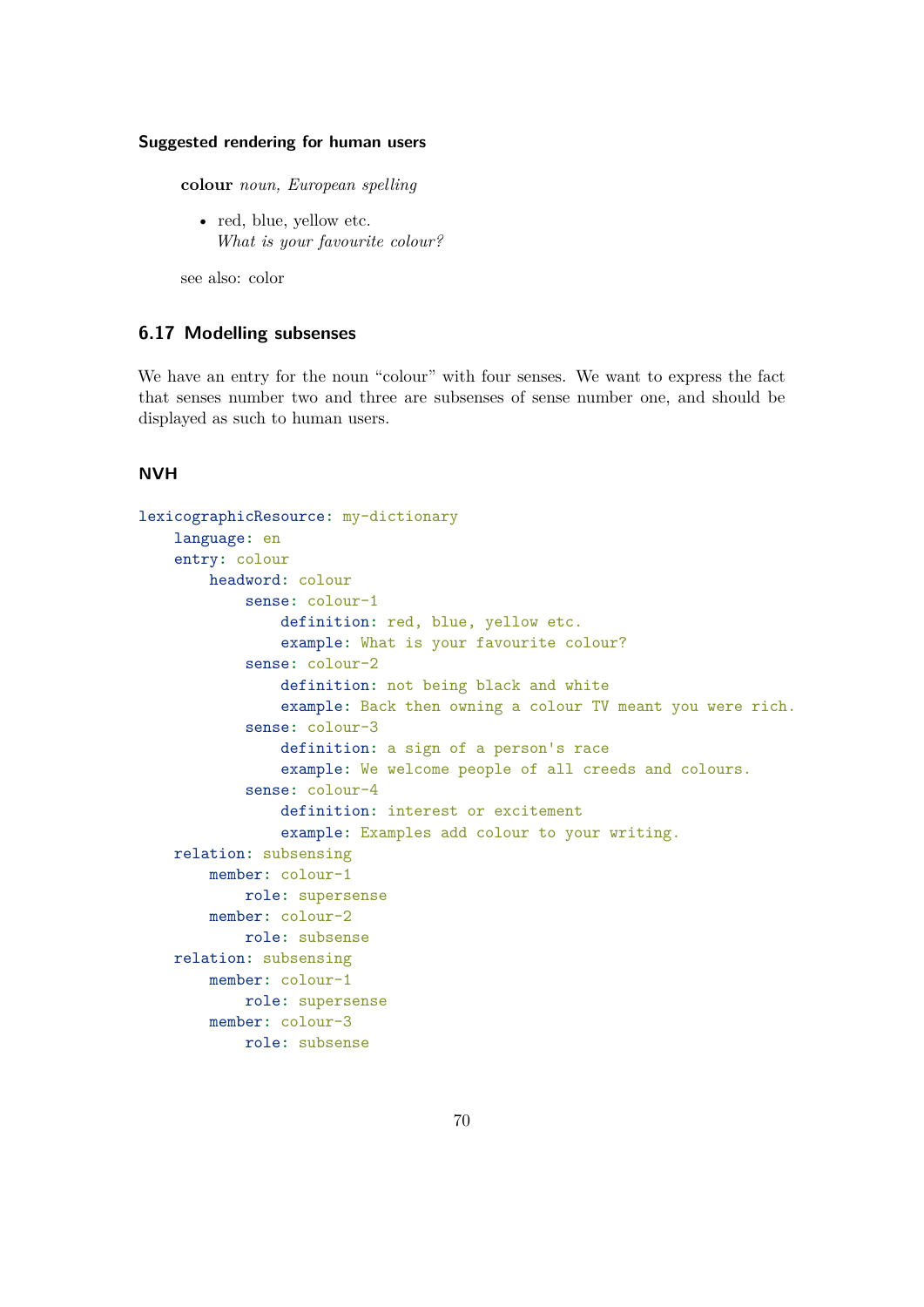#### Suggested rendering for human users

> **colour** *noun, European spelling*
>
> - red, blue, yellow etc.
>   *What is your favourite colour?*
>
> see also: color

### 6.17 Modelling subsenses

We have an entry for the noun “colour” with four senses. We want to express the fact that senses number two and three are subsenses of sense number one, and should be displayed as such to human users.

#### NVH

```
lexicographicResource: my-dictionary
    language: en
    entry: colour
        headword: colour
            sense: colour-1
                definition: red, blue, yellow etc.
                example: What is your favourite colour?
            sense: colour-2
                definition: not being black and white
                example: Back then owning a colour TV meant you were rich.
            sense: colour-3
                definition: a sign of a person's race
                example: We welcome people of all creeds and colours.
            sense: colour-4
                definition: interest or excitement
                example: Examples add colour to your writing.
    relation: subsensing
        member: colour-1
            role: supersense
        member: colour-2
            role: subsense
    relation: subsensing
        member: colour-1
            role: supersense
        member: colour-3
            role: subsense
```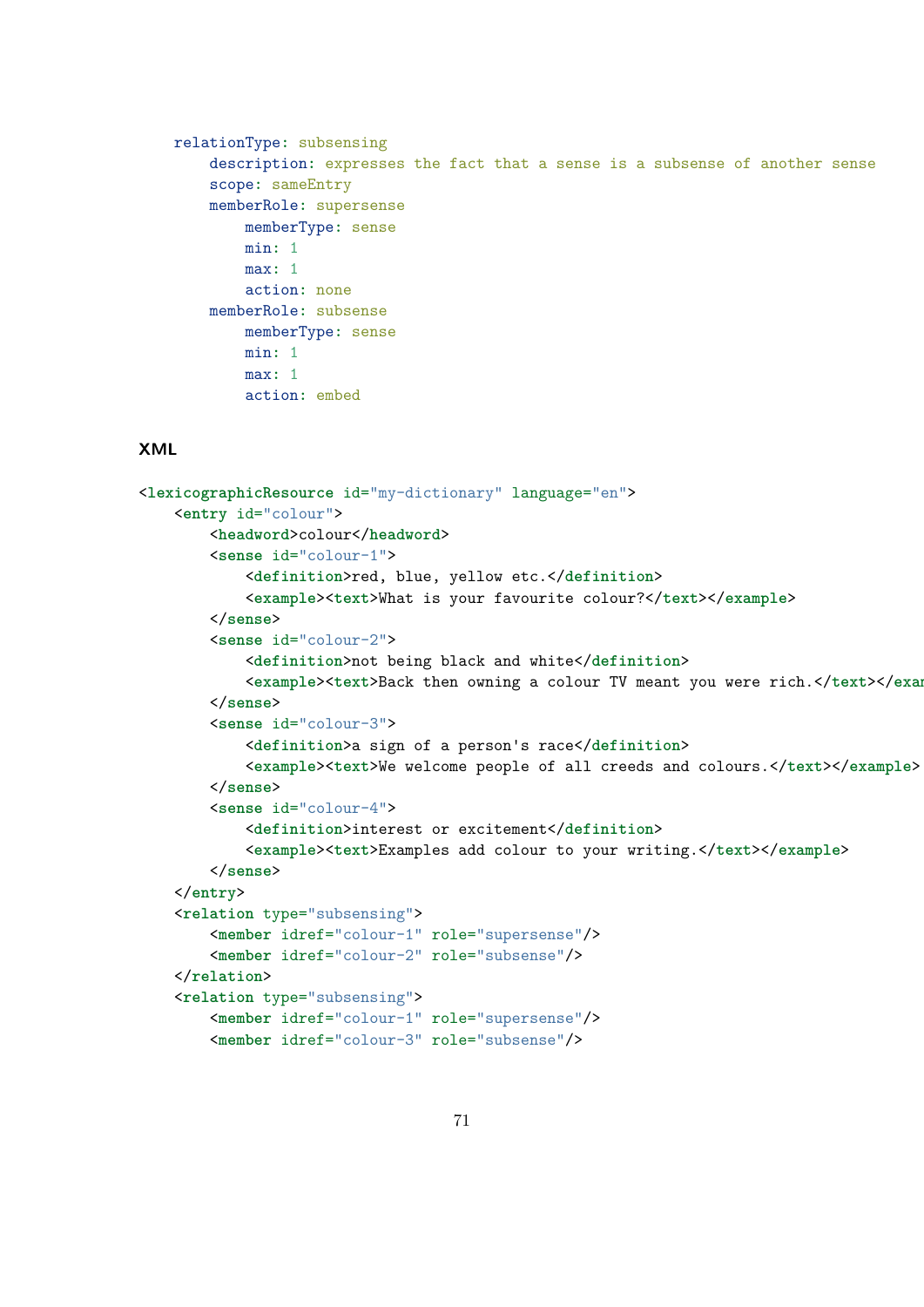```
relationType: subsensing
    description: expresses the fact that a sense is a subsense of another sense
    scope: sameEntry
    memberRole: supersense
        memberType: sense
        min: 1
        max: 1
        action: none
    memberRole: subsense
        memberType: sense
        min: 1
        max: 1
        action: embed
```

**XML**

```
<lexicographicResource id="my-dictionary" language="en">
    <entry id="colour">
        <headword>colour</headword>
        <sense id="colour-1">
            <definition>red, blue, yellow etc.</definition>
            <example><text>What is your favourite colour?</text></example>
        </sense>
        <sense id="colour-2">
            <definition>not being black and white</definition>
            <example><text>Back then owning a colour TV meant you were rich.</text></exam
        </sense>
        <sense id="colour-3">
            <definition>a sign of a person's race</definition>
            <example><text>We welcome people of all creeds and colours.</text></example>
        </sense>
        <sense id="colour-4">
            <definition>interest or excitement</definition>
            <example><text>Examples add colour to your writing.</text></example>
        </sense>
    </entry>
    <relation type="subsensing">
        <member idref="colour-1" role="supersense"/>
        <member idref="colour-2" role="subsense"/>
    </relation>
    <relation type="subsensing">
        <member idref="colour-1" role="supersense"/>
        <member idref="colour-3" role="subsense"/>
```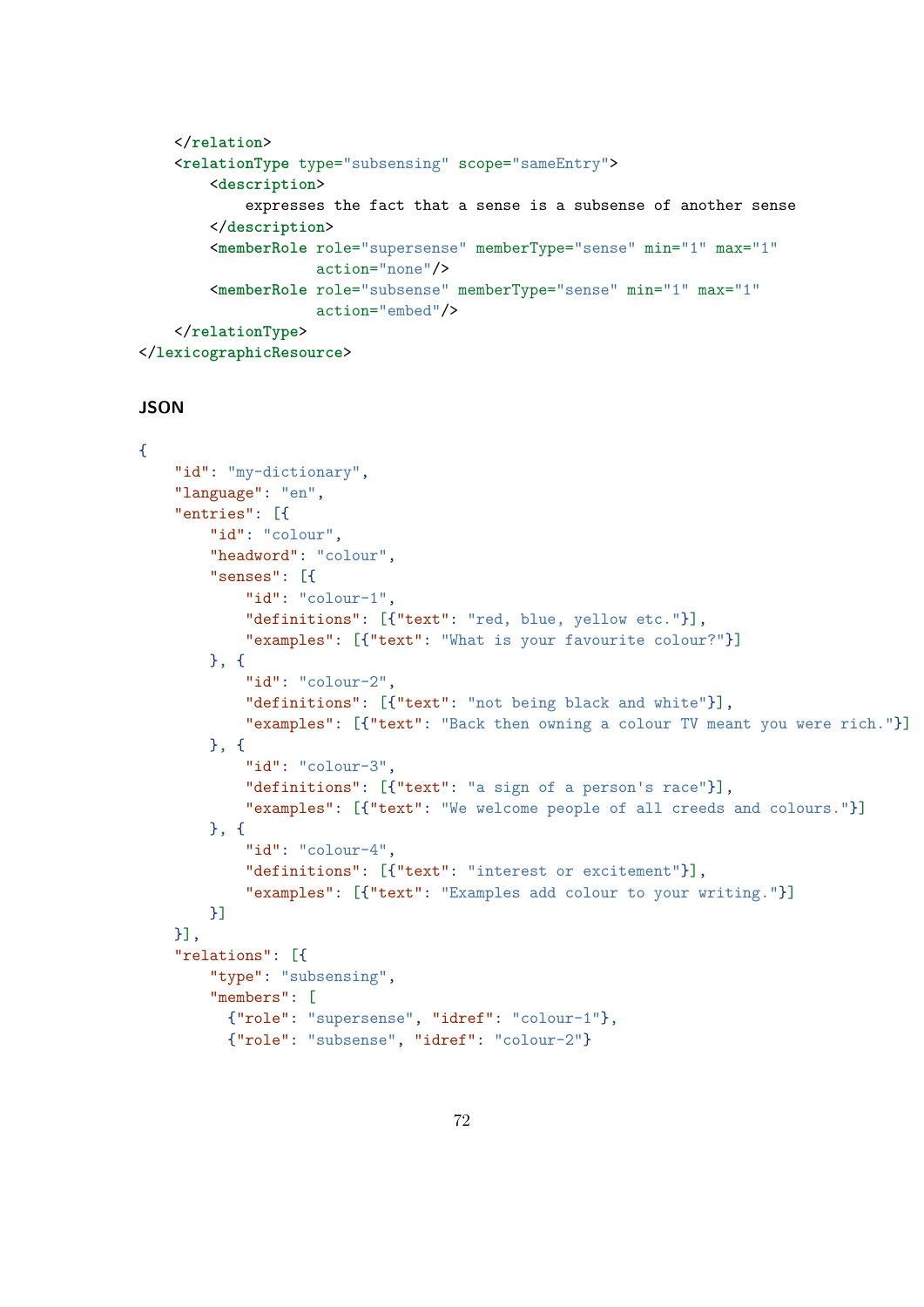```
    </relation>
    <relationType type="subsensing" scope="sameEntry">
        <description>
            expresses the fact that a sense is a subsense of another sense
        </description>
        <memberRole role="supersense" memberType="sense" min="1" max="1"
                    action="none"/>
        <memberRole role="subsense" memberType="sense" min="1" max="1"
                    action="embed"/>
    </relationType>
</lexicographicResource>
```

#### JSON

```
{
    "id": "my-dictionary",
    "language": "en",
    "entries": [{
        "id": "colour",
        "headword": "colour",
        "senses": [{
            "id": "colour-1",
            "definitions": [{"text": "red, blue, yellow etc."}],
            "examples": [{"text": "What is your favourite colour?"}]
        }, {
            "id": "colour-2",
            "definitions": [{"text": "not being black and white"}],
            "examples": [{"text": "Back then owning a colour TV meant you were rich."}]
        }, {
            "id": "colour-3",
            "definitions": [{"text": "a sign of a person's race"}],
            "examples": [{"text": "We welcome people of all creeds and colours."}]
        }, {
            "id": "colour-4",
            "definitions": [{"text": "interest or excitement"}],
            "examples": [{"text": "Examples add colour to your writing."}]
        }]
    }],
    "relations": [{
        "type": "subsensing",
        "members": [
          {"role": "supersense", "idref": "colour-1"},
          {"role": "subsense", "idref": "colour-2"}
```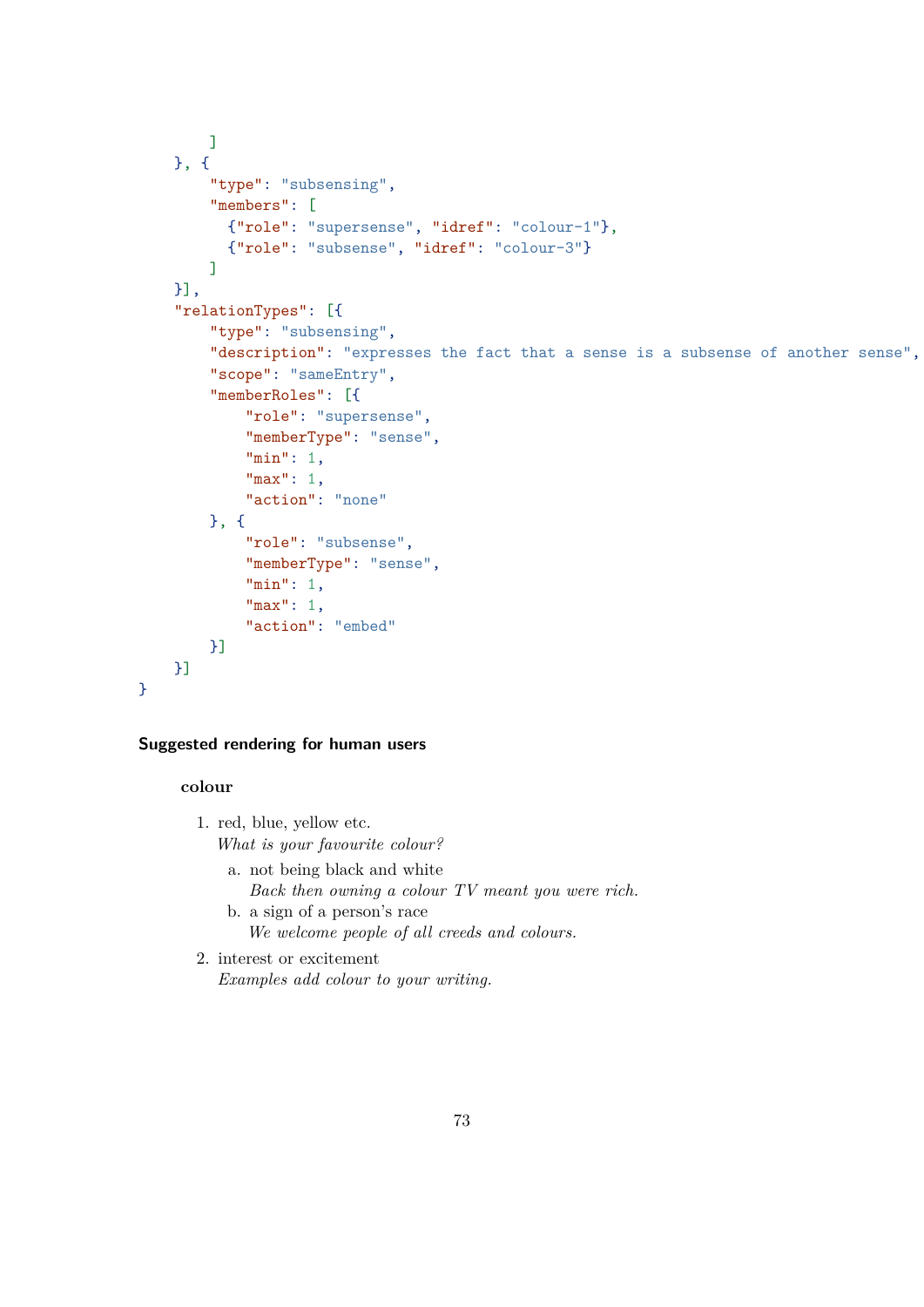```
        ]
    }, {
        "type": "subsensing",
        "members": [
          {"role": "supersense", "idref": "colour-1"},
          {"role": "subsense", "idref": "colour-3"}
        ]
    }],
    "relationTypes": [{
        "type": "subsensing",
        "description": "expresses the fact that a sense is a subsense of another sense",
        "scope": "sameEntry",
        "memberRoles": [{
            "role": "supersense",
            "memberType": "sense",
            "min": 1,
            "max": 1,
            "action": "none"
        }, {
            "role": "subsense",
            "memberType": "sense",
            "min": 1,
            "max": 1,
            "action": "embed"
        }]
    }]
}
```

#### Suggested rendering for human users

**colour**

1. red, blue, yellow etc.
   *What is your favourite colour?*
   a. not being black and white
      *Back then owning a colour TV meant you were rich.*
   b. a sign of a person's race
      *We welcome people of all creeds and colours.*
2. interest or excitement
   *Examples add colour to your writing.*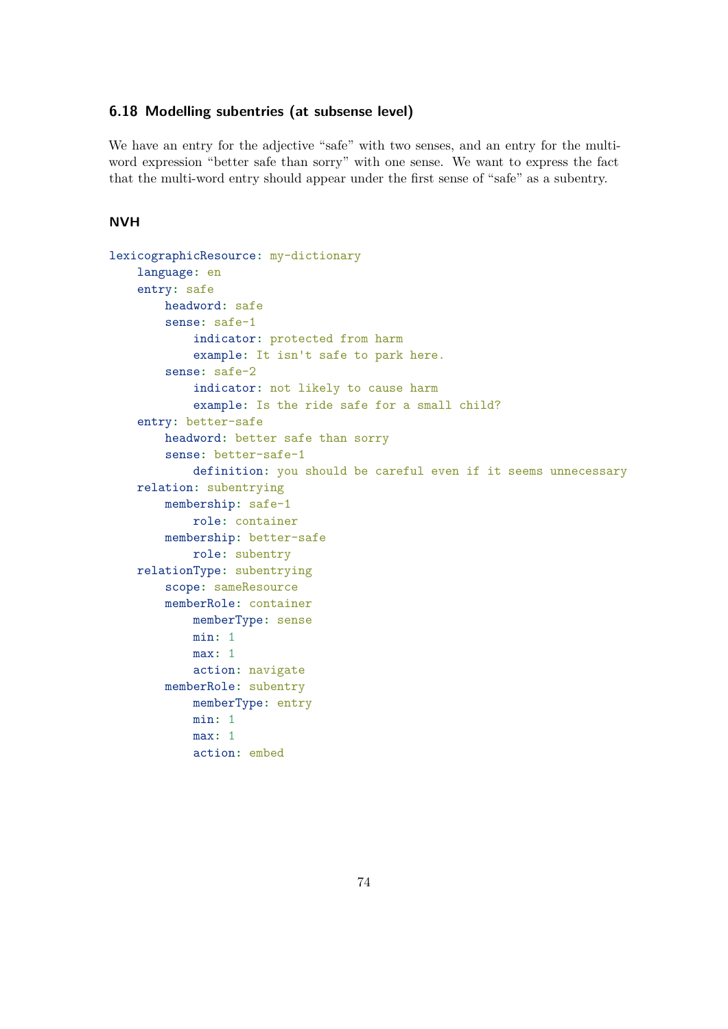### 6.18 Modelling subentries (at subsense level)

We have an entry for the adjective "safe" with two senses, and an entry for the multi-word expression "better safe than sorry" with one sense. We want to express the fact that the multi-word entry should appear under the first sense of "safe" as a subentry.

#### NVH

```
lexicographicResource: my-dictionary
    language: en
    entry: safe
        headword: safe
        sense: safe-1
            indicator: protected from harm
            example: It isn't safe to park here.
        sense: safe-2
            indicator: not likely to cause harm
            example: Is the ride safe for a small child?
    entry: better-safe
        headword: better safe than sorry
        sense: better-safe-1
            definition: you should be careful even if it seems unnecessary
    relation: subentrying
        membership: safe-1
            role: container
        membership: better-safe
            role: subentry
    relationType: subentrying
        scope: sameResource
        memberRole: container
            memberType: sense
            min: 1
            max: 1
            action: navigate
        memberRole: subentry
            memberType: entry
            min: 1
            max: 1
            action: embed
```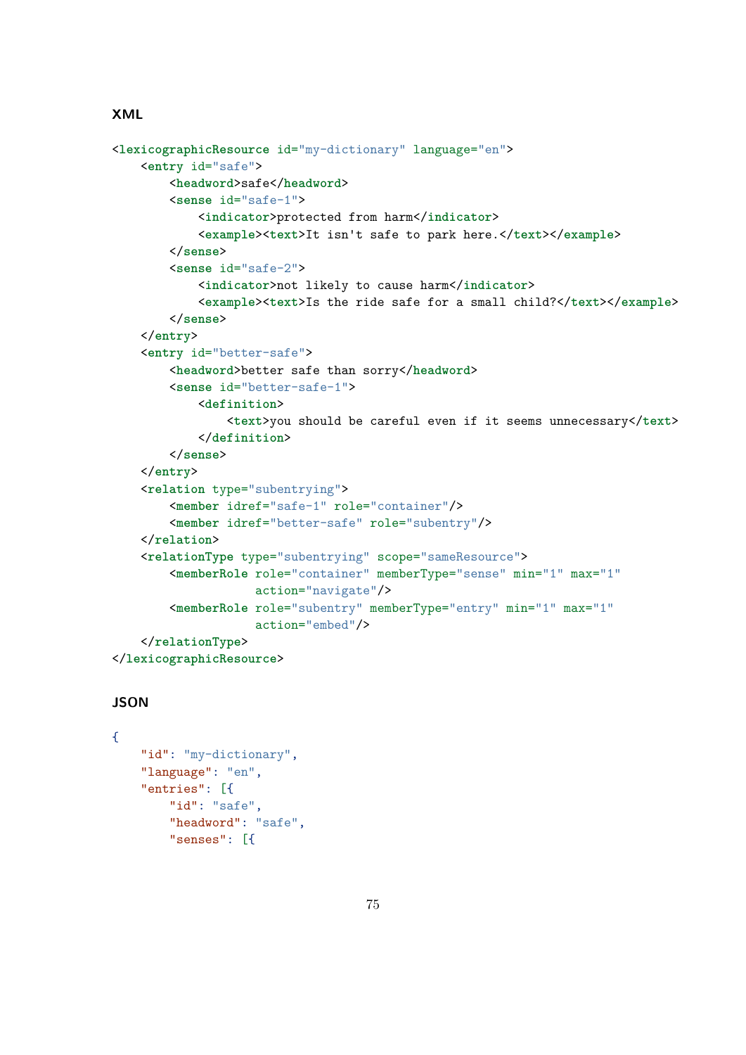**XML**

```xml
<lexicographicResource id="my-dictionary" language="en">
    <entry id="safe">
        <headword>safe</headword>
        <sense id="safe-1">
            <indicator>protected from harm</indicator>
            <example><text>It isn't safe to park here.</text></example>
        </sense>
        <sense id="safe-2">
            <indicator>not likely to cause harm</indicator>
            <example><text>Is the ride safe for a small child?</text></example>
        </sense>
    </entry>
    <entry id="better-safe">
        <headword>better safe than sorry</headword>
        <sense id="better-safe-1">
            <definition>
                <text>you should be careful even if it seems unnecessary</text>
            </definition>
        </sense>
    </entry>
    <relation type="subentrying">
        <member idref="safe-1" role="container"/>
        <member idref="better-safe" role="subentry"/>
    </relation>
    <relationType type="subentrying" scope="sameResource">
        <memberRole role="container" memberType="sense" min="1" max="1"
                    action="navigate"/>
        <memberRole role="subentry" memberType="entry" min="1" max="1"
                    action="embed"/>
    </relationType>
</lexicographicResource>
```

**JSON**

```json
{
    "id": "my-dictionary",
    "language": "en",
    "entries": [{
        "id": "safe",
        "headword": "safe",
        "senses": [{
```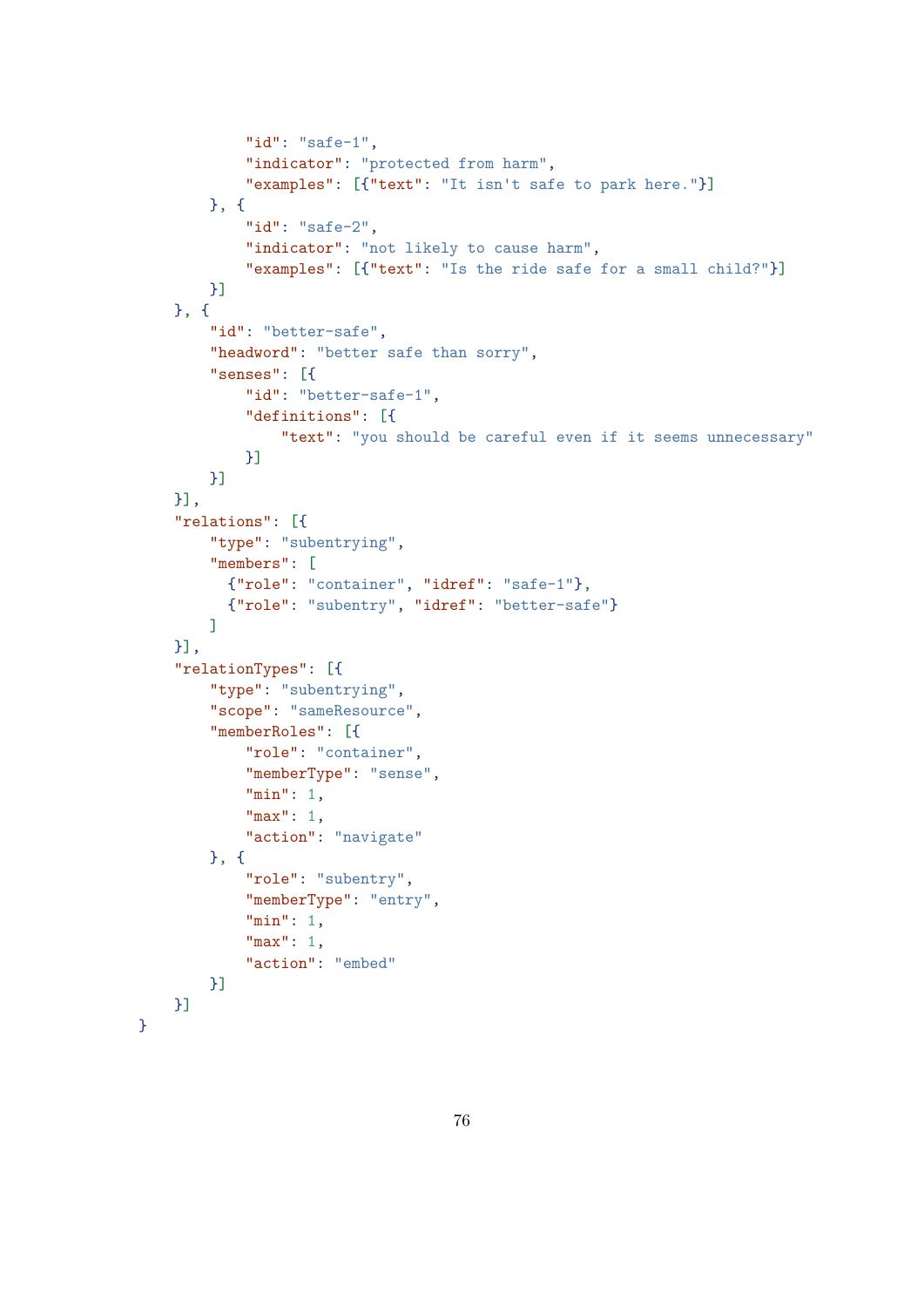```
            "id": "safe-1",
            "indicator": "protected from harm",
            "examples": [{"text": "It isn't safe to park here."}]
        }, {
            "id": "safe-2",
            "indicator": "not likely to cause harm",
            "examples": [{"text": "Is the ride safe for a small child?"}]
        }]
    }, {
        "id": "better-safe",
        "headword": "better safe than sorry",
        "senses": [{
            "id": "better-safe-1",
            "definitions": [{
                "text": "you should be careful even if it seems unnecessary"
            }]
        }]
    }],
    "relations": [{
        "type": "subentrying",
        "members": [
          {"role": "container", "idref": "safe-1"},
          {"role": "subentry", "idref": "better-safe"}
        ]
    }],
    "relationTypes": [{
        "type": "subentrying",
        "scope": "sameResource",
        "memberRoles": [{
            "role": "container",
            "memberType": "sense",
            "min": 1,
            "max": 1,
            "action": "navigate"
        }, {
            "role": "subentry",
            "memberType": "entry",
            "min": 1,
            "max": 1,
            "action": "embed"
        }]
    }]
}
```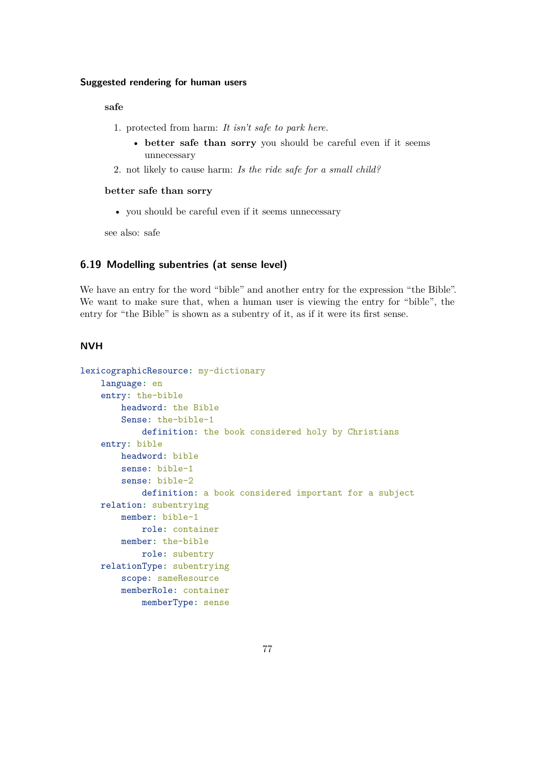#### Suggested rendering for human users

**safe**

1. protected from harm: *It isn't safe to park here.*
   - **better safe than sorry** you should be careful even if it seems unnecessary
2. not likely to cause harm: *Is the ride safe for a small child?*

**better safe than sorry**

- you should be careful even if it seems unnecessary

see also: safe

### 6.19 Modelling subentries (at sense level)

We have an entry for the word "bible" and another entry for the expression "the Bible". We want to make sure that, when a human user is viewing the entry for "bible", the entry for "the Bible" is shown as a subentry of it, as if it were its first sense.

#### NVH

```
lexicographicResource: my-dictionary
    language: en
    entry: the-bible
        headword: the Bible
        Sense: the-bible-1
            definition: the book considered holy by Christians
    entry: bible
        headword: bible
        sense: bible-1
        sense: bible-2
            definition: a book considered important for a subject
    relation: subentrying
        member: bible-1
            role: container
        member: the-bible
            role: subentry
    relationType: subentrying
        scope: sameResource
        memberRole: container
            memberType: sense
```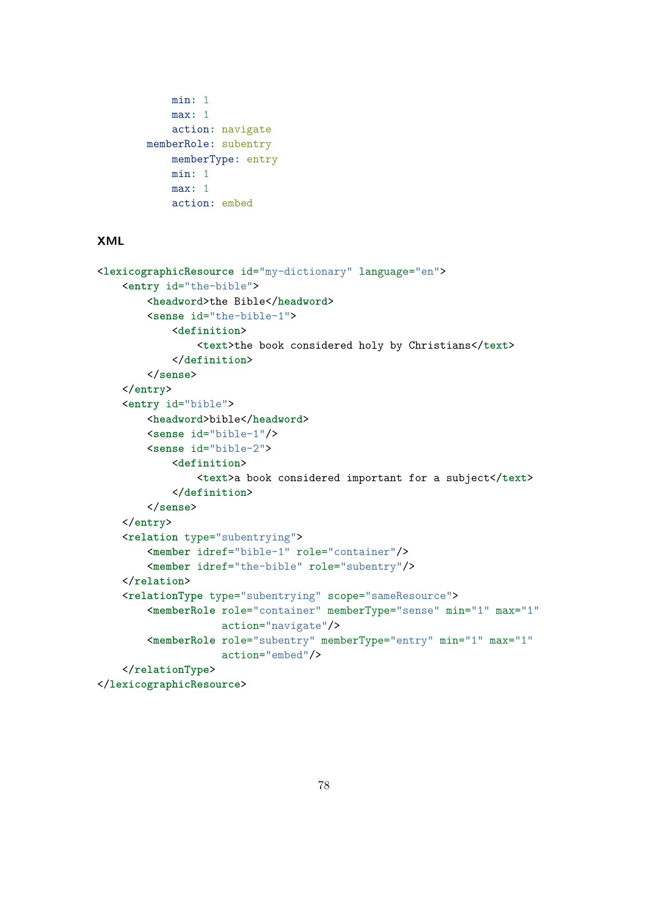```
            min: 1
            max: 1
            action: navigate
        memberRole: subentry
            memberType: entry
            min: 1
            max: 1
            action: embed
```

### XML

```
<lexicographicResource id="my-dictionary" language="en">
    <entry id="the-bible">
        <headword>the Bible</headword>
        <sense id="the-bible-1">
            <definition>
                <text>the book considered holy by Christians</text>
            </definition>
        </sense>
    </entry>
    <entry id="bible">
        <headword>bible</headword>
        <sense id="bible-1"/>
        <sense id="bible-2">
            <definition>
                <text>a book considered important for a subject</text>
            </definition>
        </sense>
    </entry>
    <relation type="subentrying">
        <member idref="bible-1" role="container"/>
        <member idref="the-bible" role="subentry"/>
    </relation>
    <relationType type="subentrying" scope="sameResource">
        <memberRole role="container" memberType="sense" min="1" max="1"
                    action="navigate"/>
        <memberRole role="subentry" memberType="entry" min="1" max="1"
                    action="embed"/>
    </relationType>
</lexicographicResource>
```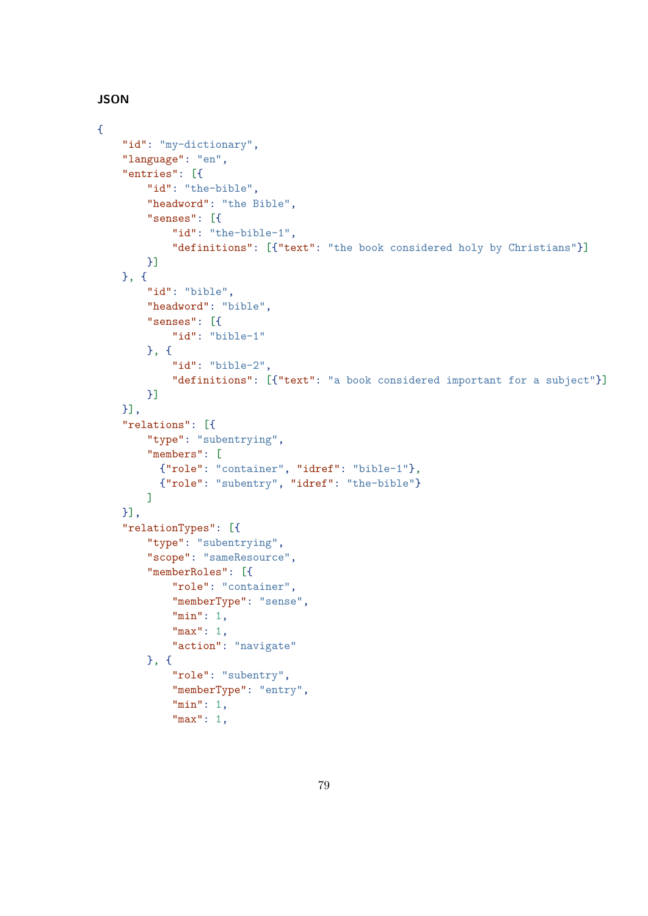### JSON

```
{
    "id": "my-dictionary",
    "language": "en",
    "entries": [{
        "id": "the-bible",
        "headword": "the Bible",
        "senses": [{
            "id": "the-bible-1",
            "definitions": [{"text": "the book considered holy by Christians"}]
        }]
    }, {
        "id": "bible",
        "headword": "bible",
        "senses": [{
            "id": "bible-1"
        }, {
            "id": "bible-2",
            "definitions": [{"text": "a book considered important for a subject"}]
        }]
    }],
    "relations": [{
        "type": "subentrying",
        "members": [
          {"role": "container", "idref": "bible-1"},
          {"role": "subentry", "idref": "the-bible"}
        ]
    }],
    "relationTypes": [{
        "type": "subentrying",
        "scope": "sameResource",
        "memberRoles": [{
            "role": "container",
            "memberType": "sense",
            "min": 1,
            "max": 1,
            "action": "navigate"
        }, {
            "role": "subentry",
            "memberType": "entry",
            "min": 1,
            "max": 1,
```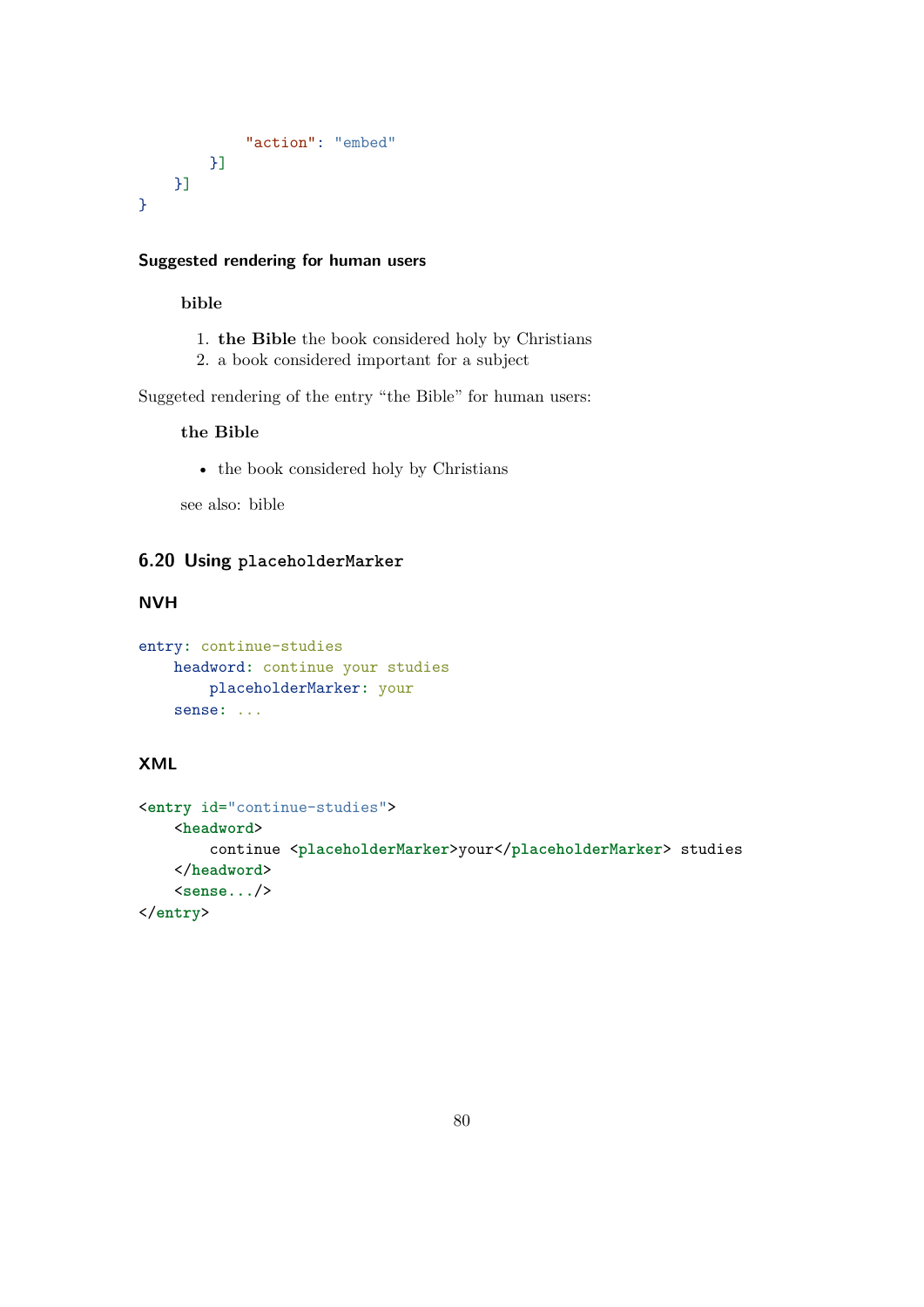```
            "action": "embed"
        }]
    }]
}
```

#### Suggested rendering for human users

> **bible**
>
> 1. **the Bible** the book considered holy by Christians
> 2. a book considered important for a subject

Suggeted rendering of the entry "the Bible" for human users:

> **the Bible**
>
> - the book considered holy by Christians
>
> see also: bible

### 6.20 Using `placeholderMarker`

#### NVH

```
entry: continue-studies
    headword: continue your studies
        placeholderMarker: your
    sense: ...
```

#### XML

```
<entry id="continue-studies">
    <headword>
        continue <placeholderMarker>your</placeholderMarker> studies
    </headword>
    <sense.../>
</entry>
```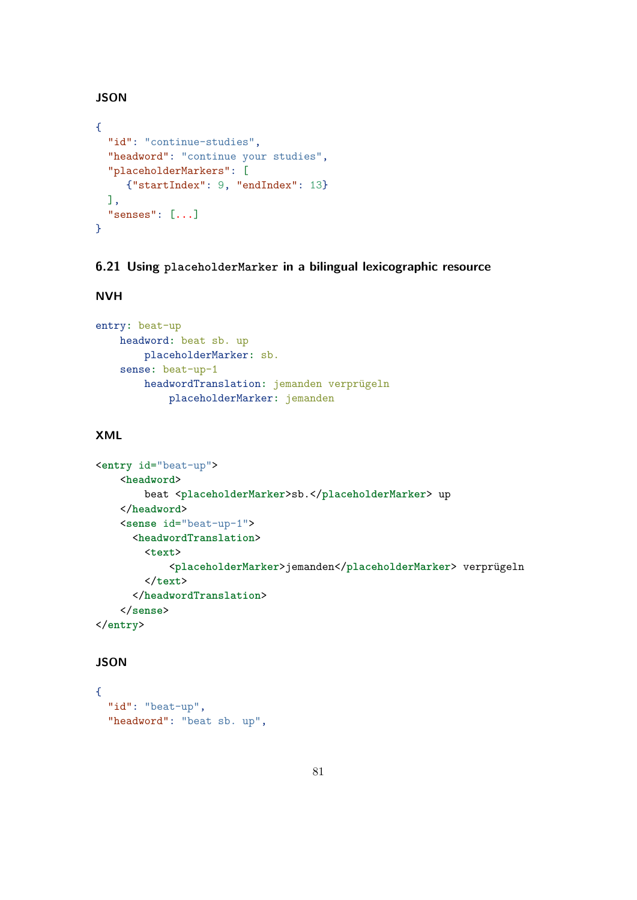### JSON

```
{
  "id": "continue-studies",
  "headword": "continue your studies",
  "placeholderMarkers": [
    {"startIndex": 9, "endIndex": 13}
  ],
  "senses": [...]
}
```

### 6.21 Using `placeholderMarker` in a bilingual lexicographic resource

#### NVH

```
entry: beat-up
    headword: beat sb. up
        placeholderMarker: sb.
    sense: beat-up-1
        headwordTranslation: jemanden verprügeln
            placeholderMarker: jemanden
```

#### XML

```
<entry id="beat-up">
    <headword>
        beat <placeholderMarker>sb.</placeholderMarker> up
    </headword>
    <sense id="beat-up-1">
      <headwordTranslation>
        <text>
            <placeholderMarker>jemanden</placeholderMarker> verprügeln
        </text>
      </headwordTranslation>
    </sense>
</entry>
```

#### JSON

```
{
  "id": "beat-up",
  "headword": "beat sb. up",
```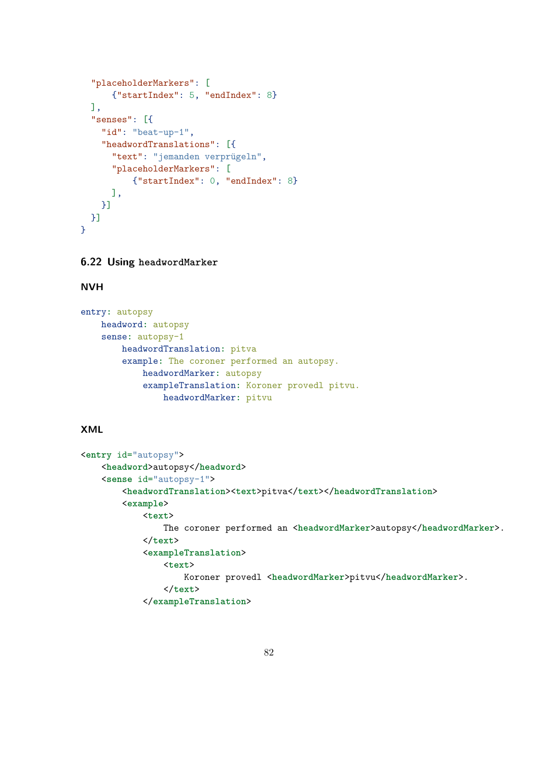```
  "placeholderMarkers": [
      {"startIndex": 5, "endIndex": 8}
  ],
  "senses": [{
    "id": "beat-up-1",
    "headwordTranslations": [{
      "text": "jemanden verprügeln",
      "placeholderMarkers": [
          {"startIndex": 0, "endIndex": 8}
      ],
    }]
  }]
}
```

### 6.22 Using `headwordMarker`

#### NVH

```
entry: autopsy
    headword: autopsy
    sense: autopsy-1
        headwordTranslation: pitva
        example: The coroner performed an autopsy.
            headwordMarker: autopsy
            exampleTranslation: Koroner provedl pitvu.
                headwordMarker: pitvu
```

#### XML

```
<entry id="autopsy">
    <headword>autopsy</headword>
    <sense id="autopsy-1">
        <headwordTranslation><text>pitva</text></headwordTranslation>
        <example>
            <text>
                The coroner performed an <headwordMarker>autopsy</headwordMarker>.
            </text>
            <exampleTranslation>
                <text>
                    Koroner provedl <headwordMarker>pitvu</headwordMarker>.
                </text>
            </exampleTranslation>
```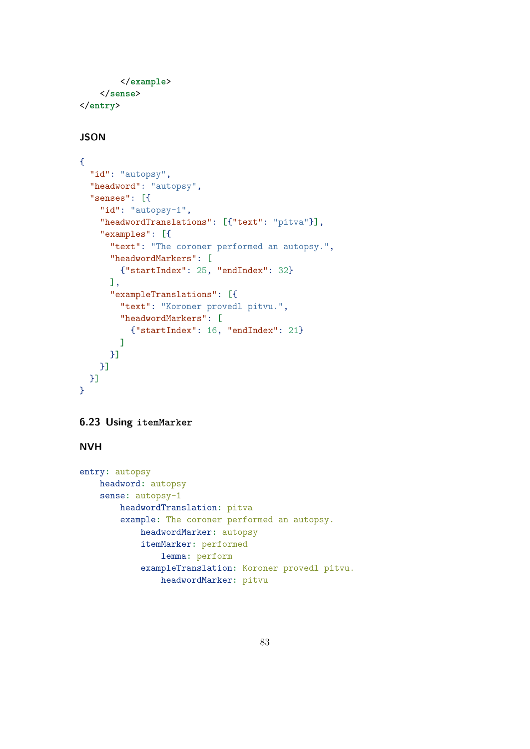```
        </example>
    </sense>
</entry>
```

### JSON

```
{
  "id": "autopsy",
  "headword": "autopsy",
  "senses": [{
    "id": "autopsy-1",
    "headwordTranslations": [{"text": "pitva"}],
    "examples": [{
      "text": "The coroner performed an autopsy.",
      "headwordMarkers": [
        {"startIndex": 25, "endIndex": 32}
      ],
      "exampleTranslations": [{
        "text": "Koroner provedl pitvu.",
        "headwordMarkers": [
          {"startIndex": 16, "endIndex": 21}
        ]
      }]
    }]
  }]
}
```

## 6.23 Using `itemMarker`

### NVH

```
entry: autopsy
    headword: autopsy
    sense: autopsy-1
        headwordTranslation: pitva
        example: The coroner performed an autopsy.
            headwordMarker: autopsy
            itemMarker: performed
                lemma: perform
            exampleTranslation: Koroner provedl pitvu.
                headwordMarker: pitvu
```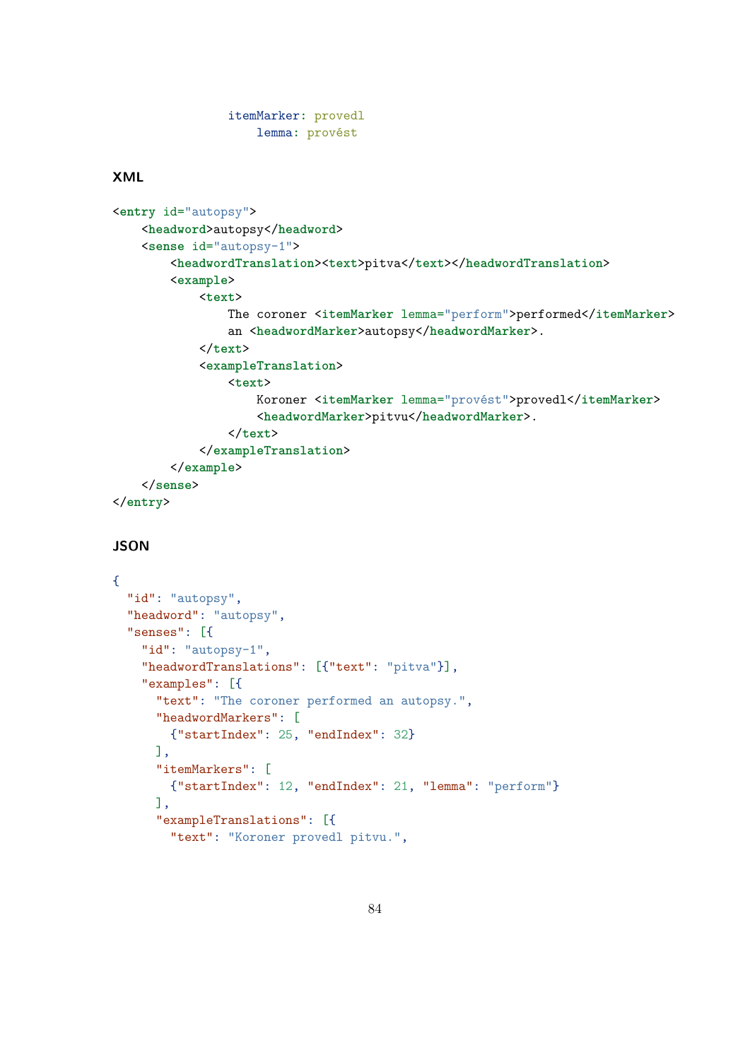```
                itemMarker: provedl
                    lemma: provést
```

**XML**

```
<entry id="autopsy">
    <headword>autopsy</headword>
    <sense id="autopsy-1">
        <headwordTranslation><text>pitva</text></headwordTranslation>
        <example>
            <text>
                The coroner <itemMarker lemma="perform">performed</itemMarker>
                an <headwordMarker>autopsy</headwordMarker>.
            </text>
            <exampleTranslation>
                <text>
                    Koroner <itemMarker lemma="provést">provedl</itemMarker>
                    <headwordMarker>pitvu</headwordMarker>.
                </text>
            </exampleTranslation>
        </example>
    </sense>
</entry>
```

**JSON**

```
{
  "id": "autopsy",
  "headword": "autopsy",
  "senses": [{
    "id": "autopsy-1",
    "headwordTranslations": [{"text": "pitva"}],
    "examples": [{
      "text": "The coroner performed an autopsy.",
      "headwordMarkers": [
        {"startIndex": 25, "endIndex": 32}
      ],
      "itemMarkers": [
        {"startIndex": 12, "endIndex": 21, "lemma": "perform"}
      ],
      "exampleTranslations": [{
        "text": "Koroner provedl pitvu.",
```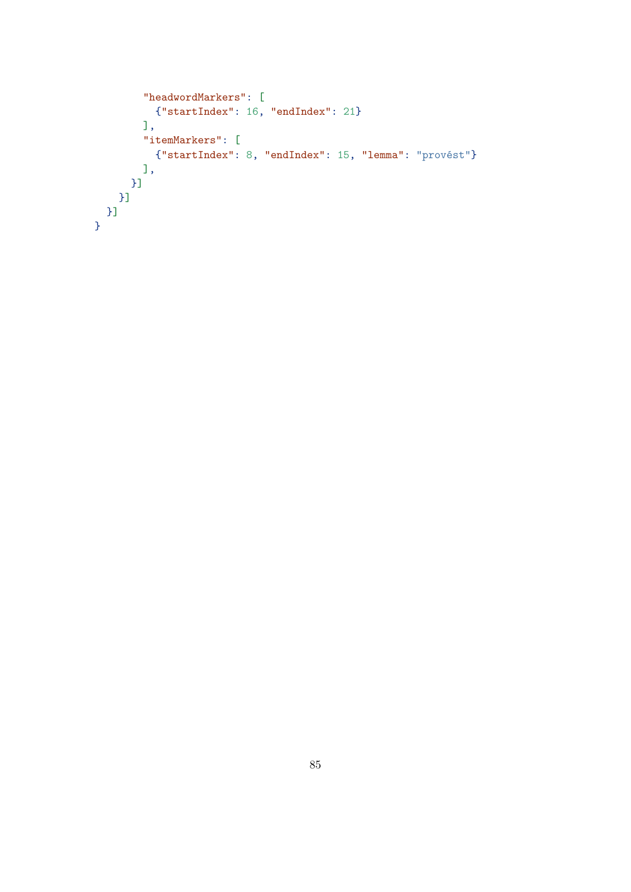```
        "headwordMarkers": [
          {"startIndex": 16, "endIndex": 21}
        ],
        "itemMarkers": [
          {"startIndex": 8, "endIndex": 15, "lemma": "provést"}
        ],
      }]
    }]
  }]
}
```